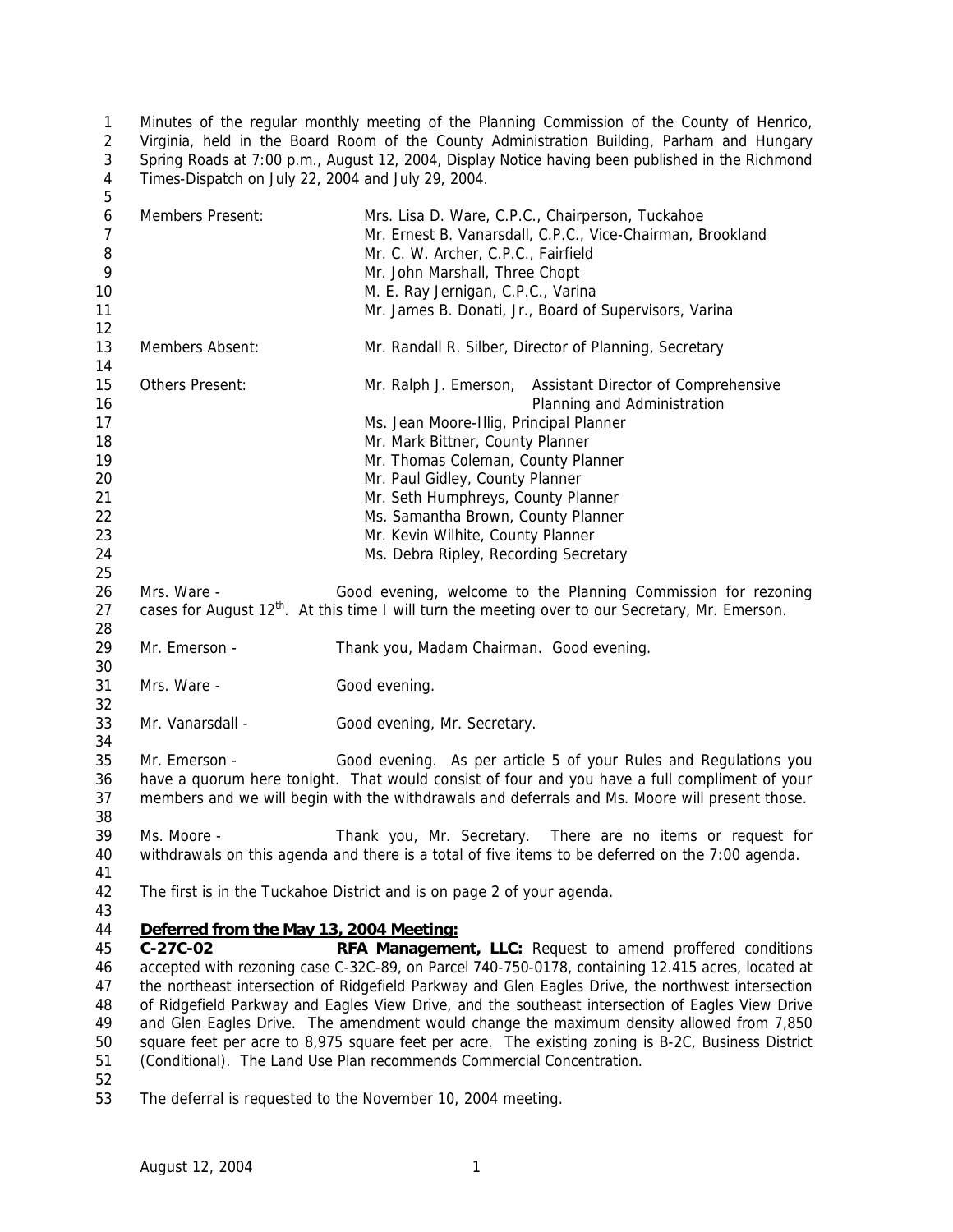Minutes of the regular monthly meeting of the Planning Commission of the County of Henrico, Virginia, held in the Board Room of the County Administration Building, Parham and Hungary Spring Roads at 7:00 p.m., August 12, 2004, Display Notice having been published in the Richmond Times-Dispatch on July 22, 2004 and July 29, 2004.

| | |
|---|---|
| Members Present: | Mrs. Lisa D. Ware, C.P.C., Chairperson, Tuckahoe |
| | Mr. Ernest B. Vanarsdall, C.P.C., Vice-Chairman, Brookland |
| | Mr. C. W. Archer, C.P.C., Fairfield |
| | Mr. John Marshall, Three Chopt |
| | M. E. Ray Jernigan, C.P.C., Varina |
| | Mr. James B. Donati, Jr., Board of Supervisors, Varina |
| Members Absent: | Mr. Randall R. Silber, Director of Planning, Secretary |
| Others Present: | Mr. Ralph J. Emerson, Assistant Director of Comprehensive Planning and Administration |
| | Ms. Jean Moore-Illig, Principal Planner |
| | Mr. Mark Bittner, County Planner |
| | Mr. Thomas Coleman, County Planner |
| | Mr. Paul Gidley, County Planner |
| | Mr. Seth Humphreys, County Planner |
| | Ms. Samantha Brown, County Planner |
| | Mr. Kevin Wilhite, County Planner |
| | Ms. Debra Ripley, Recording Secretary |

Mrs. Ware - Good evening, welcome to the Planning Commission for rezoning cases for August 12th. At this time I will turn the meeting over to our Secretary, Mr. Emerson.

Mr. Emerson - Thank you, Madam Chairman. Good evening.

Mrs. Ware - Good evening.

Mr. Vanarsdall - Good evening, Mr. Secretary.

Mr. Emerson - Good evening. As per article 5 of your Rules and Regulations you have a quorum here tonight. That would consist of four and you have a full compliment of your members and we will begin with the withdrawals and deferrals and Ms. Moore will present those.

Ms. Moore - Thank you, Mr. Secretary. There are no items or request for withdrawals on this agenda and there is a total of five items to be deferred on the 7:00 agenda.

The first is in the Tuckahoe District and is on page 2 of your agenda.

**Deferred from the May 13, 2004 Meeting:**

**C-27C-02** **RFA Management, LLC:** Request to amend proffered conditions accepted with rezoning case C-32C-89, on Parcel 740-750-0178, containing 12.415 acres, located at the northeast intersection of Ridgefield Parkway and Glen Eagles Drive, the northwest intersection of Ridgefield Parkway and Eagles View Drive, and the southeast intersection of Eagles View Drive and Glen Eagles Drive. The amendment would change the maximum density allowed from 7,850 square feet per acre to 8,975 square feet per acre. The existing zoning is B-2C, Business District (Conditional). The Land Use Plan recommends Commercial Concentration.

The deferral is requested to the November 10, 2004 meeting.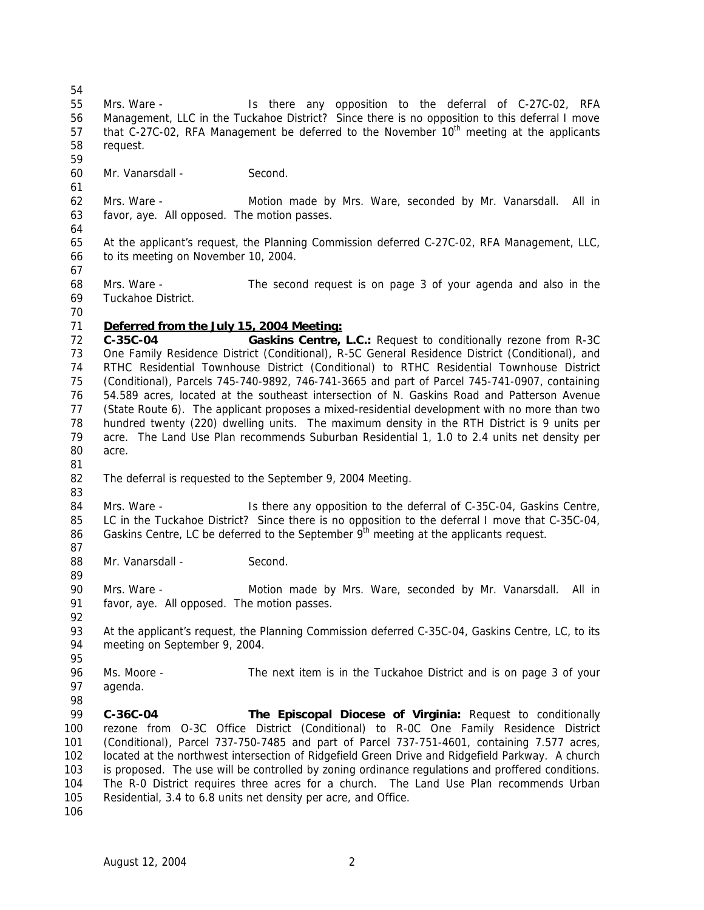Mrs. Ware - Is there any opposition to the deferral of C-27C-02, RFA Management, LLC in the Tuckahoe District? Since there is no opposition to this deferral I move that C-27C-02, RFA Management be deferred to the November 10th meeting at the applicants request.

Mr. Vanarsdall - Second.

Mrs. Ware - Motion made by Mrs. Ware, seconded by Mr. Vanarsdall. All in favor, aye. All opposed. The motion passes.

At the applicant's request, the Planning Commission deferred C-27C-02, RFA Management, LLC, to its meeting on November 10, 2004.

Mrs. Ware - The second request is on page 3 of your agenda and also in the Tuckahoe District.

**Deferred from the July 15, 2004 Meeting:**

**C-35C-04 Gaskins Centre, L.C.:** Request to conditionally rezone from R-3C One Family Residence District (Conditional), R-5C General Residence District (Conditional), and RTHC Residential Townhouse District (Conditional) to RTHC Residential Townhouse District (Conditional), Parcels 745-740-9892, 746-741-3665 and part of Parcel 745-741-0907, containing 54.589 acres, located at the southeast intersection of N. Gaskins Road and Patterson Avenue (State Route 6). The applicant proposes a mixed-residential development with no more than two hundred twenty (220) dwelling units. The maximum density in the RTH District is 9 units per acre. The Land Use Plan recommends Suburban Residential 1, 1.0 to 2.4 units net density per acre.

The deferral is requested to the September 9, 2004 Meeting.

Mrs. Ware - Is there any opposition to the deferral of C-35C-04, Gaskins Centre, LC in the Tuckahoe District? Since there is no opposition to the deferral I move that C-35C-04, Gaskins Centre, LC be deferred to the September 9th meeting at the applicants request.

Mr. Vanarsdall - Second.

Mrs. Ware - Motion made by Mrs. Ware, seconded by Mr. Vanarsdall. All in favor, aye. All opposed. The motion passes.

At the applicant's request, the Planning Commission deferred C-35C-04, Gaskins Centre, LC, to its meeting on September 9, 2004.

Ms. Moore - The next item is in the Tuckahoe District and is on page 3 of your agenda.

**C-36C-04 The Episcopal Diocese of Virginia:** Request to conditionally rezone from O-3C Office District (Conditional) to R-0C One Family Residence District (Conditional), Parcel 737-750-7485 and part of Parcel 737-751-4601, containing 7.577 acres, located at the northwest intersection of Ridgefield Green Drive and Ridgefield Parkway. A church is proposed. The use will be controlled by zoning ordinance regulations and proffered conditions. The R-0 District requires three acres for a church. The Land Use Plan recommends Urban Residential, 3.4 to 6.8 units net density per acre, and Office.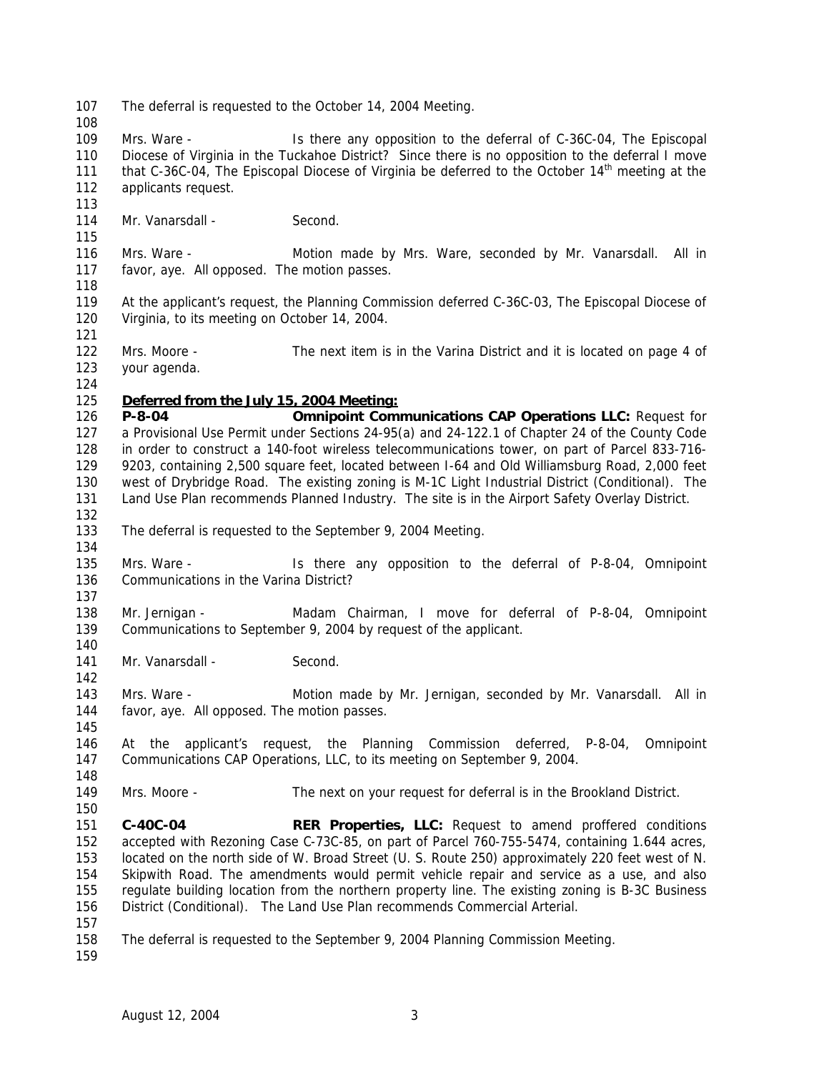The deferral is requested to the October 14, 2004 Meeting.

Mrs. Ware - Is there any opposition to the deferral of C-36C-04, The Episcopal Diocese of Virginia in the Tuckahoe District? Since there is no opposition to the deferral I move that C-36C-04, The Episcopal Diocese of Virginia be deferred to the October 14th meeting at the applicants request.

Mr. Vanarsdall - Second.

Mrs. Ware - Motion made by Mrs. Ware, seconded by Mr. Vanarsdall. All in favor, aye. All opposed. The motion passes.

At the applicant's request, the Planning Commission deferred C-36C-03, The Episcopal Diocese of Virginia, to its meeting on October 14, 2004.

Mrs. Moore - The next item is in the Varina District and it is located on page 4 of your agenda.

**Deferred from the July 15, 2004 Meeting:**

**P-8-04 Omnipoint Communications CAP Operations LLC:** Request for a Provisional Use Permit under Sections 24-95(a) and 24-122.1 of Chapter 24 of the County Code in order to construct a 140-foot wireless telecommunications tower, on part of Parcel 833-716-9203, containing 2,500 square feet, located between I-64 and Old Williamsburg Road, 2,000 feet west of Drybridge Road. The existing zoning is M-1C Light Industrial District (Conditional). The Land Use Plan recommends Planned Industry. The site is in the Airport Safety Overlay District.

The deferral is requested to the September 9, 2004 Meeting.

Mrs. Ware - Is there any opposition to the deferral of P-8-04, Omnipoint Communications in the Varina District?

Mr. Jernigan - Madam Chairman, I move for deferral of P-8-04, Omnipoint Communications to September 9, 2004 by request of the applicant.

Mr. Vanarsdall - Second.

Mrs. Ware - Motion made by Mr. Jernigan, seconded by Mr. Vanarsdall. All in favor, aye. All opposed. The motion passes.

At the applicant's request, the Planning Commission deferred, P-8-04, Omnipoint Communications CAP Operations, LLC, to its meeting on September 9, 2004.

Mrs. Moore - The next on your request for deferral is in the Brookland District.

**C-40C-04 RER Properties, LLC:** Request to amend proffered conditions accepted with Rezoning Case C-73C-85, on part of Parcel 760-755-5474, containing 1.644 acres, located on the north side of W. Broad Street (U. S. Route 250) approximately 220 feet west of N. Skipwith Road. The amendments would permit vehicle repair and service as a use, and also regulate building location from the northern property line. The existing zoning is B-3C Business District (Conditional). The Land Use Plan recommends Commercial Arterial.

The deferral is requested to the September 9, 2004 Planning Commission Meeting.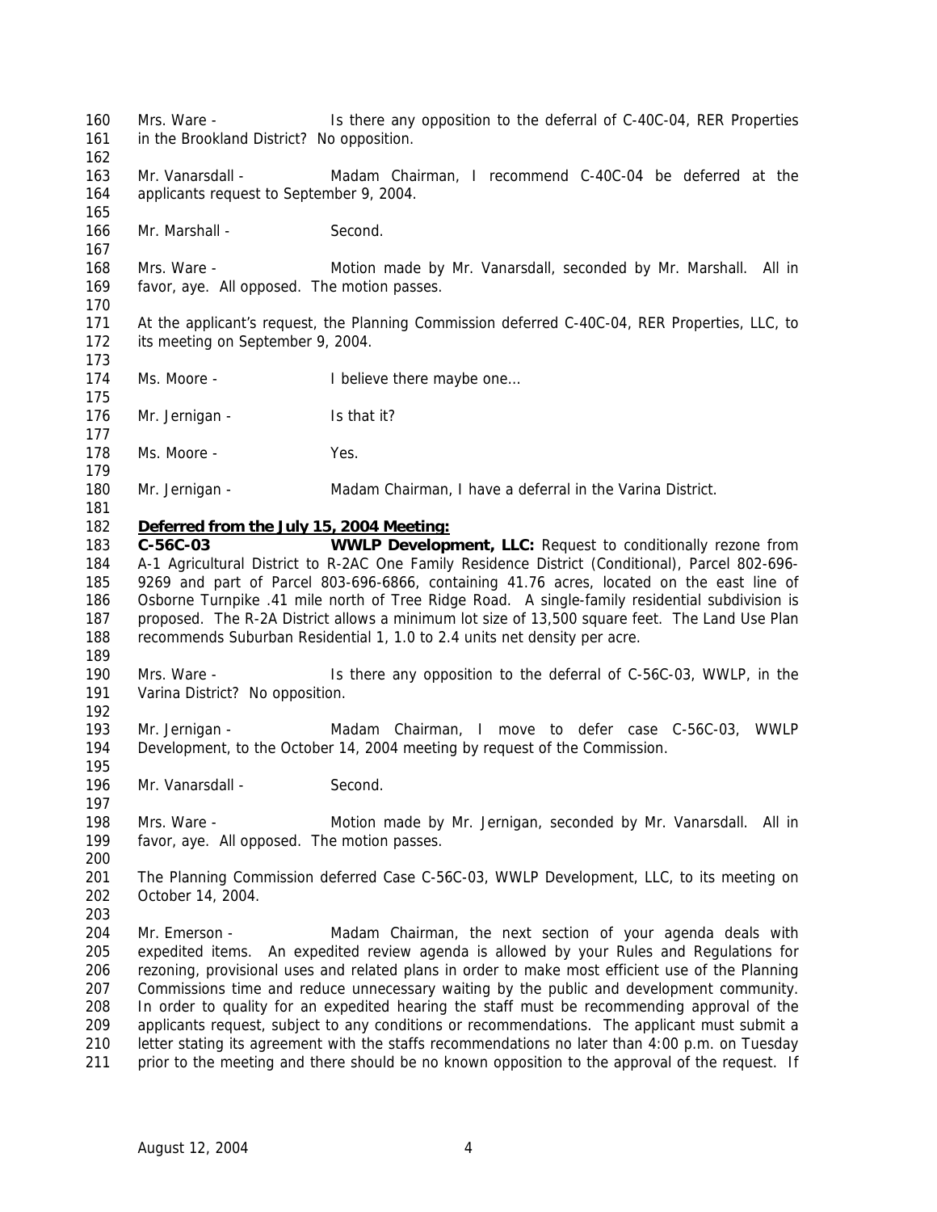Mrs. Ware - Is there any opposition to the deferral of C-40C-04, RER Properties in the Brookland District? No opposition.

Mr. Vanarsdall - Madam Chairman, I recommend C-40C-04 be deferred at the applicants request to September 9, 2004.

Mr. Marshall - Second.

Mrs. Ware - Motion made by Mr. Vanarsdall, seconded by Mr. Marshall. All in favor, aye. All opposed. The motion passes.

At the applicant's request, the Planning Commission deferred C-40C-04, RER Properties, LLC, to its meeting on September 9, 2004.

Ms. Moore - I believe there maybe one…

Mr. Jernigan - Is that it?

Ms. Moore - Yes.

Mr. Jernigan - Madam Chairman, I have a deferral in the Varina District.

**Deferred from the July 15, 2004 Meeting:**

**C-56C-03 WWLP Development, LLC:** Request to conditionally rezone from A-1 Agricultural District to R-2AC One Family Residence District (Conditional), Parcel 802-696-9269 and part of Parcel 803-696-6866, containing 41.76 acres, located on the east line of Osborne Turnpike .41 mile north of Tree Ridge Road. A single-family residential subdivision is proposed. The R-2A District allows a minimum lot size of 13,500 square feet. The Land Use Plan recommends Suburban Residential 1, 1.0 to 2.4 units net density per acre.

Mrs. Ware - Is there any opposition to the deferral of C-56C-03, WWLP, in the Varina District? No opposition.

Mr. Jernigan - Madam Chairman, I move to defer case C-56C-03, WWLP Development, to the October 14, 2004 meeting by request of the Commission.

Mr. Vanarsdall - Second.

Mrs. Ware - Motion made by Mr. Jernigan, seconded by Mr. Vanarsdall. All in favor, aye. All opposed. The motion passes.

The Planning Commission deferred Case C-56C-03, WWLP Development, LLC, to its meeting on October 14, 2004.

Mr. Emerson - Madam Chairman, the next section of your agenda deals with expedited items. An expedited review agenda is allowed by your Rules and Regulations for rezoning, provisional uses and related plans in order to make most efficient use of the Planning Commissions time and reduce unnecessary waiting by the public and development community. In order to quality for an expedited hearing the staff must be recommending approval of the applicants request, subject to any conditions or recommendations. The applicant must submit a letter stating its agreement with the staffs recommendations no later than 4:00 p.m. on Tuesday prior to the meeting and there should be no known opposition to the approval of the request. If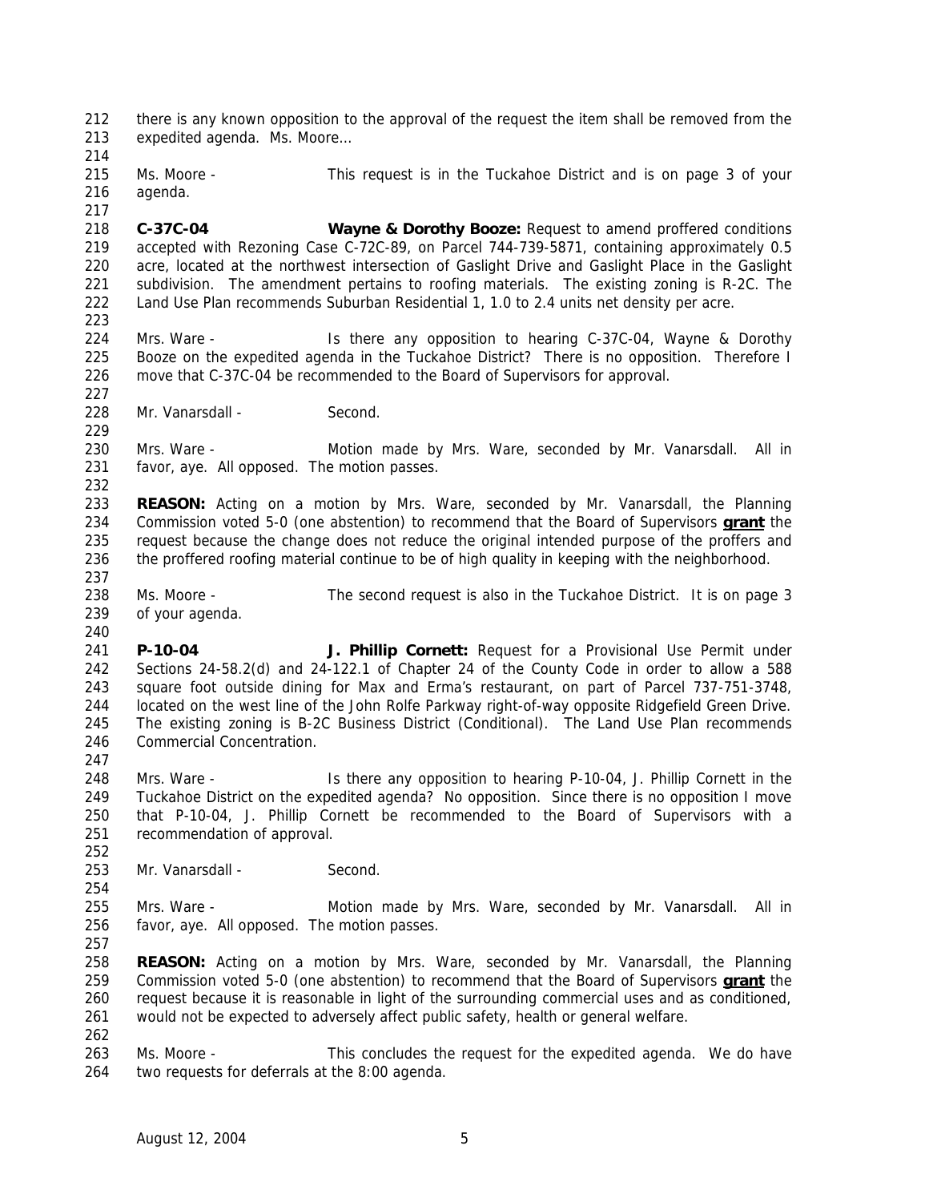there is any known opposition to the approval of the request the item shall be removed from the expedited agenda. Ms. Moore…

Ms. Moore - This request is in the Tuckahoe District and is on page 3 of your agenda.

**C-37C-04 Wayne & Dorothy Booze:** Request to amend proffered conditions accepted with Rezoning Case C-72C-89, on Parcel 744-739-5871, containing approximately 0.5 acre, located at the northwest intersection of Gaslight Drive and Gaslight Place in the Gaslight subdivision. The amendment pertains to roofing materials. The existing zoning is R-2C. The Land Use Plan recommends Suburban Residential 1, 1.0 to 2.4 units net density per acre.

Mrs. Ware - Is there any opposition to hearing C-37C-04, Wayne & Dorothy Booze on the expedited agenda in the Tuckahoe District? There is no opposition. Therefore I move that C-37C-04 be recommended to the Board of Supervisors for approval.

Mr. Vanarsdall - Second.

Mrs. Ware - Motion made by Mrs. Ware, seconded by Mr. Vanarsdall. All in favor, aye. All opposed. The motion passes.

**REASON:** Acting on a motion by Mrs. Ware, seconded by Mr. Vanarsdall, the Planning Commission voted 5-0 (one abstention) to recommend that the Board of Supervisors **grant** the request because the change does not reduce the original intended purpose of the proffers and the proffered roofing material continue to be of high quality in keeping with the neighborhood.

Ms. Moore - The second request is also in the Tuckahoe District. It is on page 3 of your agenda.

**P-10-04 J. Phillip Cornett:** Request for a Provisional Use Permit under Sections 24-58.2(d) and 24-122.1 of Chapter 24 of the County Code in order to allow a 588 square foot outside dining for Max and Erma's restaurant, on part of Parcel 737-751-3748, located on the west line of the John Rolfe Parkway right-of-way opposite Ridgefield Green Drive. The existing zoning is B-2C Business District (Conditional). The Land Use Plan recommends Commercial Concentration.

Mrs. Ware - Is there any opposition to hearing P-10-04, J. Phillip Cornett in the Tuckahoe District on the expedited agenda? No opposition. Since there is no opposition I move that P-10-04, J. Phillip Cornett be recommended to the Board of Supervisors with a recommendation of approval.

Mr. Vanarsdall - Second.

Mrs. Ware - Motion made by Mrs. Ware, seconded by Mr. Vanarsdall. All in favor, aye. All opposed. The motion passes.

**REASON:** Acting on a motion by Mrs. Ware, seconded by Mr. Vanarsdall, the Planning Commission voted 5-0 (one abstention) to recommend that the Board of Supervisors **grant** the request because it is reasonable in light of the surrounding commercial uses and as conditioned, would not be expected to adversely affect public safety, health or general welfare.

Ms. Moore - This concludes the request for the expedited agenda. We do have two requests for deferrals at the 8:00 agenda.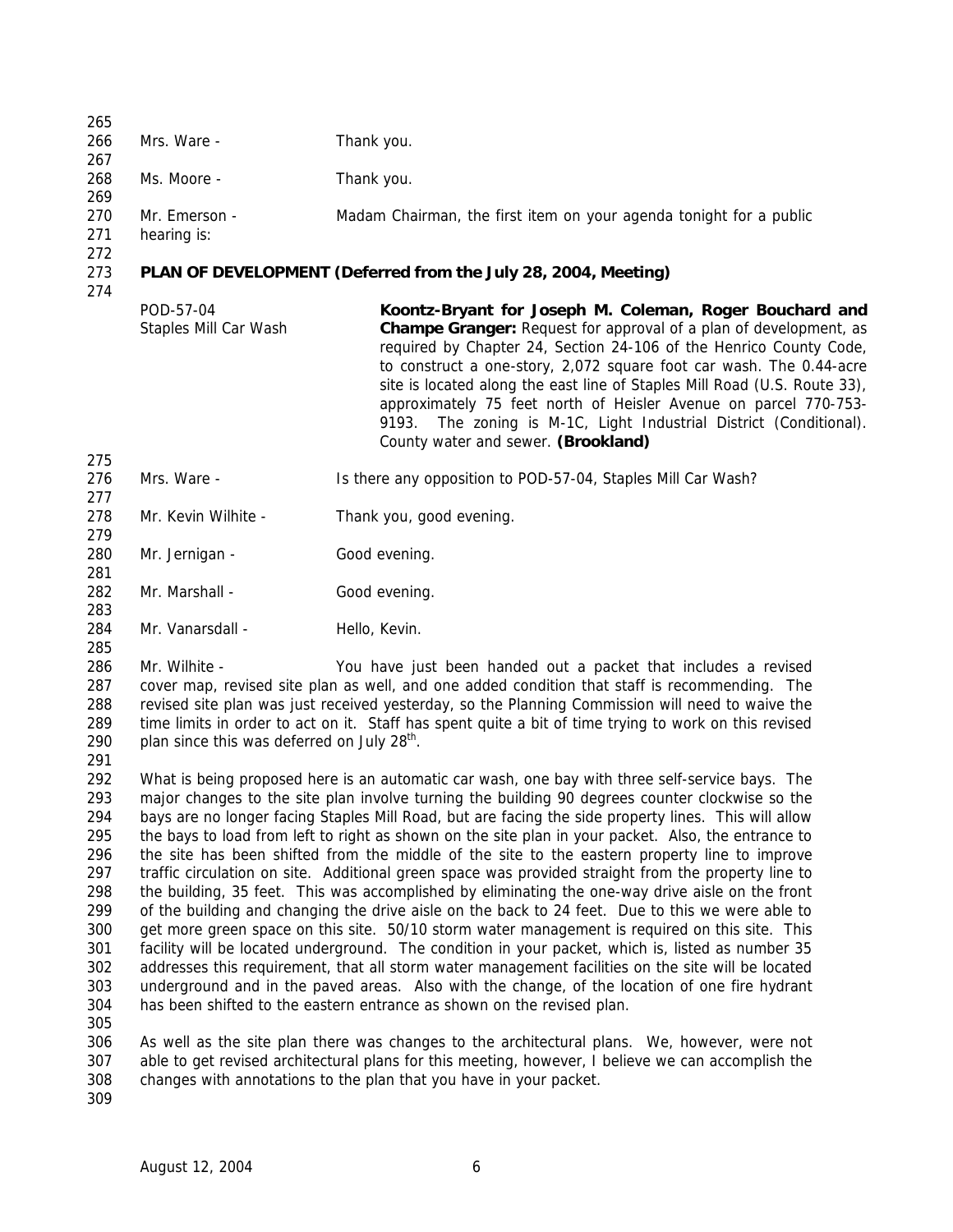Mrs. Ware - Thank you.

Ms. Moore - Thank you.

Mr. Emerson - Madam Chairman, the first item on your agenda tonight for a public hearing is:

**PLAN OF DEVELOPMENT (Deferred from the July 28, 2004, Meeting)**

POD-57-04
Staples Mill Car Wash

**Koontz-Bryant for Joseph M. Coleman, Roger Bouchard and Champe Granger:** Request for approval of a plan of development, as required by Chapter 24, Section 24-106 of the Henrico County Code, to construct a one-story, 2,072 square foot car wash. The 0.44-acre site is located along the east line of Staples Mill Road (U.S. Route 33), approximately 75 feet north of Heisler Avenue on parcel 770-753-9193. The zoning is M-1C, Light Industrial District (Conditional). County water and sewer. **(Brookland)**

Mrs. Ware - Is there any opposition to POD-57-04, Staples Mill Car Wash?

Mr. Kevin Wilhite - Thank you, good evening.

Mr. Jernigan - Good evening.

Mr. Marshall - Good evening.

Mr. Vanarsdall - Hello, Kevin.

Mr. Wilhite - You have just been handed out a packet that includes a revised cover map, revised site plan as well, and one added condition that staff is recommending. The revised site plan was just received yesterday, so the Planning Commission will need to waive the time limits in order to act on it. Staff has spent quite a bit of time trying to work on this revised plan since this was deferred on July 28th.

What is being proposed here is an automatic car wash, one bay with three self-service bays. The major changes to the site plan involve turning the building 90 degrees counter clockwise so the bays are no longer facing Staples Mill Road, but are facing the side property lines. This will allow the bays to load from left to right as shown on the site plan in your packet. Also, the entrance to the site has been shifted from the middle of the site to the eastern property line to improve traffic circulation on site. Additional green space was provided straight from the property line to the building, 35 feet. This was accomplished by eliminating the one-way drive aisle on the front of the building and changing the drive aisle on the back to 24 feet. Due to this we were able to get more green space on this site. 50/10 storm water management is required on this site. This facility will be located underground. The condition in your packet, which is, listed as number 35 addresses this requirement, that all storm water management facilities on the site will be located underground and in the paved areas. Also with the change, of the location of one fire hydrant has been shifted to the eastern entrance as shown on the revised plan.

As well as the site plan there was changes to the architectural plans. We, however, were not able to get revised architectural plans for this meeting, however, I believe we can accomplish the changes with annotations to the plan that you have in your packet.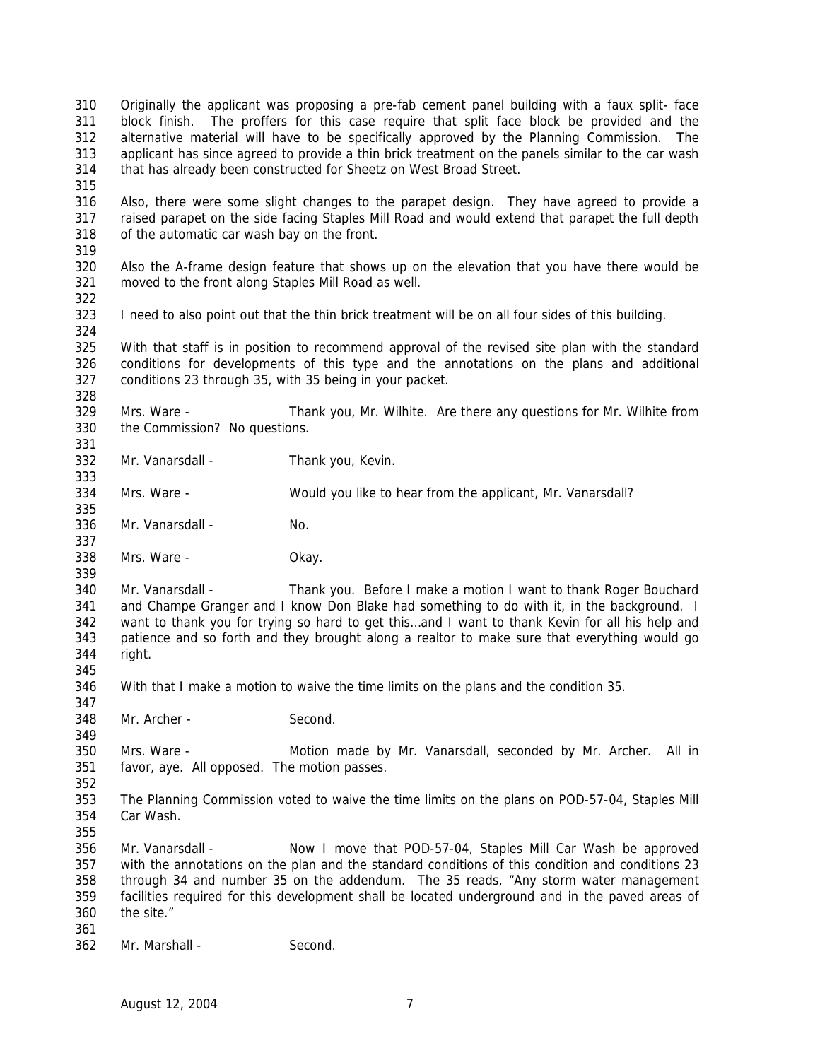Originally the applicant was proposing a pre-fab cement panel building with a faux split- face block finish. The proffers for this case require that split face block be provided and the alternative material will have to be specifically approved by the Planning Commission. The applicant has since agreed to provide a thin brick treatment on the panels similar to the car wash that has already been constructed for Sheetz on West Broad Street.

Also, there were some slight changes to the parapet design. They have agreed to provide a raised parapet on the side facing Staples Mill Road and would extend that parapet the full depth of the automatic car wash bay on the front.

Also the A-frame design feature that shows up on the elevation that you have there would be moved to the front along Staples Mill Road as well.

I need to also point out that the thin brick treatment will be on all four sides of this building.

With that staff is in position to recommend approval of the revised site plan with the standard conditions for developments of this type and the annotations on the plans and additional conditions 23 through 35, with 35 being in your packet.

Mrs. Ware - Thank you, Mr. Wilhite. Are there any questions for Mr. Wilhite from the Commission? No questions.

Mr. Vanarsdall - Thank you, Kevin.

Mrs. Ware - Would you like to hear from the applicant, Mr. Vanarsdall?

Mr. Vanarsdall - No.

Mrs. Ware - Okay.

Mr. Vanarsdall - Thank you. Before I make a motion I want to thank Roger Bouchard and Champe Granger and I know Don Blake had something to do with it, in the background. I want to thank you for trying so hard to get this…and I want to thank Kevin for all his help and patience and so forth and they brought along a realtor to make sure that everything would go right.

With that I make a motion to waive the time limits on the plans and the condition 35.

Mr. Archer - Second.

Mrs. Ware - Motion made by Mr. Vanarsdall, seconded by Mr. Archer. All in favor, aye. All opposed. The motion passes.

The Planning Commission voted to waive the time limits on the plans on POD-57-04, Staples Mill Car Wash.

Mr. Vanarsdall - Now I move that POD-57-04, Staples Mill Car Wash be approved with the annotations on the plan and the standard conditions of this condition and conditions 23 through 34 and number 35 on the addendum. The 35 reads, "Any storm water management facilities required for this development shall be located underground and in the paved areas of the site."

Mr. Marshall - Second.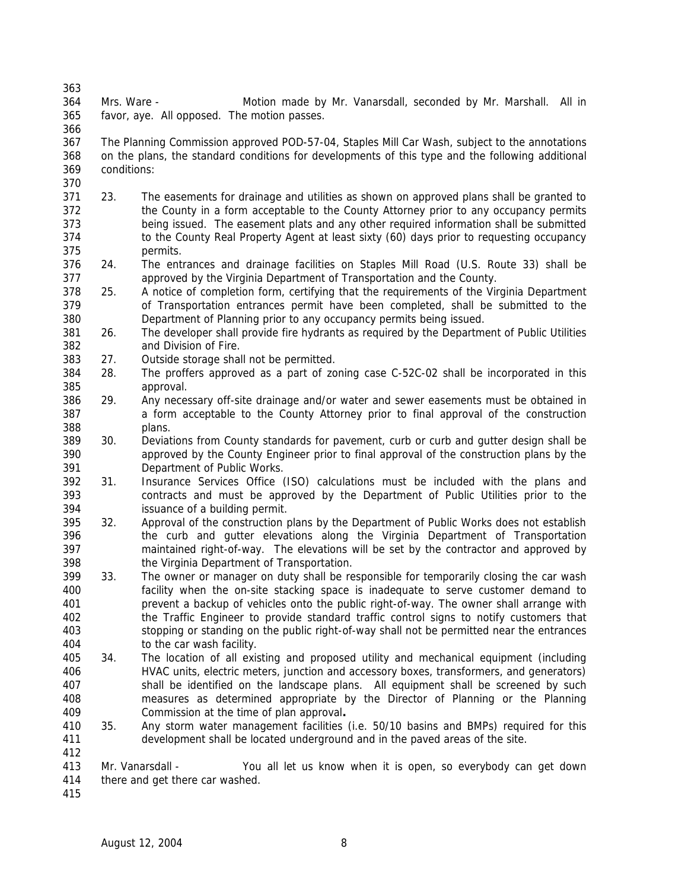Mrs. Ware - Motion made by Mr. Vanarsdall, seconded by Mr. Marshall. All in favor, aye. All opposed. The motion passes.

The Planning Commission approved POD-57-04, Staples Mill Car Wash, subject to the annotations on the plans, the standard conditions for developments of this type and the following additional conditions:

23. The easements for drainage and utilities as shown on approved plans shall be granted to the County in a form acceptable to the County Attorney prior to any occupancy permits being issued. The easement plats and any other required information shall be submitted to the County Real Property Agent at least sixty (60) days prior to requesting occupancy permits.
24. The entrances and drainage facilities on Staples Mill Road (U.S. Route 33) shall be approved by the Virginia Department of Transportation and the County.
25. A notice of completion form, certifying that the requirements of the Virginia Department of Transportation entrances permit have been completed, shall be submitted to the Department of Planning prior to any occupancy permits being issued.
26. The developer shall provide fire hydrants as required by the Department of Public Utilities and Division of Fire.
27. Outside storage shall not be permitted.
28. The proffers approved as a part of zoning case C-52C-02 shall be incorporated in this approval.
29. Any necessary off-site drainage and/or water and sewer easements must be obtained in a form acceptable to the County Attorney prior to final approval of the construction plans.
30. Deviations from County standards for pavement, curb or curb and gutter design shall be approved by the County Engineer prior to final approval of the construction plans by the Department of Public Works.
31. Insurance Services Office (ISO) calculations must be included with the plans and contracts and must be approved by the Department of Public Utilities prior to the issuance of a building permit.
32. Approval of the construction plans by the Department of Public Works does not establish the curb and gutter elevations along the Virginia Department of Transportation maintained right-of-way. The elevations will be set by the contractor and approved by the Virginia Department of Transportation.
33. The owner or manager on duty shall be responsible for temporarily closing the car wash facility when the on-site stacking space is inadequate to serve customer demand to prevent a backup of vehicles onto the public right-of-way. The owner shall arrange with the Traffic Engineer to provide standard traffic control signs to notify customers that stopping or standing on the public right-of-way shall not be permitted near the entrances to the car wash facility.
34. The location of all existing and proposed utility and mechanical equipment (including HVAC units, electric meters, junction and accessory boxes, transformers, and generators) shall be identified on the landscape plans. All equipment shall be screened by such measures as determined appropriate by the Director of Planning or the Planning Commission at the time of plan approval**.**
35. Any storm water management facilities (i.e. 50/10 basins and BMPs) required for this development shall be located underground and in the paved areas of the site.

Mr. Vanarsdall - You all let us know when it is open, so everybody can get down there and get there car washed.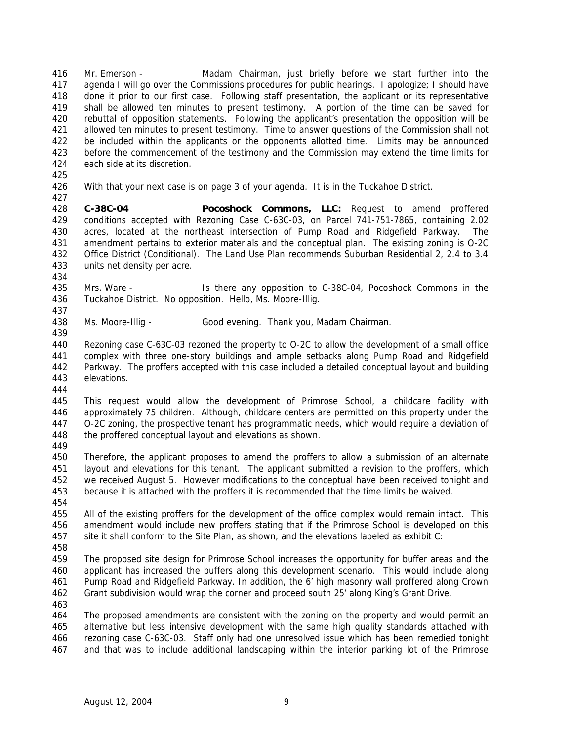Mr. Emerson - Madam Chairman, just briefly before we start further into the agenda I will go over the Commissions procedures for public hearings. I apologize; I should have done it prior to our first case. Following staff presentation, the applicant or its representative shall be allowed ten minutes to present testimony. A portion of the time can be saved for rebuttal of opposition statements. Following the applicant's presentation the opposition will be allowed ten minutes to present testimony. Time to answer questions of the Commission shall not be included within the applicants or the opponents allotted time. Limits may be announced before the commencement of the testimony and the Commission may extend the time limits for each side at its discretion.

With that your next case is on page 3 of your agenda. It is in the Tuckahoe District.

**C-38C-04** **Pocoshock Commons, LLC:** Request to amend proffered conditions accepted with Rezoning Case C-63C-03, on Parcel 741-751-7865, containing 2.02 acres, located at the northeast intersection of Pump Road and Ridgefield Parkway. The amendment pertains to exterior materials and the conceptual plan. The existing zoning is O-2C Office District (Conditional). The Land Use Plan recommends Suburban Residential 2, 2.4 to 3.4 units net density per acre.

Mrs. Ware - Is there any opposition to C-38C-04, Pocoshock Commons in the Tuckahoe District. No opposition. Hello, Ms. Moore-Illig.

Ms. Moore-Illig - Good evening. Thank you, Madam Chairman.

Rezoning case C-63C-03 rezoned the property to O-2C to allow the development of a small office complex with three one-story buildings and ample setbacks along Pump Road and Ridgefield Parkway. The proffers accepted with this case included a detailed conceptual layout and building elevations.

This request would allow the development of Primrose School, a childcare facility with approximately 75 children. Although, childcare centers are permitted on this property under the O-2C zoning, the prospective tenant has programmatic needs, which would require a deviation of the proffered conceptual layout and elevations as shown.

Therefore, the applicant proposes to amend the proffers to allow a submission of an alternate layout and elevations for this tenant. The applicant submitted a revision to the proffers, which we received August 5. However modifications to the conceptual have been received tonight and because it is attached with the proffers it is recommended that the time limits be waived.

All of the existing proffers for the development of the office complex would remain intact. This amendment would include new proffers stating that if the Primrose School is developed on this site it shall conform to the Site Plan, as shown, and the elevations labeled as exhibit C:

The proposed site design for Primrose School increases the opportunity for buffer areas and the applicant has increased the buffers along this development scenario. This would include along Pump Road and Ridgefield Parkway. In addition, the 6' high masonry wall proffered along Crown Grant subdivision would wrap the corner and proceed south 25' along King's Grant Drive.

The proposed amendments are consistent with the zoning on the property and would permit an alternative but less intensive development with the same high quality standards attached with rezoning case C-63C-03. Staff only had one unresolved issue which has been remedied tonight and that was to include additional landscaping within the interior parking lot of the Primrose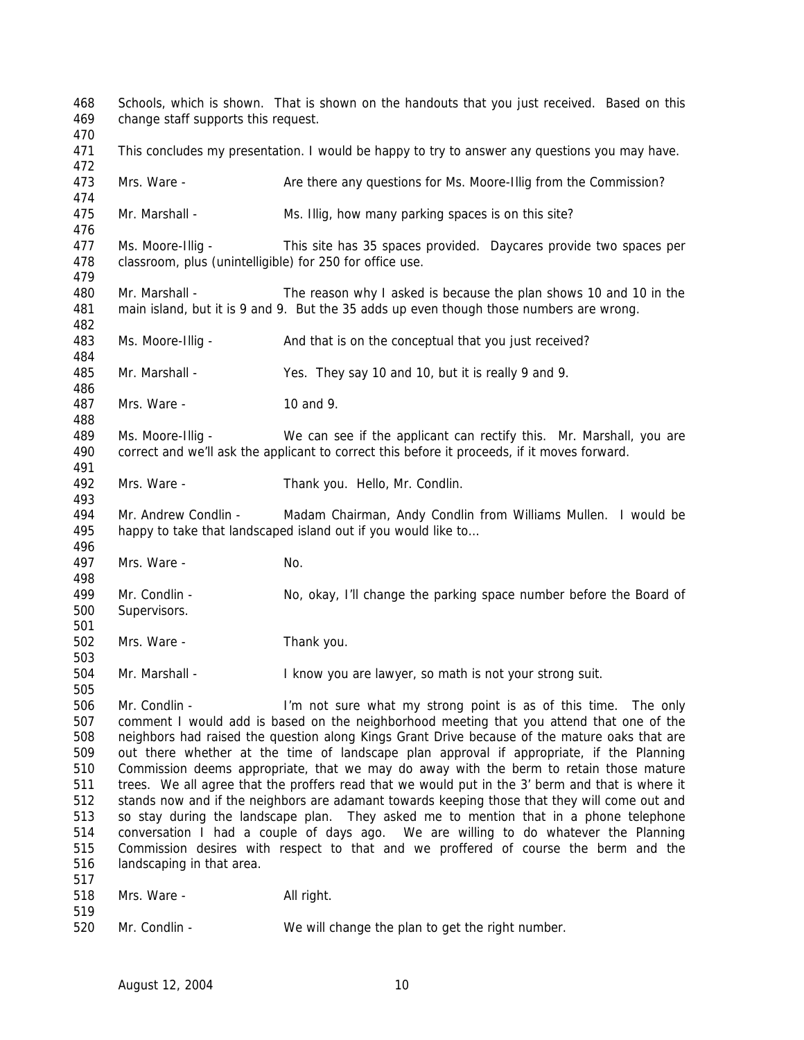Schools, which is shown. That is shown on the handouts that you just received. Based on this change staff supports this request.

This concludes my presentation. I would be happy to try to answer any questions you may have.

Mrs. Ware - Are there any questions for Ms. Moore-Illig from the Commission?

Mr. Marshall - Ms. Illig, how many parking spaces is on this site?

Ms. Moore-Illig - This site has 35 spaces provided. Daycares provide two spaces per classroom, plus (unintelligible) for 250 for office use.

Mr. Marshall - The reason why I asked is because the plan shows 10 and 10 in the main island, but it is 9 and 9. But the 35 adds up even though those numbers are wrong.

Ms. Moore-Illig - And that is on the conceptual that you just received?

Mr. Marshall - Yes. They say 10 and 10, but it is really 9 and 9.

Mrs. Ware - 10 and 9.

Ms. Moore-Illig - We can see if the applicant can rectify this. Mr. Marshall, you are correct and we'll ask the applicant to correct this before it proceeds, if it moves forward.

Mrs. Ware - Thank you. Hello, Mr. Condlin.

Mr. Andrew Condlin - Madam Chairman, Andy Condlin from Williams Mullen. I would be happy to take that landscaped island out if you would like to…

Mrs. Ware - No.

Mr. Condlin - No, okay, I'll change the parking space number before the Board of Supervisors.

Mrs. Ware - Thank you.

Mr. Marshall - I know you are lawyer, so math is not your strong suit.

Mr. Condlin - I'm not sure what my strong point is as of this time. The only comment I would add is based on the neighborhood meeting that you attend that one of the neighbors had raised the question along Kings Grant Drive because of the mature oaks that are out there whether at the time of landscape plan approval if appropriate, if the Planning Commission deems appropriate, that we may do away with the berm to retain those mature trees. We all agree that the proffers read that we would put in the 3' berm and that is where it stands now and if the neighbors are adamant towards keeping those that they will come out and so stay during the landscape plan. They asked me to mention that in a phone telephone conversation I had a couple of days ago. We are willing to do whatever the Planning Commission desires with respect to that and we proffered of course the berm and the landscaping in that area.

Mrs. Ware - All right.

Mr. Condlin - We will change the plan to get the right number.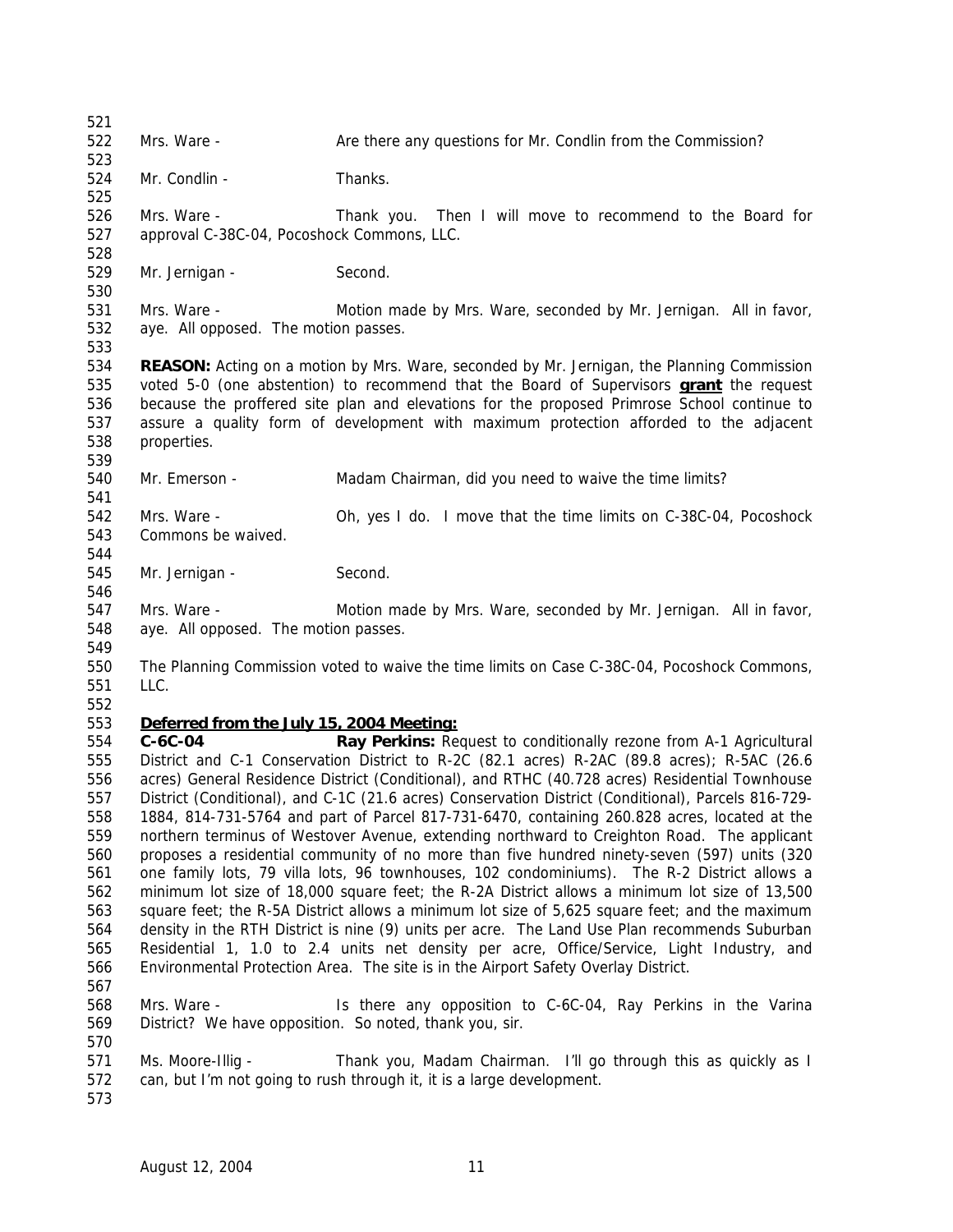Mrs. Ware - Are there any questions for Mr. Condlin from the Commission?

Mr. Condlin - Thanks.

Mrs. Ware - Thank you. Then I will move to recommend to the Board for approval C-38C-04, Pocoshock Commons, LLC.

Mr. Jernigan - Second.

Mrs. Ware - Motion made by Mrs. Ware, seconded by Mr. Jernigan. All in favor, aye. All opposed. The motion passes.

**REASON:** Acting on a motion by Mrs. Ware, seconded by Mr. Jernigan, the Planning Commission voted 5-0 (one abstention) to recommend that the Board of Supervisors **grant** the request because the proffered site plan and elevations for the proposed Primrose School continue to assure a quality form of development with maximum protection afforded to the adjacent properties.

Mr. Emerson - Madam Chairman, did you need to waive the time limits?

Mrs. Ware - Oh, yes I do. I move that the time limits on C-38C-04, Pocoshock Commons be waived.

Mr. Jernigan - Second.

Mrs. Ware - Motion made by Mrs. Ware, seconded by Mr. Jernigan. All in favor, aye. All opposed. The motion passes.

The Planning Commission voted to waive the time limits on Case C-38C-04, Pocoshock Commons, LLC.

**Deferred from the July 15, 2004 Meeting:**

**C-6C-04** **Ray Perkins:** Request to conditionally rezone from A-1 Agricultural District and C-1 Conservation District to R-2C (82.1 acres) R-2AC (89.8 acres); R-5AC (26.6 acres) General Residence District (Conditional), and RTHC (40.728 acres) Residential Townhouse District (Conditional), and C-1C (21.6 acres) Conservation District (Conditional), Parcels 816-729-1884, 814-731-5764 and part of Parcel 817-731-6470, containing 260.828 acres, located at the northern terminus of Westover Avenue, extending northward to Creighton Road. The applicant proposes a residential community of no more than five hundred ninety-seven (597) units (320 one family lots, 79 villa lots, 96 townhouses, 102 condominiums). The R-2 District allows a minimum lot size of 18,000 square feet; the R-2A District allows a minimum lot size of 13,500 square feet; the R-5A District allows a minimum lot size of 5,625 square feet; and the maximum density in the RTH District is nine (9) units per acre. The Land Use Plan recommends Suburban Residential 1, 1.0 to 2.4 units net density per acre, Office/Service, Light Industry, and Environmental Protection Area. The site is in the Airport Safety Overlay District.

Mrs. Ware - Is there any opposition to C-6C-04, Ray Perkins in the Varina District? We have opposition. So noted, thank you, sir.

Ms. Moore-Illig - Thank you, Madam Chairman. I'll go through this as quickly as I can, but I'm not going to rush through it, it is a large development.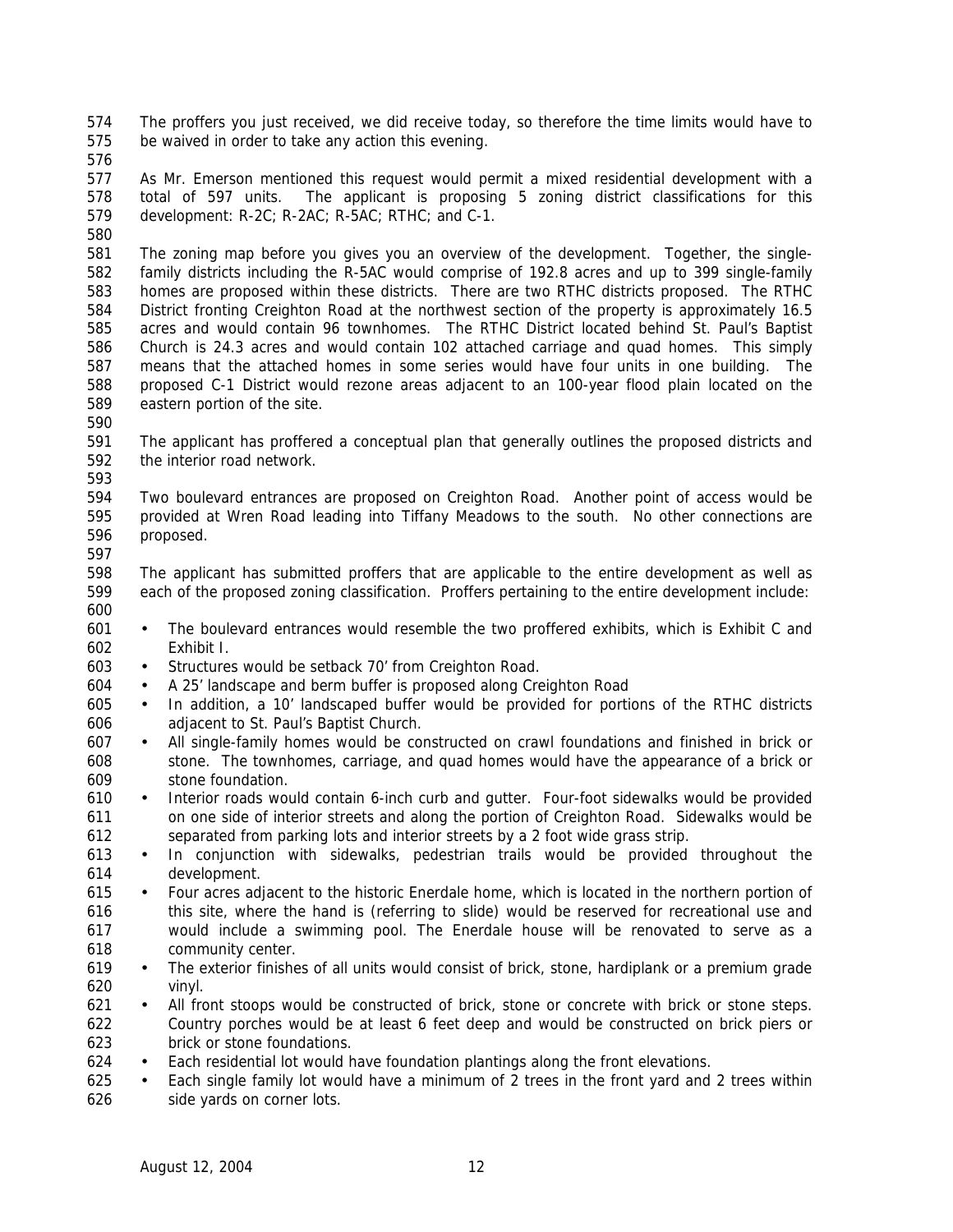The proffers you just received, we did receive today, so therefore the time limits would have to be waived in order to take any action this evening.

As Mr. Emerson mentioned this request would permit a mixed residential development with a total of 597 units. The applicant is proposing 5 zoning district classifications for this development: R-2C; R-2AC; R-5AC; RTHC; and C-1.

The zoning map before you gives you an overview of the development. Together, the single-family districts including the R-5AC would comprise of 192.8 acres and up to 399 single-family homes are proposed within these districts. There are two RTHC districts proposed. The RTHC District fronting Creighton Road at the northwest section of the property is approximately 16.5 acres and would contain 96 townhomes. The RTHC District located behind St. Paul's Baptist Church is 24.3 acres and would contain 102 attached carriage and quad homes. This simply means that the attached homes in some series would have four units in one building. The proposed C-1 District would rezone areas adjacent to an 100-year flood plain located on the eastern portion of the site.

The applicant has proffered a conceptual plan that generally outlines the proposed districts and the interior road network.

Two boulevard entrances are proposed on Creighton Road. Another point of access would be provided at Wren Road leading into Tiffany Meadows to the south. No other connections are proposed.

The applicant has submitted proffers that are applicable to the entire development as well as each of the proposed zoning classification. Proffers pertaining to the entire development include:

- The boulevard entrances would resemble the two proffered exhibits, which is Exhibit C and Exhibit I.
- Structures would be setback 70' from Creighton Road.
- A 25' landscape and berm buffer is proposed along Creighton Road
- In addition, a 10' landscaped buffer would be provided for portions of the RTHC districts adjacent to St. Paul's Baptist Church.
- All single-family homes would be constructed on crawl foundations and finished in brick or stone. The townhomes, carriage, and quad homes would have the appearance of a brick or stone foundation.
- Interior roads would contain 6-inch curb and gutter. Four-foot sidewalks would be provided on one side of interior streets and along the portion of Creighton Road. Sidewalks would be separated from parking lots and interior streets by a 2 foot wide grass strip.
- In conjunction with sidewalks, pedestrian trails would be provided throughout the development.
- Four acres adjacent to the historic Enerdale home, which is located in the northern portion of this site, where the hand is (referring to slide) would be reserved for recreational use and would include a swimming pool. The Enerdale house will be renovated to serve as a community center.
- The exterior finishes of all units would consist of brick, stone, hardiplank or a premium grade vinyl.
- All front stoops would be constructed of brick, stone or concrete with brick or stone steps. Country porches would be at least 6 feet deep and would be constructed on brick piers or brick or stone foundations.
- Each residential lot would have foundation plantings along the front elevations.
- Each single family lot would have a minimum of 2 trees in the front yard and 2 trees within side yards on corner lots.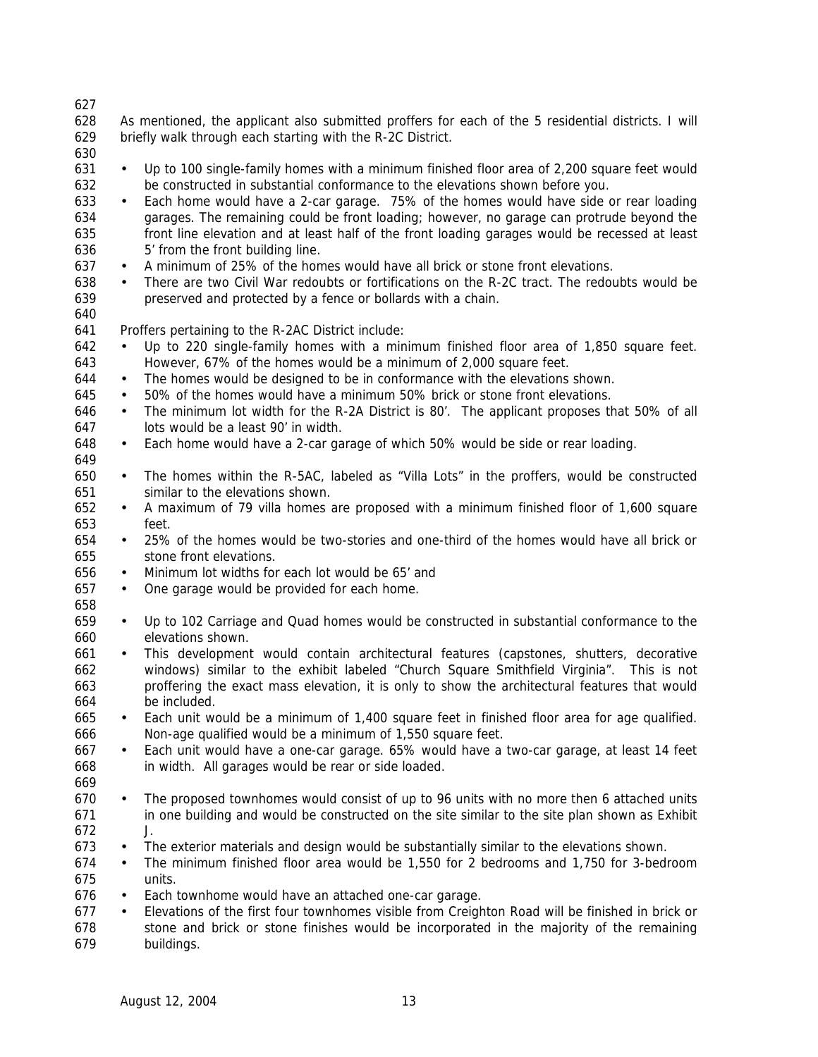As mentioned, the applicant also submitted proffers for each of the 5 residential districts. I will briefly walk through each starting with the R-2C District.

- Up to 100 single-family homes with a minimum finished floor area of 2,200 square feet would be constructed in substantial conformance to the elevations shown before you.
- Each home would have a 2-car garage. 75% of the homes would have side or rear loading garages. The remaining could be front loading; however, no garage can protrude beyond the front line elevation and at least half of the front loading garages would be recessed at least 5' from the front building line.
- A minimum of 25% of the homes would have all brick or stone front elevations.
- There are two Civil War redoubts or fortifications on the R-2C tract. The redoubts would be preserved and protected by a fence or bollards with a chain.

Proffers pertaining to the R-2AC District include:

- Up to 220 single-family homes with a minimum finished floor area of 1,850 square feet. However, 67% of the homes would be a minimum of 2,000 square feet.
- The homes would be designed to be in conformance with the elevations shown.
- 50% of the homes would have a minimum 50% brick or stone front elevations.
- The minimum lot width for the R-2A District is 80'. The applicant proposes that 50% of all lots would be a least 90' in width.
- Each home would have a 2-car garage of which 50% would be side or rear loading.

- The homes within the R-5AC, labeled as "Villa Lots" in the proffers, would be constructed similar to the elevations shown.
- A maximum of 79 villa homes are proposed with a minimum finished floor of 1,600 square feet.
- 25% of the homes would be two-stories and one-third of the homes would have all brick or stone front elevations.
- Minimum lot widths for each lot would be 65' and
- One garage would be provided for each home.

- Up to 102 Carriage and Quad homes would be constructed in substantial conformance to the elevations shown.
- This development would contain architectural features (capstones, shutters, decorative windows) similar to the exhibit labeled "Church Square Smithfield Virginia". This is not proffering the exact mass elevation, it is only to show the architectural features that would be included.
- Each unit would be a minimum of 1,400 square feet in finished floor area for age qualified. Non-age qualified would be a minimum of 1,550 square feet.
- Each unit would have a one-car garage. 65% would have a two-car garage, at least 14 feet in width. All garages would be rear or side loaded.

- The proposed townhomes would consist of up to 96 units with no more then 6 attached units in one building and would be constructed on the site similar to the site plan shown as Exhibit J.
- The exterior materials and design would be substantially similar to the elevations shown.
- The minimum finished floor area would be 1,550 for 2 bedrooms and 1,750 for 3-bedroom units.
- Each townhome would have an attached one-car garage.
- Elevations of the first four townhomes visible from Creighton Road will be finished in brick or stone and brick or stone finishes would be incorporated in the majority of the remaining buildings.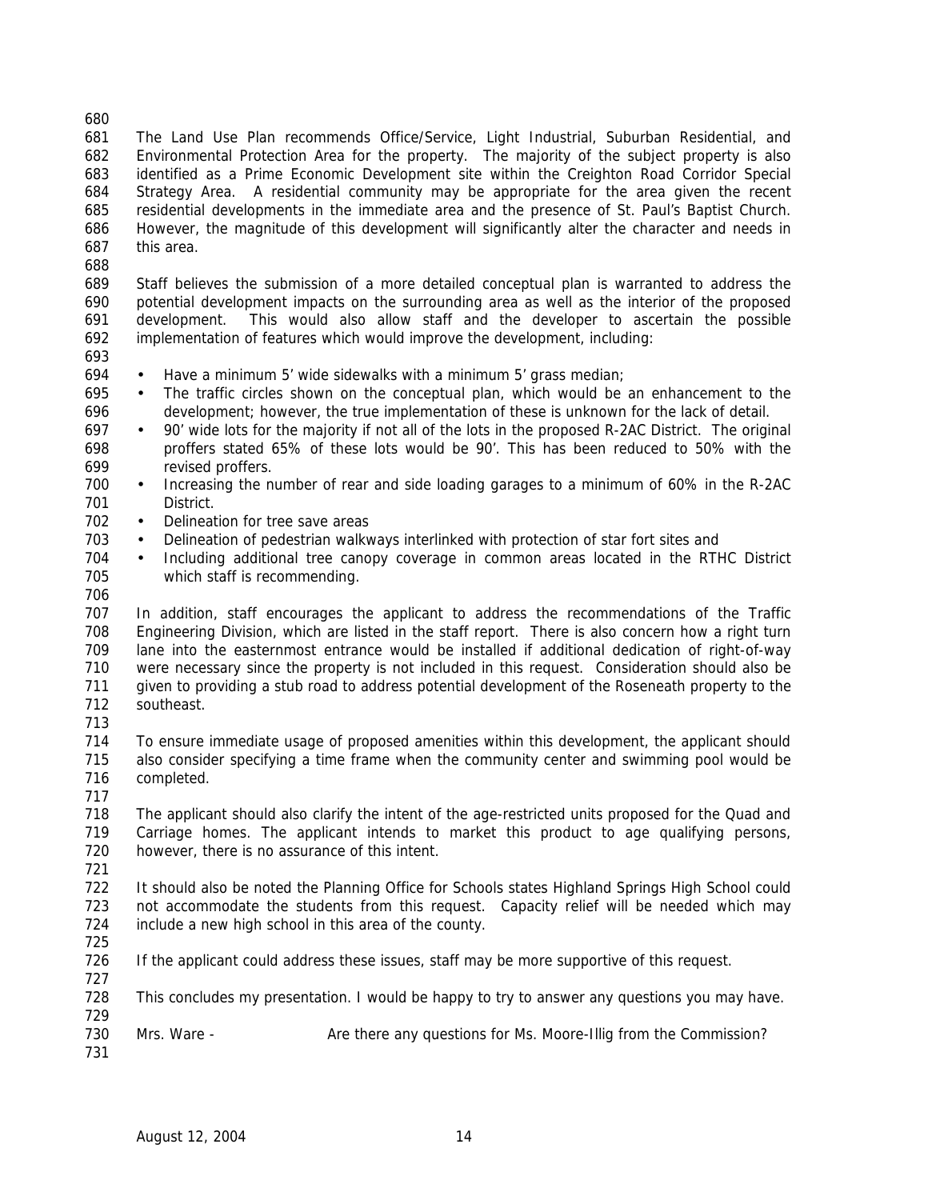The Land Use Plan recommends Office/Service, Light Industrial, Suburban Residential, and Environmental Protection Area for the property. The majority of the subject property is also identified as a Prime Economic Development site within the Creighton Road Corridor Special Strategy Area. A residential community may be appropriate for the area given the recent residential developments in the immediate area and the presence of St. Paul's Baptist Church. However, the magnitude of this development will significantly alter the character and needs in this area.

Staff believes the submission of a more detailed conceptual plan is warranted to address the potential development impacts on the surrounding area as well as the interior of the proposed development. This would also allow staff and the developer to ascertain the possible implementation of features which would improve the development, including:

- Have a minimum 5' wide sidewalks with a minimum 5' grass median;
- The traffic circles shown on the conceptual plan, which would be an enhancement to the development; however, the true implementation of these is unknown for the lack of detail.
- 90' wide lots for the majority if not all of the lots in the proposed R-2AC District. The original proffers stated 65% of these lots would be 90'. This has been reduced to 50% with the revised proffers.
- Increasing the number of rear and side loading garages to a minimum of 60% in the R-2AC District.
- Delineation for tree save areas
- Delineation of pedestrian walkways interlinked with protection of star fort sites and
- Including additional tree canopy coverage in common areas located in the RTHC District which staff is recommending.

In addition, staff encourages the applicant to address the recommendations of the Traffic Engineering Division, which are listed in the staff report. There is also concern how a right turn lane into the easternmost entrance would be installed if additional dedication of right-of-way were necessary since the property is not included in this request. Consideration should also be given to providing a stub road to address potential development of the Roseneath property to the southeast.

To ensure immediate usage of proposed amenities within this development, the applicant should also consider specifying a time frame when the community center and swimming pool would be completed.

The applicant should also clarify the intent of the age-restricted units proposed for the Quad and Carriage homes. The applicant intends to market this product to age qualifying persons, however, there is no assurance of this intent.

It should also be noted the Planning Office for Schools states Highland Springs High School could not accommodate the students from this request. Capacity relief will be needed which may include a new high school in this area of the county.

If the applicant could address these issues, staff may be more supportive of this request.

This concludes my presentation. I would be happy to try to answer any questions you may have.

Mrs. Ware - Are there any questions for Ms. Moore-Illig from the Commission?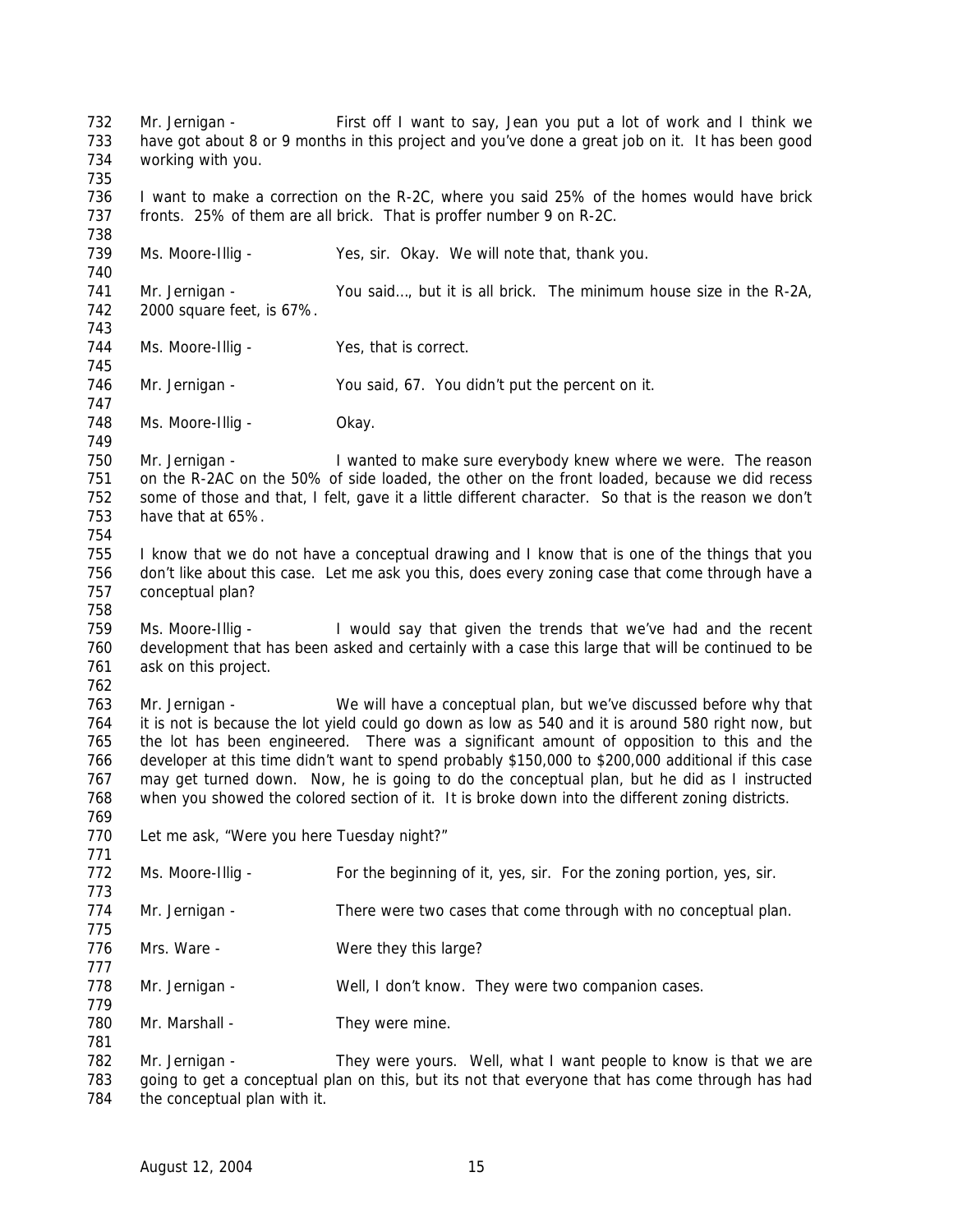Mr. Jernigan - First off I want to say, Jean you put a lot of work and I think we have got about 8 or 9 months in this project and you've done a great job on it. It has been good working with you.

I want to make a correction on the R-2C, where you said 25% of the homes would have brick fronts. 25% of them are all brick. That is proffer number 9 on R-2C.

Ms. Moore-Illig - Yes, sir. Okay. We will note that, thank you.

Mr. Jernigan - You said…, but it is all brick. The minimum house size in the R-2A, 2000 square feet, is 67%.

Ms. Moore-Illig - Yes, that is correct.

Mr. Jernigan - You said, 67. You didn't put the percent on it.

Ms. Moore-Illig - Okay.

Mr. Jernigan - I wanted to make sure everybody knew where we were. The reason on the R-2AC on the 50% of side loaded, the other on the front loaded, because we did recess some of those and that, I felt, gave it a little different character. So that is the reason we don't have that at 65%.

I know that we do not have a conceptual drawing and I know that is one of the things that you don't like about this case. Let me ask you this, does every zoning case that come through have a conceptual plan?

Ms. Moore-Illig - I would say that given the trends that we've had and the recent development that has been asked and certainly with a case this large that will be continued to be ask on this project.

Mr. Jernigan - We will have a conceptual plan, but we've discussed before why that it is not is because the lot yield could go down as low as 540 and it is around 580 right now, but the lot has been engineered. There was a significant amount of opposition to this and the developer at this time didn't want to spend probably $150,000 to $200,000 additional if this case may get turned down. Now, he is going to do the conceptual plan, but he did as I instructed when you showed the colored section of it. It is broke down into the different zoning districts.

Let me ask, "Were you here Tuesday night?"

Ms. Moore-Illig - For the beginning of it, yes, sir. For the zoning portion, yes, sir.

Mr. Jernigan - There were two cases that come through with no conceptual plan.

Mrs. Ware - Were they this large?

Mr. Jernigan - Well, I don't know. They were two companion cases.

Mr. Marshall - They were mine.

Mr. Jernigan - They were yours. Well, what I want people to know is that we are going to get a conceptual plan on this, but its not that everyone that has come through has had the conceptual plan with it.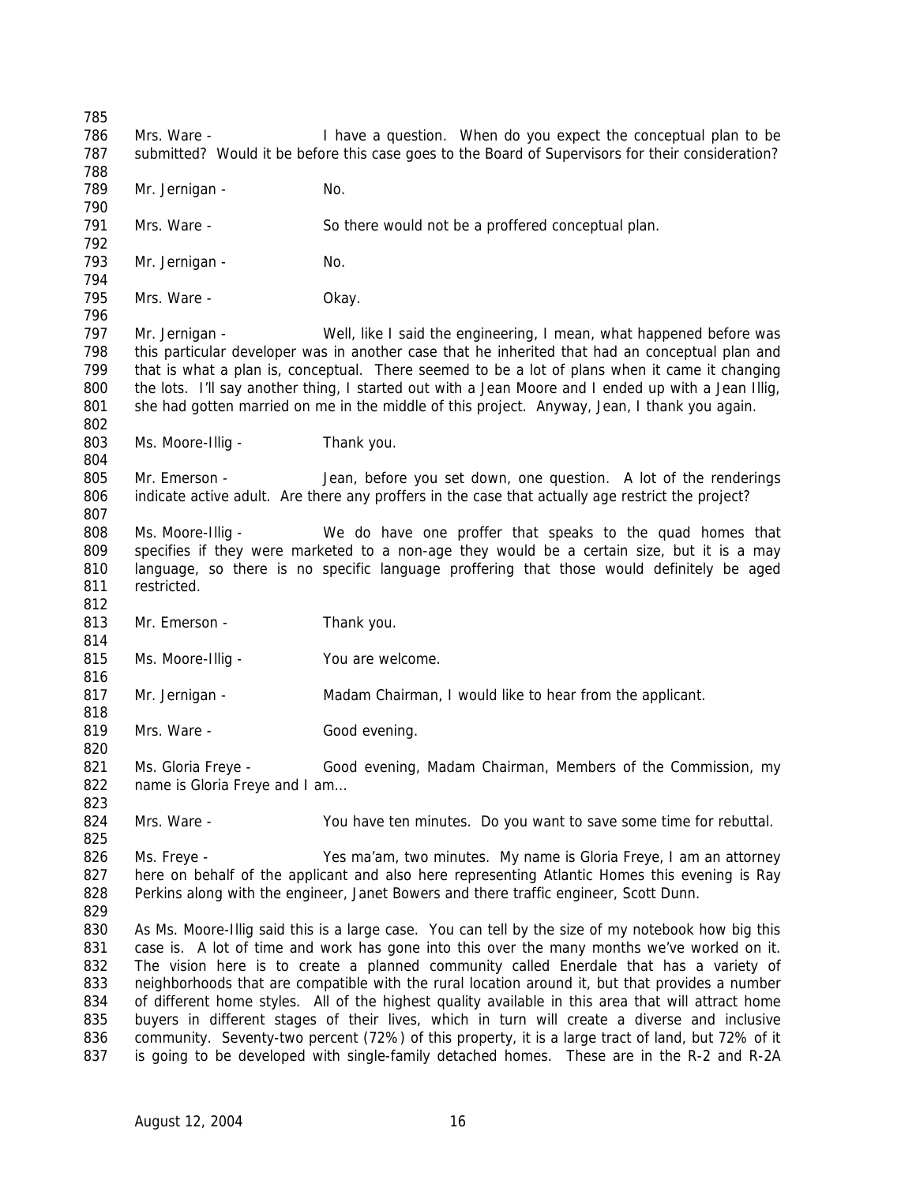Mrs. Ware - I have a question. When do you expect the conceptual plan to be submitted? Would it be before this case goes to the Board of Supervisors for their consideration?

Mr. Jernigan - No.

Mrs. Ware - So there would not be a proffered conceptual plan.

Mr. Jernigan - No.

Mrs. Ware - Okay.

Mr. Jernigan - Well, like I said the engineering, I mean, what happened before was this particular developer was in another case that he inherited that had an conceptual plan and that is what a plan is, conceptual. There seemed to be a lot of plans when it came it changing the lots. I'll say another thing, I started out with a Jean Moore and I ended up with a Jean Illig, she had gotten married on me in the middle of this project. Anyway, Jean, I thank you again.

Ms. Moore-Illig - Thank you.

Mr. Emerson - Jean, before you set down, one question. A lot of the renderings indicate active adult. Are there any proffers in the case that actually age restrict the project?

Ms. Moore-Illig - We do have one proffer that speaks to the quad homes that specifies if they were marketed to a non-age they would be a certain size, but it is a may language, so there is no specific language proffering that those would definitely be aged restricted.

Mr. Emerson - Thank you.

Ms. Moore-Illig - You are welcome.

Mr. Jernigan - Madam Chairman, I would like to hear from the applicant.

Mrs. Ware - Good evening.

Ms. Gloria Freye - Good evening, Madam Chairman, Members of the Commission, my name is Gloria Freye and I am…

Mrs. Ware - You have ten minutes. Do you want to save some time for rebuttal.

Ms. Freye - Yes ma'am, two minutes. My name is Gloria Freye, I am an attorney here on behalf of the applicant and also here representing Atlantic Homes this evening is Ray Perkins along with the engineer, Janet Bowers and there traffic engineer, Scott Dunn.

As Ms. Moore-Illig said this is a large case. You can tell by the size of my notebook how big this case is. A lot of time and work has gone into this over the many months we've worked on it. The vision here is to create a planned community called Enerdale that has a variety of neighborhoods that are compatible with the rural location around it, but that provides a number of different home styles. All of the highest quality available in this area that will attract home buyers in different stages of their lives, which in turn will create a diverse and inclusive community. Seventy-two percent (72%) of this property, it is a large tract of land, but 72% of it is going to be developed with single-family detached homes. These are in the R-2 and R-2A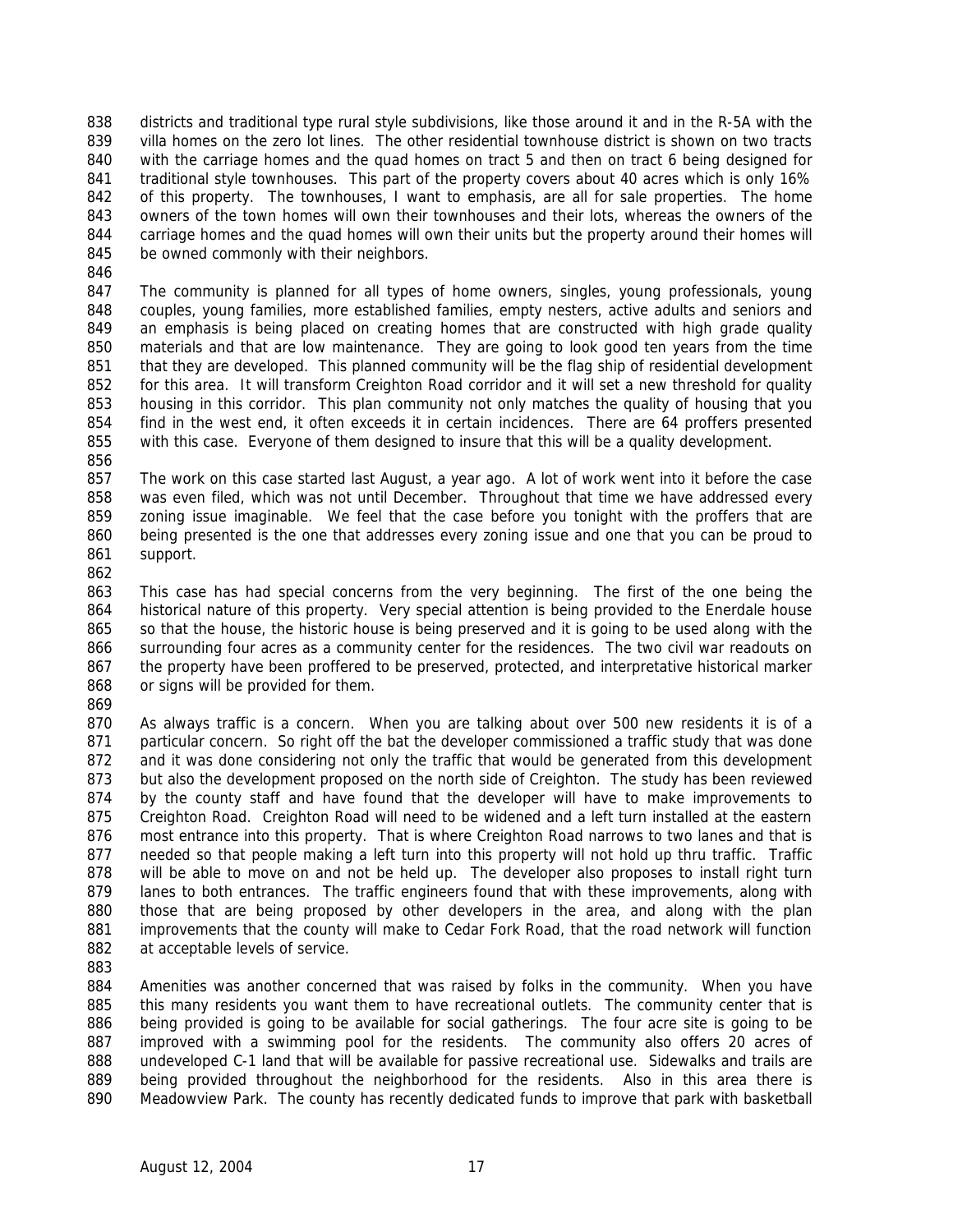districts and traditional type rural style subdivisions, like those around it and in the R-5A with the villa homes on the zero lot lines. The other residential townhouse district is shown on two tracts with the carriage homes and the quad homes on tract 5 and then on tract 6 being designed for traditional style townhouses. This part of the property covers about 40 acres which is only 16% of this property. The townhouses, I want to emphasis, are all for sale properties. The home owners of the town homes will own their townhouses and their lots, whereas the owners of the carriage homes and the quad homes will own their units but the property around their homes will be owned commonly with their neighbors.

The community is planned for all types of home owners, singles, young professionals, young couples, young families, more established families, empty nesters, active adults and seniors and an emphasis is being placed on creating homes that are constructed with high grade quality materials and that are low maintenance. They are going to look good ten years from the time that they are developed. This planned community will be the flag ship of residential development for this area. It will transform Creighton Road corridor and it will set a new threshold for quality housing in this corridor. This plan community not only matches the quality of housing that you find in the west end, it often exceeds it in certain incidences. There are 64 proffers presented with this case. Everyone of them designed to insure that this will be a quality development.

The work on this case started last August, a year ago. A lot of work went into it before the case was even filed, which was not until December. Throughout that time we have addressed every zoning issue imaginable. We feel that the case before you tonight with the proffers that are being presented is the one that addresses every zoning issue and one that you can be proud to support.

This case has had special concerns from the very beginning. The first of the one being the historical nature of this property. Very special attention is being provided to the Enerdale house so that the house, the historic house is being preserved and it is going to be used along with the surrounding four acres as a community center for the residences. The two civil war readouts on the property have been proffered to be preserved, protected, and interpretative historical marker or signs will be provided for them.

As always traffic is a concern. When you are talking about over 500 new residents it is of a particular concern. So right off the bat the developer commissioned a traffic study that was done and it was done considering not only the traffic that would be generated from this development but also the development proposed on the north side of Creighton. The study has been reviewed by the county staff and have found that the developer will have to make improvements to Creighton Road. Creighton Road will need to be widened and a left turn installed at the eastern most entrance into this property. That is where Creighton Road narrows to two lanes and that is needed so that people making a left turn into this property will not hold up thru traffic. Traffic will be able to move on and not be held up. The developer also proposes to install right turn lanes to both entrances. The traffic engineers found that with these improvements, along with those that are being proposed by other developers in the area, and along with the plan improvements that the county will make to Cedar Fork Road, that the road network will function at acceptable levels of service.

Amenities was another concerned that was raised by folks in the community. When you have this many residents you want them to have recreational outlets. The community center that is being provided is going to be available for social gatherings. The four acre site is going to be improved with a swimming pool for the residents. The community also offers 20 acres of undeveloped C-1 land that will be available for passive recreational use. Sidewalks and trails are being provided throughout the neighborhood for the residents. Also in this area there is Meadowview Park. The county has recently dedicated funds to improve that park with basketball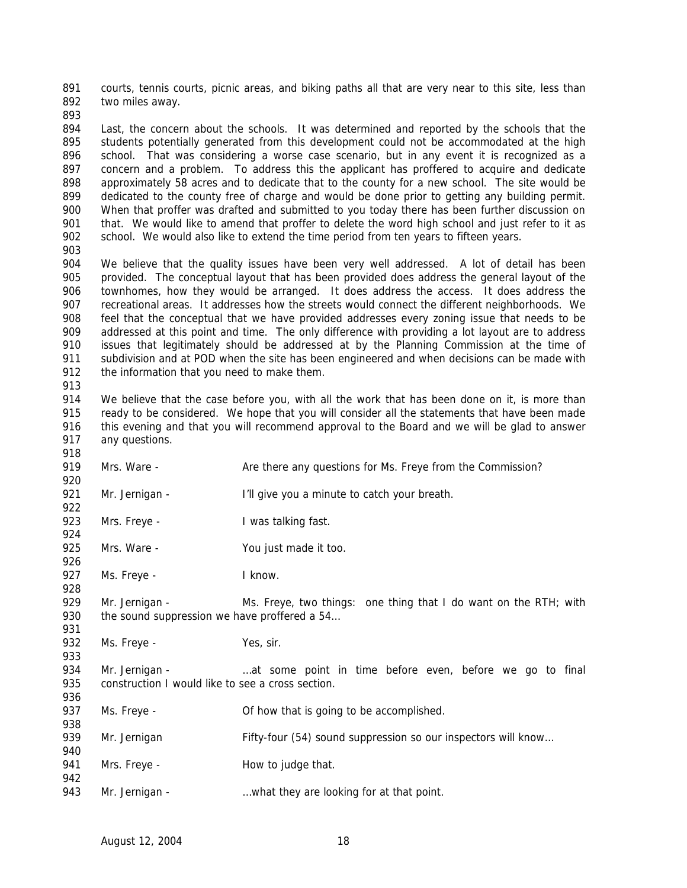courts, tennis courts, picnic areas, and biking paths all that are very near to this site, less than two miles away.

Last, the concern about the schools. It was determined and reported by the schools that the students potentially generated from this development could not be accommodated at the high school. That was considering a worse case scenario, but in any event it is recognized as a concern and a problem. To address this the applicant has proffered to acquire and dedicate approximately 58 acres and to dedicate that to the county for a new school. The site would be dedicated to the county free of charge and would be done prior to getting any building permit. When that proffer was drafted and submitted to you today there has been further discussion on that. We would like to amend that proffer to delete the word high school and just refer to it as school. We would also like to extend the time period from ten years to fifteen years.

We believe that the quality issues have been very well addressed. A lot of detail has been provided. The conceptual layout that has been provided does address the general layout of the townhomes, how they would be arranged. It does address the access. It does address the recreational areas. It addresses how the streets would connect the different neighborhoods. We feel that the conceptual that we have provided addresses every zoning issue that needs to be addressed at this point and time. The only difference with providing a lot layout are to address issues that legitimately should be addressed at by the Planning Commission at the time of subdivision and at POD when the site has been engineered and when decisions can be made with the information that you need to make them.

We believe that the case before you, with all the work that has been done on it, is more than ready to be considered. We hope that you will consider all the statements that have been made this evening and that you will recommend approval to the Board and we will be glad to answer any questions.

Mrs. Ware - Are there any questions for Ms. Freye from the Commission?

Mr. Jernigan - I'll give you a minute to catch your breath.

Mrs. Freye - I was talking fast.

Mrs. Ware - You just made it too.

Ms. Freye - I know.

Mr. Jernigan - Ms. Freye, two things: one thing that I do want on the RTH; with the sound suppression we have proffered a 54…

Ms. Freye - Yes, sir.

Mr. Jernigan - …at some point in time before even, before we go to final construction I would like to see a cross section.

Ms. Freye - Of how that is going to be accomplished.

Mr. Jernigan Fifty-four (54) sound suppression so our inspectors will know…

Mrs. Freye - How to judge that.

Mr. Jernigan - …what they are looking for at that point.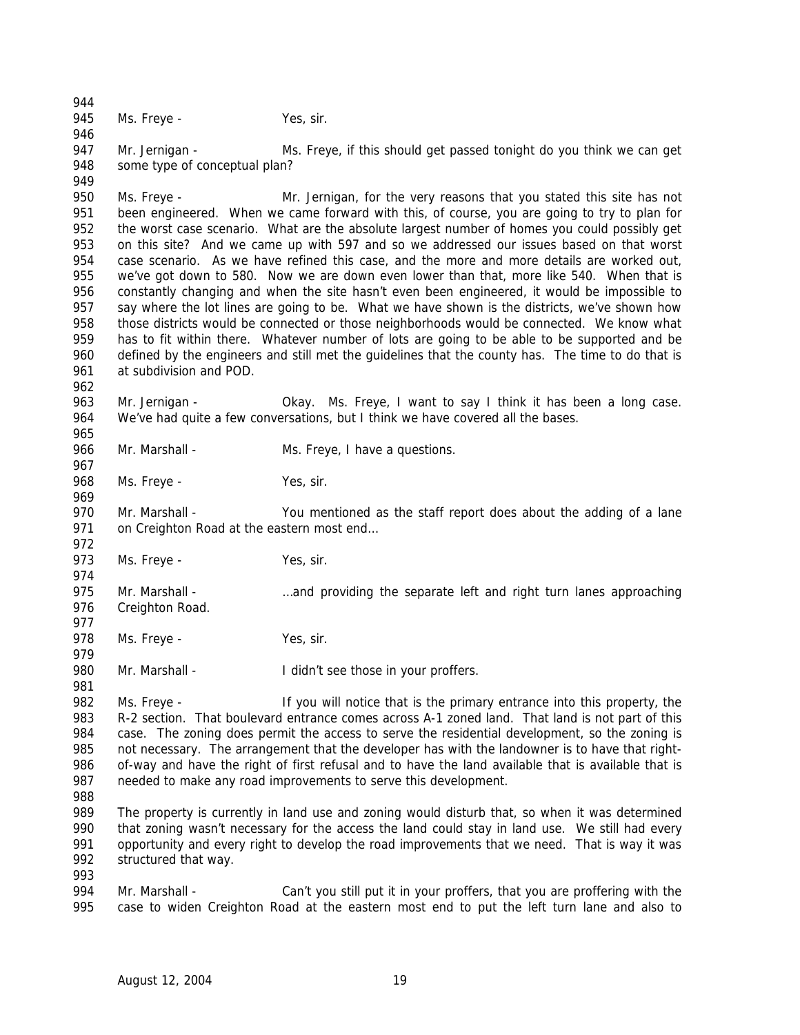Ms. Freye - Yes, sir.

Mr. Jernigan - Ms. Freye, if this should get passed tonight do you think we can get some type of conceptual plan?

Ms. Freye - Mr. Jernigan, for the very reasons that you stated this site has not been engineered. When we came forward with this, of course, you are going to try to plan for the worst case scenario. What are the absolute largest number of homes you could possibly get on this site? And we came up with 597 and so we addressed our issues based on that worst case scenario. As we have refined this case, and the more and more details are worked out, we've got down to 580. Now we are down even lower than that, more like 540. When that is constantly changing and when the site hasn't even been engineered, it would be impossible to say where the lot lines are going to be. What we have shown is the districts, we've shown how those districts would be connected or those neighborhoods would be connected. We know what has to fit within there. Whatever number of lots are going to be able to be supported and be defined by the engineers and still met the guidelines that the county has. The time to do that is at subdivision and POD.

Mr. Jernigan - Okay. Ms. Freye, I want to say I think it has been a long case. We've had quite a few conversations, but I think we have covered all the bases.

Mr. Marshall - Ms. Freye, I have a questions.

Ms. Freye - Yes, sir.

Mr. Marshall - You mentioned as the staff report does about the adding of a lane on Creighton Road at the eastern most end…

Ms. Freye - Yes, sir.

Mr. Marshall - …and providing the separate left and right turn lanes approaching Creighton Road.

Ms. Freye - Yes, sir.

Mr. Marshall - I didn't see those in your proffers.

Ms. Freye - If you will notice that is the primary entrance into this property, the R-2 section. That boulevard entrance comes across A-1 zoned land. That land is not part of this case. The zoning does permit the access to serve the residential development, so the zoning is not necessary. The arrangement that the developer has with the landowner is to have that right-of-way and have the right of first refusal and to have the land available that is available that is needed to make any road improvements to serve this development.

The property is currently in land use and zoning would disturb that, so when it was determined that zoning wasn't necessary for the access the land could stay in land use. We still had every opportunity and every right to develop the road improvements that we need. That is way it was structured that way.

Mr. Marshall - Can't you still put it in your proffers, that you are proffering with the case to widen Creighton Road at the eastern most end to put the left turn lane and also to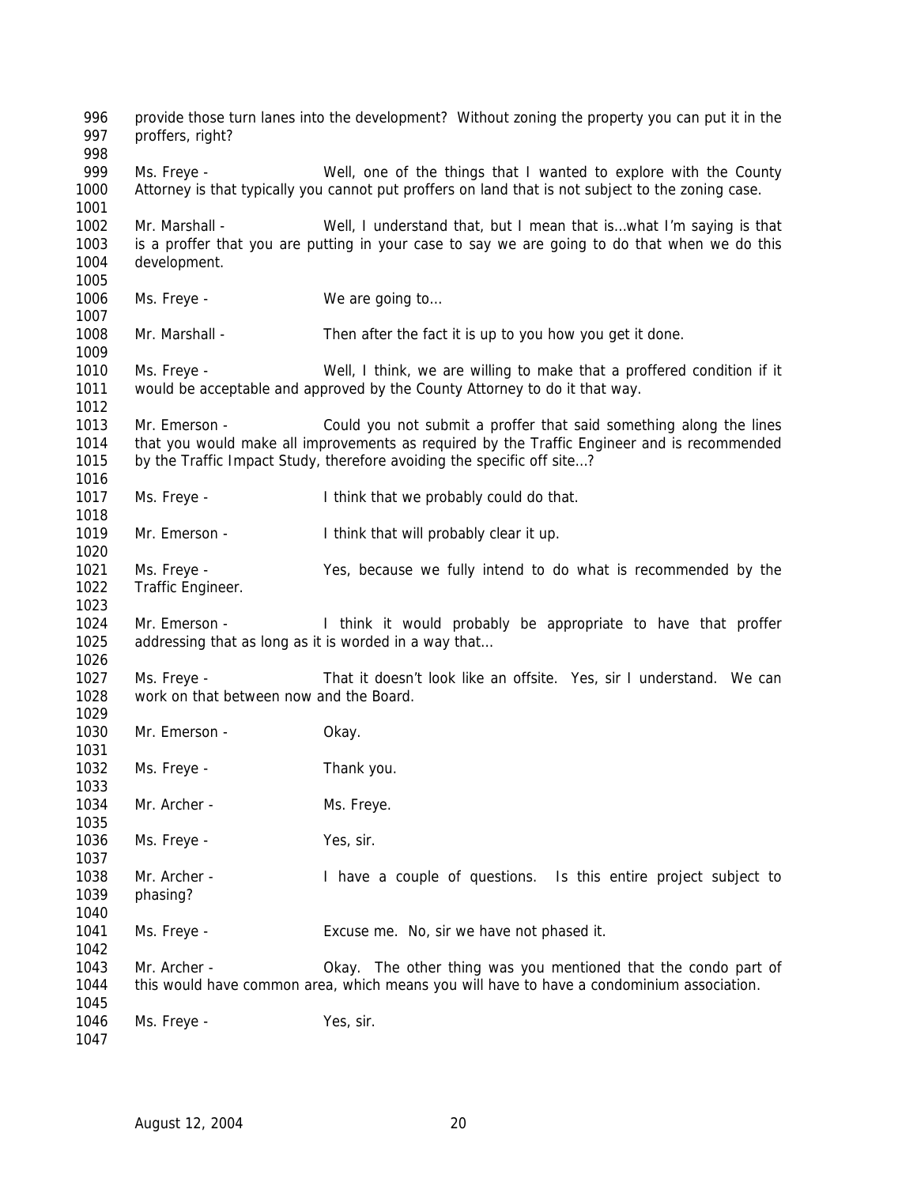996 provide those turn lanes into the development? Without zoning the property you can put it in the
997 proffers, right?
998
999 Ms. Freye - Well, one of the things that I wanted to explore with the County
1000 Attorney is that typically you cannot put proffers on land that is not subject to the zoning case.
1001
1002 Mr. Marshall - Well, I understand that, but I mean that is…what I'm saying is that
1003 is a proffer that you are putting in your case to say we are going to do that when we do this
1004 development.
1005
1006 Ms. Freye - We are going to…
1007
1008 Mr. Marshall - Then after the fact it is up to you how you get it done.
1009
1010 Ms. Freye - Well, I think, we are willing to make that a proffered condition if it
1011 would be acceptable and approved by the County Attorney to do it that way.
1012
1013 Mr. Emerson - Could you not submit a proffer that said something along the lines
1014 that you would make all improvements as required by the Traffic Engineer and is recommended
1015 by the Traffic Impact Study, therefore avoiding the specific off site…?
1016
1017 Ms. Freye - I think that we probably could do that.
1018
1019 Mr. Emerson - I think that will probably clear it up.
1020
1021 Ms. Freye - Yes, because we fully intend to do what is recommended by the
1022 Traffic Engineer.
1023
1024 Mr. Emerson - I think it would probably be appropriate to have that proffer
1025 addressing that as long as it is worded in a way that…
1026
1027 Ms. Freye - That it doesn't look like an offsite. Yes, sir I understand. We can
1028 work on that between now and the Board.
1029
1030 Mr. Emerson - Okay.
1031
1032 Ms. Freye - Thank you.
1033
1034 Mr. Archer - Ms. Freye.
1035
1036 Ms. Freye - Yes, sir.
1037
1038 Mr. Archer - I have a couple of questions. Is this entire project subject to
1039 phasing?
1040
1041 Ms. Freye - Excuse me. No, sir we have not phased it.
1042
1043 Mr. Archer - Okay. The other thing was you mentioned that the condo part of
1044 this would have common area, which means you will have to have a condominium association.
1045
1046 Ms. Freye - Yes, sir.
1047

August 12, 2004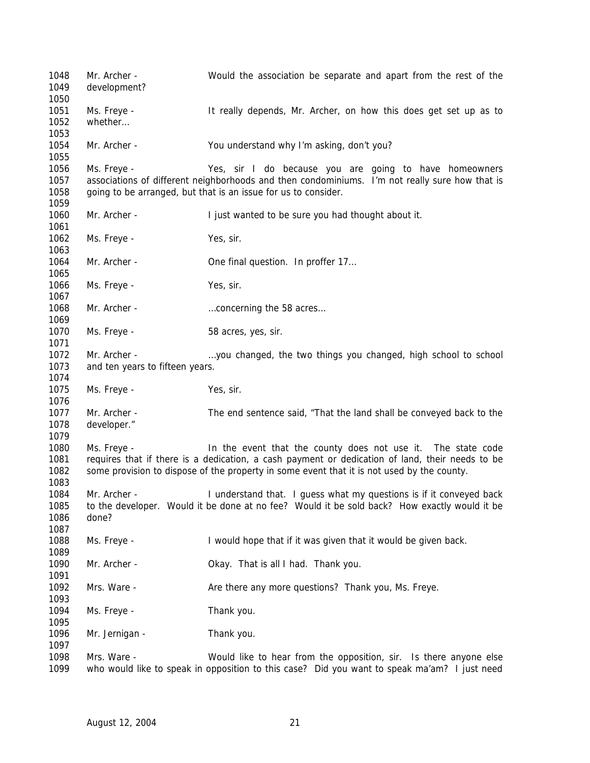1048 Mr. Archer - Would the association be separate and apart from the rest of the
1049 development?
1050
1051 Ms. Freye - It really depends, Mr. Archer, on how this does get set up as to
1052 whether…
1053
1054 Mr. Archer - You understand why I'm asking, don't you?
1055
1056 Ms. Freye - Yes, sir I do because you are going to have homeowners
1057 associations of different neighborhoods and then condominiums. I'm not really sure how that is
1058 going to be arranged, but that is an issue for us to consider.
1059
1060 Mr. Archer - I just wanted to be sure you had thought about it.
1061
1062 Ms. Freye - Yes, sir.
1063
1064 Mr. Archer - One final question. In proffer 17…
1065
1066 Ms. Freye - Yes, sir.
1067
1068 Mr. Archer - …concerning the 58 acres…
1069
1070 Ms. Freye - 58 acres, yes, sir.
1071
1072 Mr. Archer - …you changed, the two things you changed, high school to school
1073 and ten years to fifteen years.
1074
1075 Ms. Freye - Yes, sir.
1076
1077 Mr. Archer - The end sentence said, "That the land shall be conveyed back to the
1078 developer."
1079
1080 Ms. Freye - In the event that the county does not use it. The state code
1081 requires that if there is a dedication, a cash payment or dedication of land, their needs to be
1082 some provision to dispose of the property in some event that it is not used by the county.
1083
1084 Mr. Archer - I understand that. I guess what my questions is if it conveyed back
1085 to the developer. Would it be done at no fee? Would it be sold back? How exactly would it be
1086 done?
1087
1088 Ms. Freye - I would hope that if it was given that it would be given back.
1089
1090 Mr. Archer - Okay. That is all I had. Thank you.
1091
1092 Mrs. Ware - Are there any more questions? Thank you, Ms. Freye.
1093
1094 Ms. Freye - Thank you.
1095
1096 Mr. Jernigan - Thank you.
1097
1098 Mrs. Ware - Would like to hear from the opposition, sir. Is there anyone else
1099 who would like to speak in opposition to this case? Did you want to speak ma'am? I just need

August 12, 2004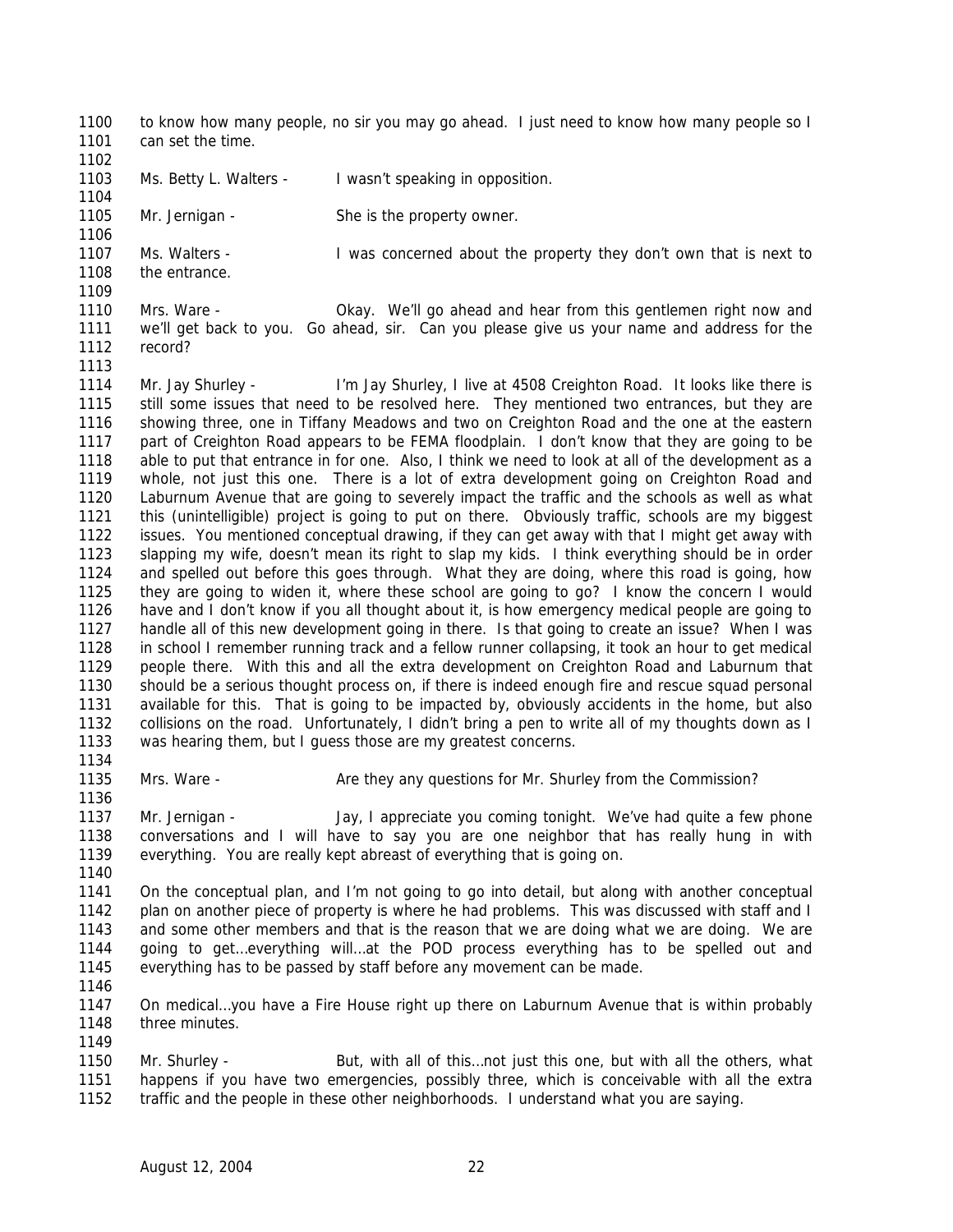to know how many people, no sir you may go ahead. I just need to know how many people so I can set the time.

Ms. Betty L. Walters - I wasn't speaking in opposition.

Mr. Jernigan - She is the property owner.

Ms. Walters - I was concerned about the property they don't own that is next to the entrance.

Mrs. Ware - Okay. We'll go ahead and hear from this gentlemen right now and we'll get back to you. Go ahead, sir. Can you please give us your name and address for the record?

Mr. Jay Shurley - I'm Jay Shurley, I live at 4508 Creighton Road. It looks like there is still some issues that need to be resolved here. They mentioned two entrances, but they are showing three, one in Tiffany Meadows and two on Creighton Road and the one at the eastern part of Creighton Road appears to be FEMA floodplain. I don't know that they are going to be able to put that entrance in for one. Also, I think we need to look at all of the development as a whole, not just this one. There is a lot of extra development going on Creighton Road and Laburnum Avenue that are going to severely impact the traffic and the schools as well as what this (unintelligible) project is going to put on there. Obviously traffic, schools are my biggest issues. You mentioned conceptual drawing, if they can get away with that I might get away with slapping my wife, doesn't mean its right to slap my kids. I think everything should be in order and spelled out before this goes through. What they are doing, where this road is going, how they are going to widen it, where these school are going to go? I know the concern I would have and I don't know if you all thought about it, is how emergency medical people are going to handle all of this new development going in there. Is that going to create an issue? When I was in school I remember running track and a fellow runner collapsing, it took an hour to get medical people there. With this and all the extra development on Creighton Road and Laburnum that should be a serious thought process on, if there is indeed enough fire and rescue squad personal available for this. That is going to be impacted by, obviously accidents in the home, but also collisions on the road. Unfortunately, I didn't bring a pen to write all of my thoughts down as I was hearing them, but I guess those are my greatest concerns.

Mrs. Ware - Are they any questions for Mr. Shurley from the Commission?

Mr. Jernigan - Jay, I appreciate you coming tonight. We've had quite a few phone conversations and I will have to say you are one neighbor that has really hung in with everything. You are really kept abreast of everything that is going on.

On the conceptual plan, and I'm not going to go into detail, but along with another conceptual plan on another piece of property is where he had problems. This was discussed with staff and I and some other members and that is the reason that we are doing what we are doing. We are going to get…everything will…at the POD process everything has to be spelled out and everything has to be passed by staff before any movement can be made.

On medical…you have a Fire House right up there on Laburnum Avenue that is within probably three minutes.

Mr. Shurley - But, with all of this…not just this one, but with all the others, what happens if you have two emergencies, possibly three, which is conceivable with all the extra traffic and the people in these other neighborhoods. I understand what you are saying.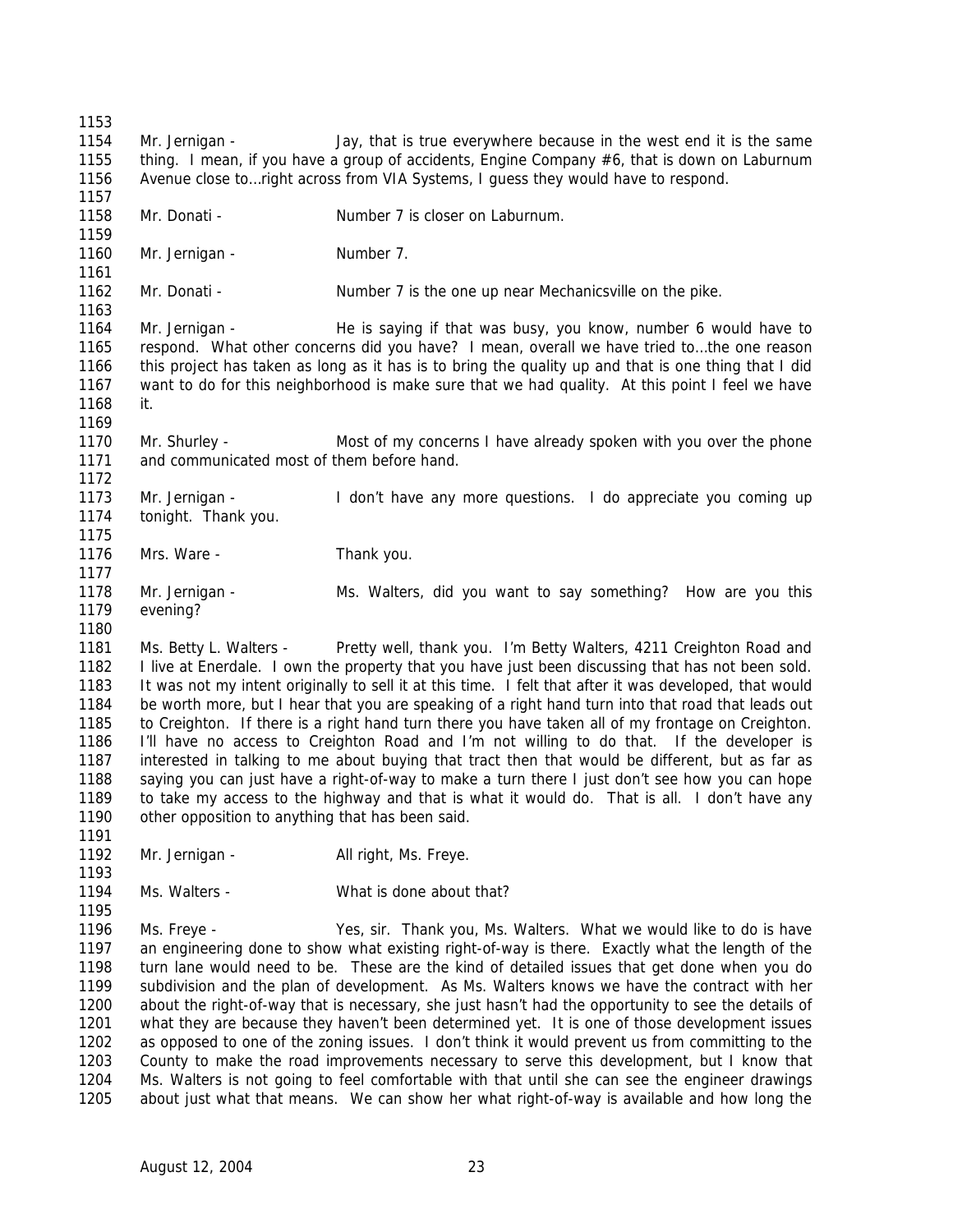1153

1154 Mr. Jernigan - Jay, that is true everywhere because in the west end it is the same
1155 thing. I mean, if you have a group of accidents, Engine Company #6, that is down on Laburnum
1156 Avenue close to…right across from VIA Systems, I guess they would have to respond.

1157

1158 Mr. Donati - Number 7 is closer on Laburnum.

1159

1160 Mr. Jernigan - Number 7.

1161

1162 Mr. Donati - Number 7 is the one up near Mechanicsville on the pike.

1163

1164 Mr. Jernigan - He is saying if that was busy, you know, number 6 would have to
1165 respond. What other concerns did you have? I mean, overall we have tried to…the one reason
1166 this project has taken as long as it has is to bring the quality up and that is one thing that I did
1167 want to do for this neighborhood is make sure that we had quality. At this point I feel we have
1168 it.

1169

1170 Mr. Shurley - Most of my concerns I have already spoken with you over the phone
1171 and communicated most of them before hand.

1172

1173 Mr. Jernigan - I don't have any more questions. I do appreciate you coming up
1174 tonight. Thank you.

1175

1176 Mrs. Ware - Thank you.

1177

1178 Mr. Jernigan - Ms. Walters, did you want to say something? How are you this
1179 evening?

1180

1181 Ms. Betty L. Walters - Pretty well, thank you. I'm Betty Walters, 4211 Creighton Road and
1182 I live at Enerdale. I own the property that you have just been discussing that has not been sold.
1183 It was not my intent originally to sell it at this time. I felt that after it was developed, that would
1184 be worth more, but I hear that you are speaking of a right hand turn into that road that leads out
1185 to Creighton. If there is a right hand turn there you have taken all of my frontage on Creighton.
1186 I'll have no access to Creighton Road and I'm not willing to do that. If the developer is
1187 interested in talking to me about buying that tract then that would be different, but as far as
1188 saying you can just have a right-of-way to make a turn there I just don't see how you can hope
1189 to take my access to the highway and that is what it would do. That is all. I don't have any
1190 other opposition to anything that has been said.

1191

1192 Mr. Jernigan - All right, Ms. Freye.

1193

1194 Ms. Walters - What is done about that?

1195

1196 Ms. Freye - Yes, sir. Thank you, Ms. Walters. What we would like to do is have
1197 an engineering done to show what existing right-of-way is there. Exactly what the length of the
1198 turn lane would need to be. These are the kind of detailed issues that get done when you do
1199 subdivision and the plan of development. As Ms. Walters knows we have the contract with her
1200 about the right-of-way that is necessary, she just hasn't had the opportunity to see the details of
1201 what they are because they haven't been determined yet. It is one of those development issues
1202 as opposed to one of the zoning issues. I don't think it would prevent us from committing to the
1203 County to make the road improvements necessary to serve this development, but I know that
1204 Ms. Walters is not going to feel comfortable with that until she can see the engineer drawings
1205 about just what that means. We can show her what right-of-way is available and how long the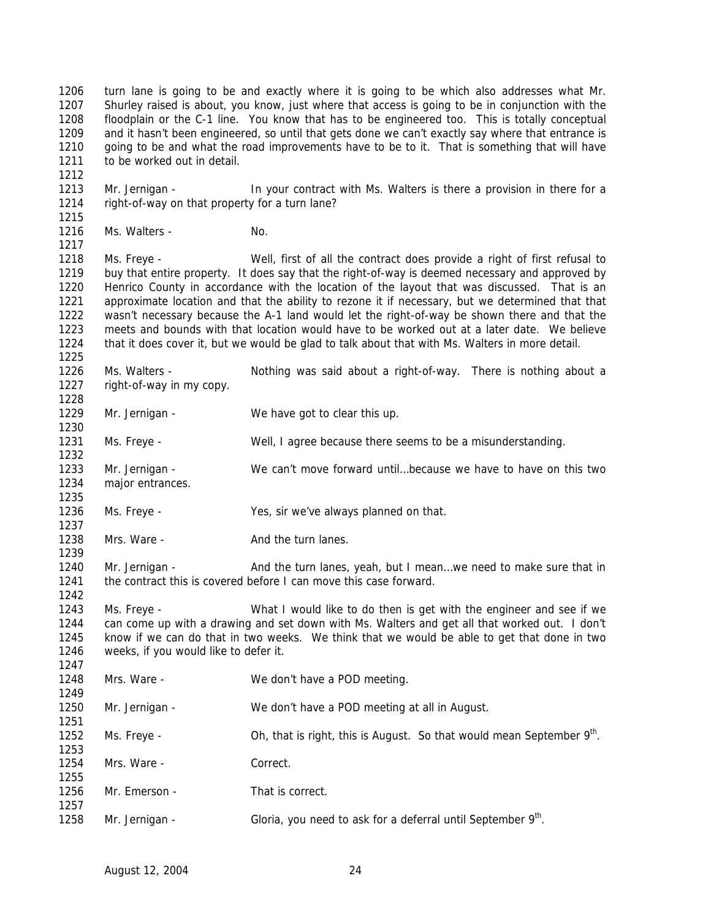turn lane is going to be and exactly where it is going to be which also addresses what Mr. Shurley raised is about, you know, just where that access is going to be in conjunction with the floodplain or the C-1 line. You know that has to be engineered too. This is totally conceptual and it hasn't been engineered, so until that gets done we can't exactly say where that entrance is going to be and what the road improvements have to be to it. That is something that will have to be worked out in detail.

Mr. Jernigan - In your contract with Ms. Walters is there a provision in there for a right-of-way on that property for a turn lane?

Ms. Walters - No.

Ms. Freye - Well, first of all the contract does provide a right of first refusal to buy that entire property. It does say that the right-of-way is deemed necessary and approved by Henrico County in accordance with the location of the layout that was discussed. That is an approximate location and that the ability to rezone it if necessary, but we determined that that wasn't necessary because the A-1 land would let the right-of-way be shown there and that the meets and bounds with that location would have to be worked out at a later date. We believe that it does cover it, but we would be glad to talk about that with Ms. Walters in more detail.

Ms. Walters - Nothing was said about a right-of-way. There is nothing about a right-of-way in my copy.

Mr. Jernigan - We have got to clear this up.

Ms. Freye - Well, I agree because there seems to be a misunderstanding.

Mr. Jernigan - We can't move forward until…because we have to have on this two major entrances.

Ms. Freye - Yes, sir we've always planned on that.

Mrs. Ware - And the turn lanes.

Mr. Jernigan - And the turn lanes, yeah, but I mean…we need to make sure that in the contract this is covered before I can move this case forward.

Ms. Freye - What I would like to do then is get with the engineer and see if we can come up with a drawing and set down with Ms. Walters and get all that worked out. I don't know if we can do that in two weeks. We think that we would be able to get that done in two weeks, if you would like to defer it.

Mrs. Ware - We don't have a POD meeting.

Mr. Jernigan - We don't have a POD meeting at all in August.

Ms. Freye - Oh, that is right, this is August. So that would mean September 9th.

Mrs. Ware - Correct.

Mr. Emerson - That is correct.

Mr. Jernigan - Gloria, you need to ask for a deferral until September 9th.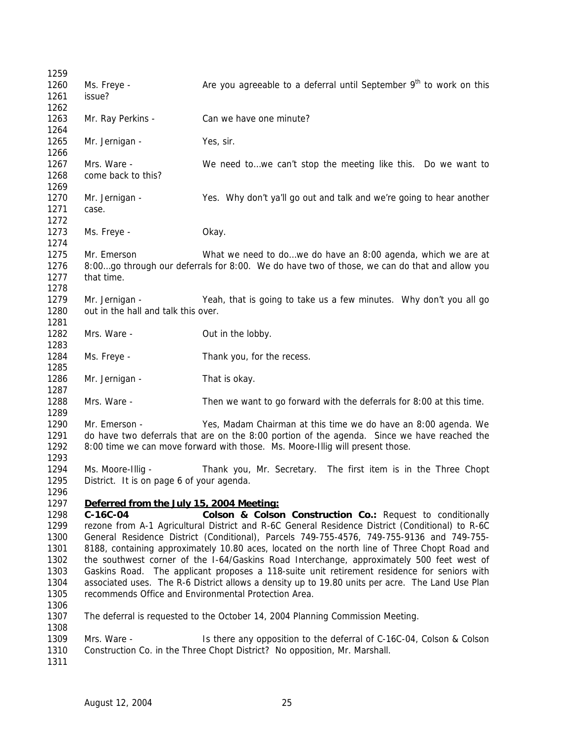Ms. Freye - Are you agreeable to a deferral until September 9th to work on this issue?

Mr. Ray Perkins - Can we have one minute?

Mr. Jernigan - Yes, sir.

Mrs. Ware - We need to…we can't stop the meeting like this. Do we want to come back to this?

Mr. Jernigan - Yes. Why don't ya'll go out and talk and we're going to hear another case.

Ms. Freye - Okay.

Mr. Emerson What we need to do…we do have an 8:00 agenda, which we are at 8:00…go through our deferrals for 8:00. We do have two of those, we can do that and allow you that time.

Mr. Jernigan - Yeah, that is going to take us a few minutes. Why don't you all go out in the hall and talk this over.

Mrs. Ware - Out in the lobby.

Ms. Freye - Thank you, for the recess.

Mr. Jernigan - That is okay.

Mrs. Ware - Then we want to go forward with the deferrals for 8:00 at this time.

Mr. Emerson - Yes, Madam Chairman at this time we do have an 8:00 agenda. We do have two deferrals that are on the 8:00 portion of the agenda. Since we have reached the 8:00 time we can move forward with those. Ms. Moore-Illig will present those.

Ms. Moore-Illig - Thank you, Mr. Secretary. The first item is in the Three Chopt District. It is on page 6 of your agenda.

**Deferred from the July 15, 2004 Meeting:**

**C-16C-04 Colson & Colson Construction Co.:** Request to conditionally rezone from A-1 Agricultural District and R-6C General Residence District (Conditional) to R-6C General Residence District (Conditional), Parcels 749-755-4576, 749-755-9136 and 749-755-8188, containing approximately 10.80 aces, located on the north line of Three Chopt Road and the southwest corner of the I-64/Gaskins Road Interchange, approximately 500 feet west of Gaskins Road. The applicant proposes a 118-suite unit retirement residence for seniors with associated uses. The R-6 District allows a density up to 19.80 units per acre. The Land Use Plan recommends Office and Environmental Protection Area.

The deferral is requested to the October 14, 2004 Planning Commission Meeting.

Mrs. Ware - Is there any opposition to the deferral of C-16C-04, Colson & Colson Construction Co. in the Three Chopt District? No opposition, Mr. Marshall.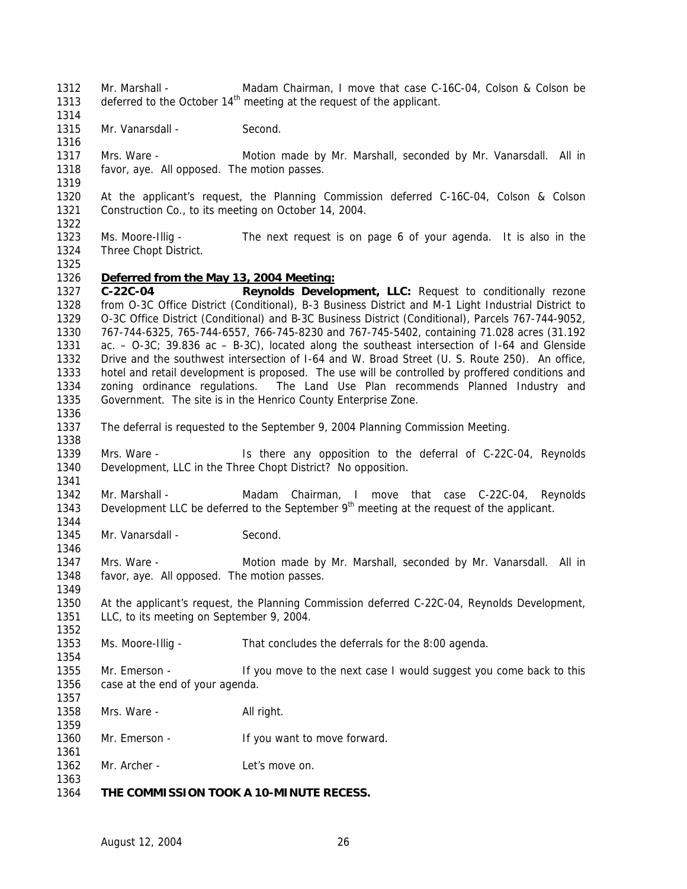Mr. Marshall - Madam Chairman, I move that case C-16C-04, Colson & Colson be deferred to the October 14th meeting at the request of the applicant.

Mr. Vanarsdall - Second.

Mrs. Ware - Motion made by Mr. Marshall, seconded by Mr. Vanarsdall. All in favor, aye. All opposed. The motion passes.

At the applicant's request, the Planning Commission deferred C-16C-04, Colson & Colson Construction Co., to its meeting on October 14, 2004.

Ms. Moore-Illig - The next request is on page 6 of your agenda. It is also in the Three Chopt District.

**Deferred from the May 13, 2004 Meeting:**

**C-22C-04 Reynolds Development, LLC:** Request to conditionally rezone from O-3C Office District (Conditional), B-3 Business District and M-1 Light Industrial District to O-3C Office District (Conditional) and B-3C Business District (Conditional), Parcels 767-744-9052, 767-744-6325, 765-744-6557, 766-745-8230 and 767-745-5402, containing 71.028 acres (31.192 ac. – O-3C; 39.836 ac – B-3C), located along the southeast intersection of I-64 and Glenside Drive and the southwest intersection of I-64 and W. Broad Street (U. S. Route 250). An office, hotel and retail development is proposed. The use will be controlled by proffered conditions and zoning ordinance regulations. The Land Use Plan recommends Planned Industry and Government. The site is in the Henrico County Enterprise Zone.

The deferral is requested to the September 9, 2004 Planning Commission Meeting.

Mrs. Ware - Is there any opposition to the deferral of C-22C-04, Reynolds Development, LLC in the Three Chopt District? No opposition.

Mr. Marshall - Madam Chairman, I move that case C-22C-04, Reynolds Development LLC be deferred to the September 9th meeting at the request of the applicant.

Mr. Vanarsdall - Second.

Mrs. Ware - Motion made by Mr. Marshall, seconded by Mr. Vanarsdall. All in favor, aye. All opposed. The motion passes.

At the applicant's request, the Planning Commission deferred C-22C-04, Reynolds Development, LLC, to its meeting on September 9, 2004.

Ms. Moore-Illig - That concludes the deferrals for the 8:00 agenda.

Mr. Emerson - If you move to the next case I would suggest you come back to this case at the end of your agenda.

Mrs. Ware - All right.

Mr. Emerson - If you want to move forward.

Mr. Archer - Let's move on.

**THE COMMISSION TOOK A 10-MINUTE RECESS.**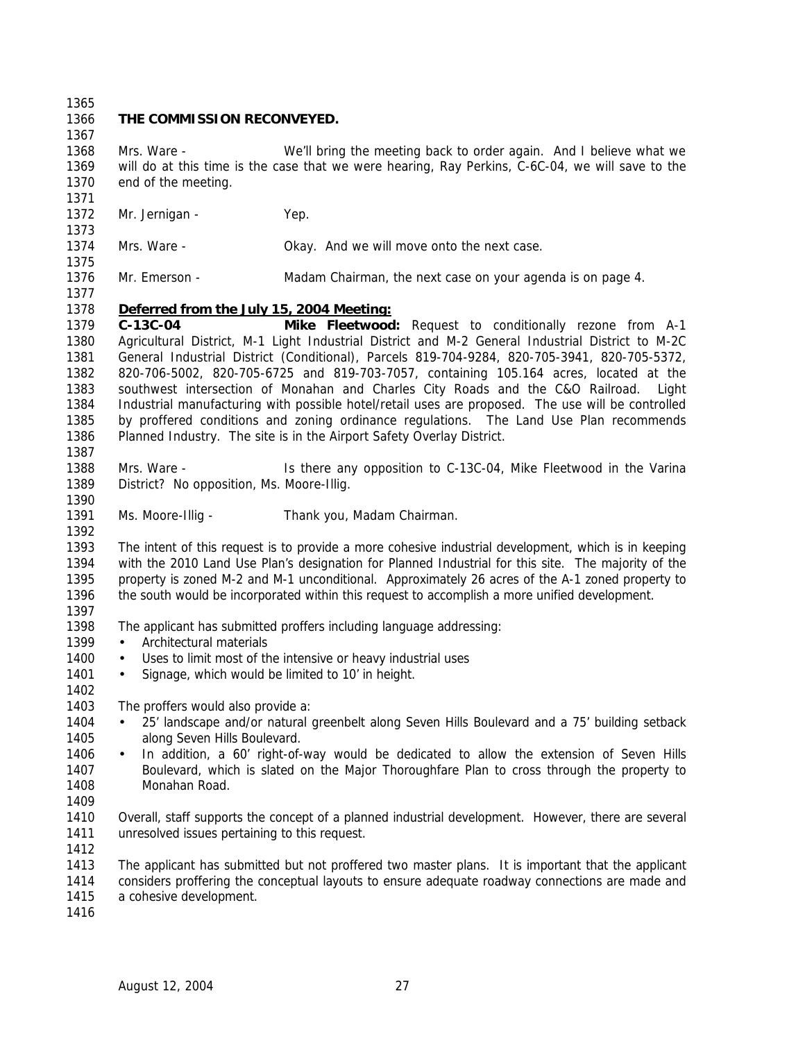**THE COMMISSION RECONVEYED.**

Mrs. Ware - We'll bring the meeting back to order again. And I believe what we will do at this time is the case that we were hearing, Ray Perkins, C-6C-04, we will save to the end of the meeting.

Mr. Jernigan - Yep.

Mrs. Ware - Okay. And we will move onto the next case.

Mr. Emerson - Madam Chairman, the next case on your agenda is on page 4.

**Deferred from the July 15, 2004 Meeting:**

**C-13C-04** **Mike Fleetwood:** Request to conditionally rezone from A-1 Agricultural District, M-1 Light Industrial District and M-2 General Industrial District to M-2C General Industrial District (Conditional), Parcels 819-704-9284, 820-705-3941, 820-705-5372, 820-706-5002, 820-705-6725 and 819-703-7057, containing 105.164 acres, located at the southwest intersection of Monahan and Charles City Roads and the C&O Railroad. Light Industrial manufacturing with possible hotel/retail uses are proposed. The use will be controlled by proffered conditions and zoning ordinance regulations. The Land Use Plan recommends Planned Industry. The site is in the Airport Safety Overlay District.

Mrs. Ware - Is there any opposition to C-13C-04, Mike Fleetwood in the Varina District? No opposition, Ms. Moore-Illig.

Ms. Moore-Illig - Thank you, Madam Chairman.

The intent of this request is to provide a more cohesive industrial development, which is in keeping with the 2010 Land Use Plan's designation for Planned Industrial for this site. The majority of the property is zoned M-2 and M-1 unconditional. Approximately 26 acres of the A-1 zoned property to the south would be incorporated within this request to accomplish a more unified development.

The applicant has submitted proffers including language addressing:

- Architectural materials
- Uses to limit most of the intensive or heavy industrial uses
- Signage, which would be limited to 10' in height.

The proffers would also provide a:

- 25' landscape and/or natural greenbelt along Seven Hills Boulevard and a 75' building setback along Seven Hills Boulevard.
- In addition, a 60' right-of-way would be dedicated to allow the extension of Seven Hills Boulevard, which is slated on the Major Thoroughfare Plan to cross through the property to Monahan Road.

Overall, staff supports the concept of a planned industrial development. However, there are several unresolved issues pertaining to this request.

The applicant has submitted but not proffered two master plans. It is important that the applicant considers proffering the conceptual layouts to ensure adequate roadway connections are made and a cohesive development.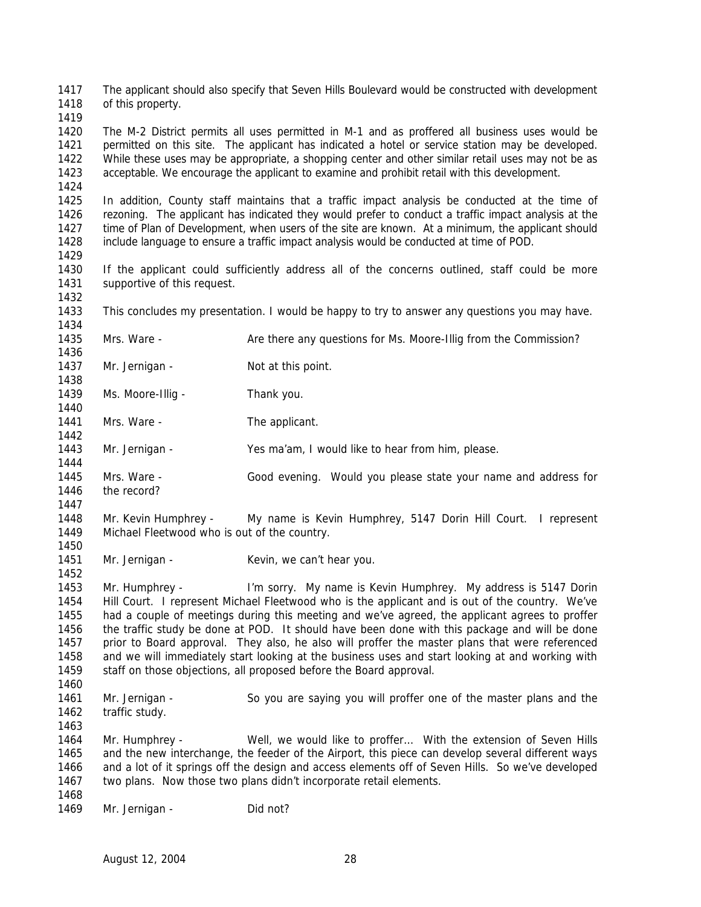The applicant should also specify that Seven Hills Boulevard would be constructed with development of this property.

The M-2 District permits all uses permitted in M-1 and as proffered all business uses would be permitted on this site. The applicant has indicated a hotel or service station may be developed. While these uses may be appropriate, a shopping center and other similar retail uses may not be as acceptable. We encourage the applicant to examine and prohibit retail with this development.

In addition, County staff maintains that a traffic impact analysis be conducted at the time of rezoning. The applicant has indicated they would prefer to conduct a traffic impact analysis at the time of Plan of Development, when users of the site are known. At a minimum, the applicant should include language to ensure a traffic impact analysis would be conducted at time of POD.

If the applicant could sufficiently address all of the concerns outlined, staff could be more supportive of this request.

This concludes my presentation. I would be happy to try to answer any questions you may have.

Mrs. Ware - Are there any questions for Ms. Moore-Illig from the Commission?

Mr. Jernigan - Not at this point.

Ms. Moore-Illig - Thank you.

Mrs. Ware - The applicant.

Mr. Jernigan - Yes ma'am, I would like to hear from him, please.

Mrs. Ware - Good evening. Would you please state your name and address for the record?

Mr. Kevin Humphrey - My name is Kevin Humphrey, 5147 Dorin Hill Court. I represent Michael Fleetwood who is out of the country.

Mr. Jernigan - Kevin, we can't hear you.

Mr. Humphrey - I'm sorry. My name is Kevin Humphrey. My address is 5147 Dorin Hill Court. I represent Michael Fleetwood who is the applicant and is out of the country. We've had a couple of meetings during this meeting and we've agreed, the applicant agrees to proffer the traffic study be done at POD. It should have been done with this package and will be done prior to Board approval. They also, he also will proffer the master plans that were referenced and we will immediately start looking at the business uses and start looking at and working with staff on those objections, all proposed before the Board approval.

Mr. Jernigan - So you are saying you will proffer one of the master plans and the traffic study.

Mr. Humphrey - Well, we would like to proffer… With the extension of Seven Hills and the new interchange, the feeder of the Airport, this piece can develop several different ways and a lot of it springs off the design and access elements off of Seven Hills. So we've developed two plans. Now those two plans didn't incorporate retail elements.

Mr. Jernigan - Did not?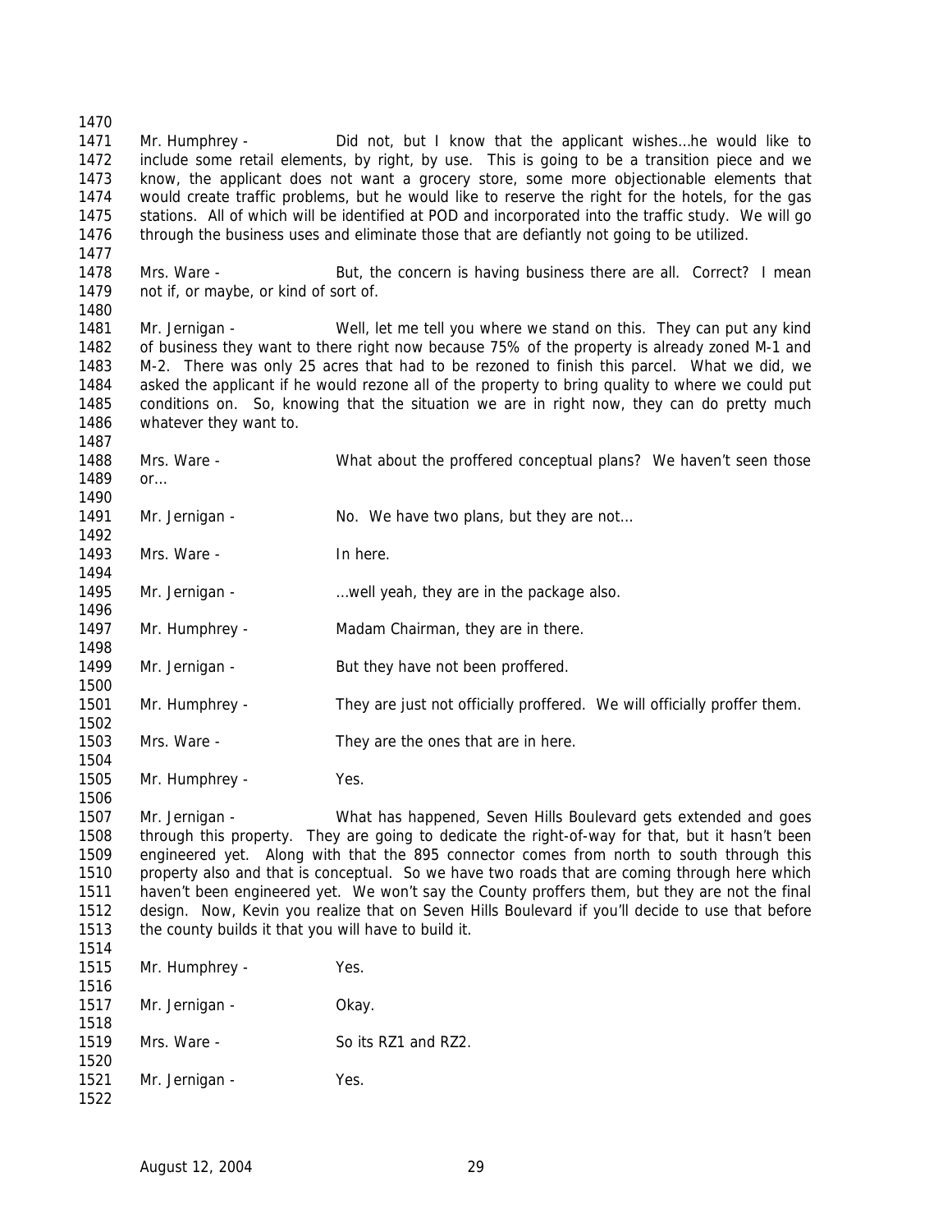Mr. Humphrey - Did not, but I know that the applicant wishes…he would like to include some retail elements, by right, by use. This is going to be a transition piece and we know, the applicant does not want a grocery store, some more objectionable elements that would create traffic problems, but he would like to reserve the right for the hotels, for the gas stations. All of which will be identified at POD and incorporated into the traffic study. We will go through the business uses and eliminate those that are defiantly not going to be utilized.

Mrs. Ware - But, the concern is having business there are all. Correct? I mean not if, or maybe, or kind of sort of.

Mr. Jernigan - Well, let me tell you where we stand on this. They can put any kind of business they want to there right now because 75% of the property is already zoned M-1 and M-2. There was only 25 acres that had to be rezoned to finish this parcel. What we did, we asked the applicant if he would rezone all of the property to bring quality to where we could put conditions on. So, knowing that the situation we are in right now, they can do pretty much whatever they want to.

Mrs. Ware - What about the proffered conceptual plans? We haven't seen those or…

Mr. Jernigan - No. We have two plans, but they are not…

Mrs. Ware - In here.

Mr. Jernigan - …well yeah, they are in the package also.

Mr. Humphrey - Madam Chairman, they are in there.

Mr. Jernigan - But they have not been proffered.

Mr. Humphrey - They are just not officially proffered. We will officially proffer them.

Mrs. Ware - They are the ones that are in here.

Mr. Humphrey - Yes.

Mr. Jernigan - What has happened, Seven Hills Boulevard gets extended and goes through this property. They are going to dedicate the right-of-way for that, but it hasn't been engineered yet. Along with that the 895 connector comes from north to south through this property also and that is conceptual. So we have two roads that are coming through here which haven't been engineered yet. We won't say the County proffers them, but they are not the final design. Now, Kevin you realize that on Seven Hills Boulevard if you'll decide to use that before the county builds it that you will have to build it.

Mr. Humphrey - Yes.

Mr. Jernigan - Okay.

Mrs. Ware - So its RZ1 and RZ2.

Mr. Jernigan - Yes.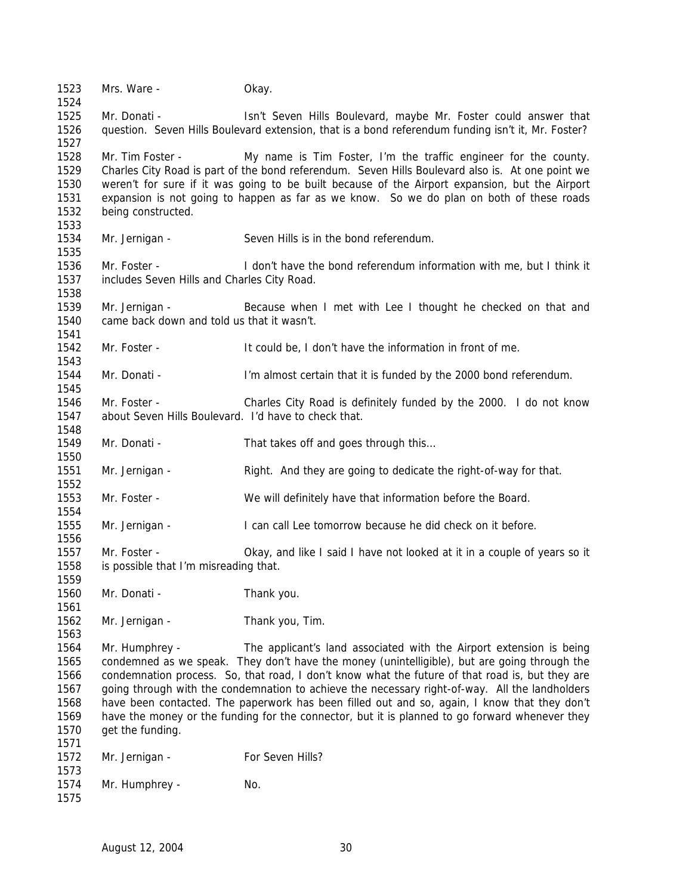1523 Mrs. Ware - Okay.

1525 Mr. Donati - Isn't Seven Hills Boulevard, maybe Mr. Foster could answer that question. Seven Hills Boulevard extension, that is a bond referendum funding isn't it, Mr. Foster?

1528 Mr. Tim Foster - My name is Tim Foster, I'm the traffic engineer for the county. Charles City Road is part of the bond referendum. Seven Hills Boulevard also is. At one point we weren't for sure if it was going to be built because of the Airport expansion, but the Airport expansion is not going to happen as far as we know. So we do plan on both of these roads being constructed.

1534 Mr. Jernigan - Seven Hills is in the bond referendum.

1536 Mr. Foster - I don't have the bond referendum information with me, but I think it includes Seven Hills and Charles City Road.

1539 Mr. Jernigan - Because when I met with Lee I thought he checked on that and came back down and told us that it wasn't.

1542 Mr. Foster - It could be, I don't have the information in front of me.

1544 Mr. Donati - I'm almost certain that it is funded by the 2000 bond referendum.

1546 Mr. Foster - Charles City Road is definitely funded by the 2000. I do not know about Seven Hills Boulevard. I'd have to check that.

1549 Mr. Donati - That takes off and goes through this…

1551 Mr. Jernigan - Right. And they are going to dedicate the right-of-way for that.

1553 Mr. Foster - We will definitely have that information before the Board.

1555 Mr. Jernigan - I can call Lee tomorrow because he did check on it before.

1557 Mr. Foster - Okay, and like I said I have not looked at it in a couple of years so it is possible that I'm misreading that.

1560 Mr. Donati - Thank you.

1562 Mr. Jernigan - Thank you, Tim.

1564 Mr. Humphrey - The applicant's land associated with the Airport extension is being condemned as we speak. They don't have the money (unintelligible), but are going through the condemnation process. So, that road, I don't know what the future of that road is, but they are going through with the condemnation to achieve the necessary right-of-way. All the landholders have been contacted. The paperwork has been filled out and so, again, I know that they don't have the money or the funding for the connector, but it is planned to go forward whenever they get the funding.

1572 Mr. Jernigan - For Seven Hills?

1574 Mr. Humphrey - No.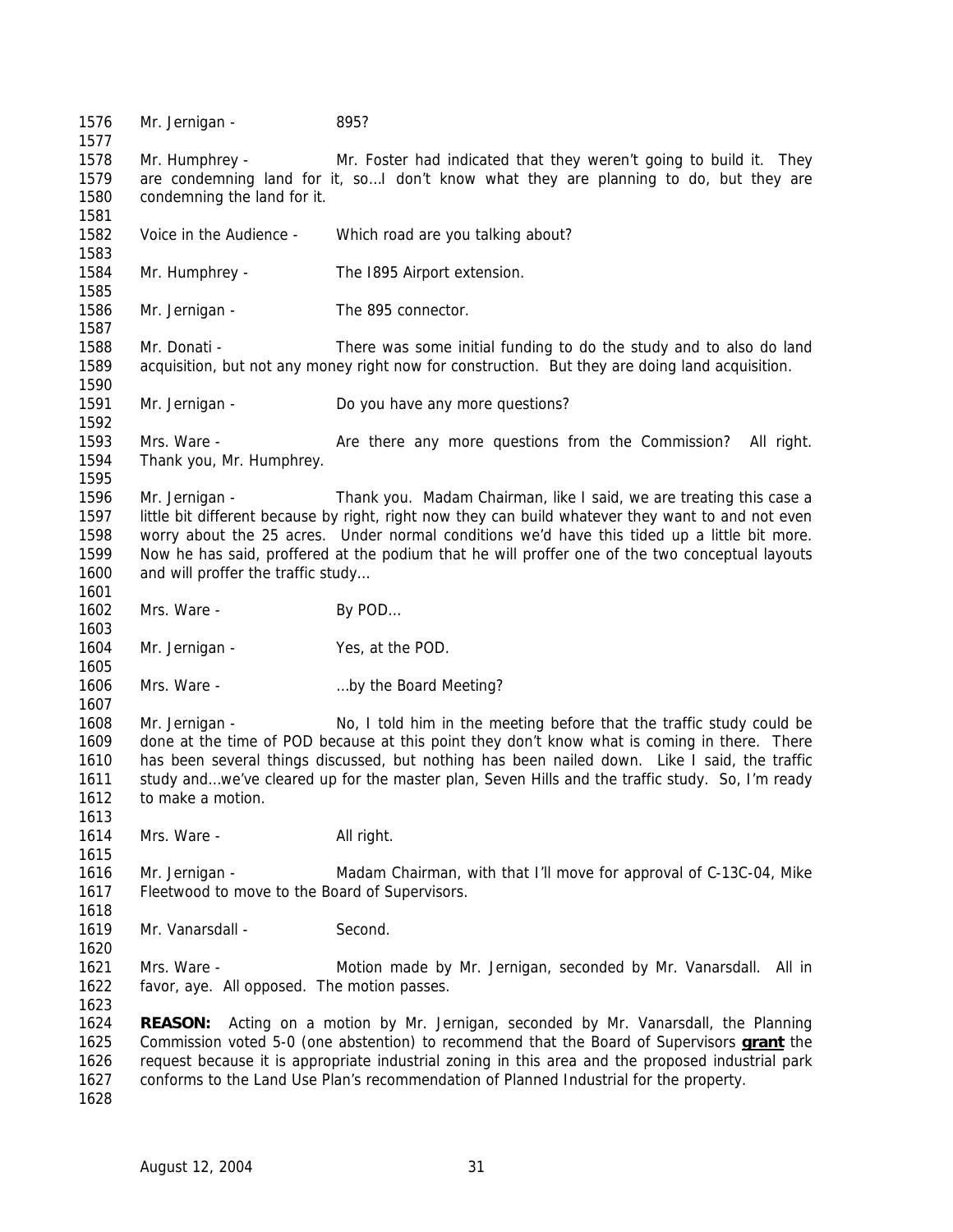1576 Mr. Jernigan - 895?

1577

1578 Mr. Humphrey - Mr. Foster had indicated that they weren't going to build it. They
1579 are condemning land for it, so…I don't know what they are planning to do, but they are
1580 condemning the land for it.

1581

1582 Voice in the Audience - Which road are you talking about?

1583

1584 Mr. Humphrey - The I895 Airport extension.

1585

1586 Mr. Jernigan - The 895 connector.

1587

1588 Mr. Donati - There was some initial funding to do the study and to also do land
1589 acquisition, but not any money right now for construction. But they are doing land acquisition.

1590

1591 Mr. Jernigan - Do you have any more questions?

1592

1593 Mrs. Ware - Are there any more questions from the Commission? All right.
1594 Thank you, Mr. Humphrey.

1595

1596 Mr. Jernigan - Thank you. Madam Chairman, like I said, we are treating this case a
1597 little bit different because by right, right now they can build whatever they want to and not even
1598 worry about the 25 acres. Under normal conditions we'd have this tided up a little bit more.
1599 Now he has said, proffered at the podium that he will proffer one of the two conceptual layouts
1600 and will proffer the traffic study…

1601

1602 Mrs. Ware - By POD…

1603

1604 Mr. Jernigan - Yes, at the POD.

1605

1606 Mrs. Ware - …by the Board Meeting?

1607

1608 Mr. Jernigan - No, I told him in the meeting before that the traffic study could be
1609 done at the time of POD because at this point they don't know what is coming in there. There
1610 has been several things discussed, but nothing has been nailed down. Like I said, the traffic
1611 study and…we've cleared up for the master plan, Seven Hills and the traffic study. So, I'm ready
1612 to make a motion.

1613

1614 Mrs. Ware - All right.

1615

1616 Mr. Jernigan - Madam Chairman, with that I'll move for approval of C-13C-04, Mike
1617 Fleetwood to move to the Board of Supervisors.

1618

1619 Mr. Vanarsdall - Second.

1620

1621 Mrs. Ware - Motion made by Mr. Jernigan, seconded by Mr. Vanarsdall. All in
1622 favor, aye. All opposed. The motion passes.

1623

1624 **REASON:** Acting on a motion by Mr. Jernigan, seconded by Mr. Vanarsdall, the Planning
1625 Commission voted 5-0 (one abstention) to recommend that the Board of Supervisors **grant** the
1626 request because it is appropriate industrial zoning in this area and the proposed industrial park
1627 conforms to the Land Use Plan's recommendation of Planned Industrial for the property.

1628

August 12, 2004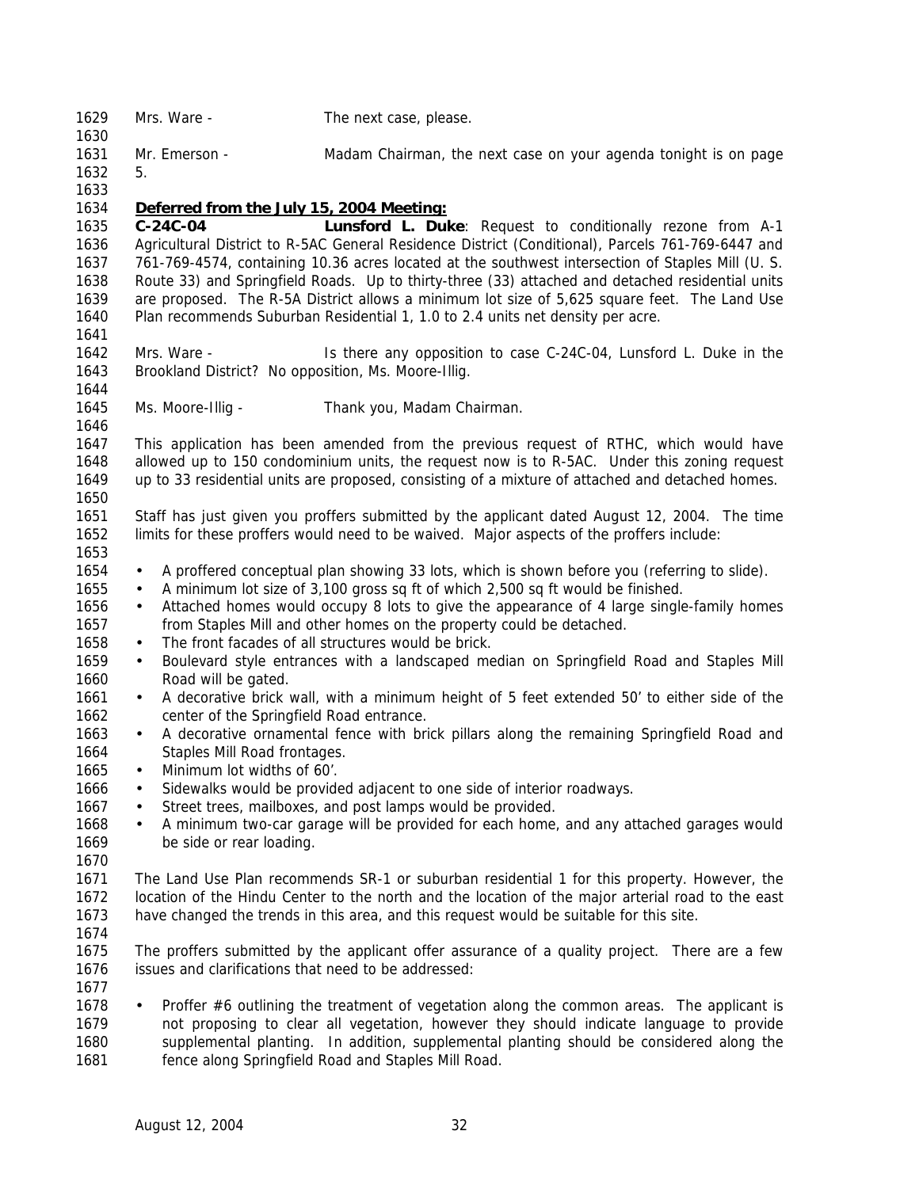Mrs. Ware - The next case, please.

Mr. Emerson - Madam Chairman, the next case on your agenda tonight is on page 5.

**Deferred from the July 15, 2004 Meeting:**

**C-24C-04** **Lunsford L. Duke**: Request to conditionally rezone from A-1 Agricultural District to R-5AC General Residence District (Conditional), Parcels 761-769-6447 and 761-769-4574, containing 10.36 acres located at the southwest intersection of Staples Mill (U. S. Route 33) and Springfield Roads. Up to thirty-three (33) attached and detached residential units are proposed. The R-5A District allows a minimum lot size of 5,625 square feet. The Land Use Plan recommends Suburban Residential 1, 1.0 to 2.4 units net density per acre.

Mrs. Ware - Is there any opposition to case C-24C-04, Lunsford L. Duke in the Brookland District? No opposition, Ms. Moore-Illig.

Ms. Moore-Illig - Thank you, Madam Chairman.

This application has been amended from the previous request of RTHC, which would have allowed up to 150 condominium units, the request now is to R-5AC. Under this zoning request up to 33 residential units are proposed, consisting of a mixture of attached and detached homes.

Staff has just given you proffers submitted by the applicant dated August 12, 2004. The time limits for these proffers would need to be waived. Major aspects of the proffers include:

- A proffered conceptual plan showing 33 lots, which is shown before you (referring to slide).
- A minimum lot size of 3,100 gross sq ft of which 2,500 sq ft would be finished.
- Attached homes would occupy 8 lots to give the appearance of 4 large single-family homes from Staples Mill and other homes on the property could be detached.
- The front facades of all structures would be brick.
- Boulevard style entrances with a landscaped median on Springfield Road and Staples Mill Road will be gated.
- A decorative brick wall, with a minimum height of 5 feet extended 50' to either side of the center of the Springfield Road entrance.
- A decorative ornamental fence with brick pillars along the remaining Springfield Road and Staples Mill Road frontages.
- Minimum lot widths of 60'.
- Sidewalks would be provided adjacent to one side of interior roadways.
- Street trees, mailboxes, and post lamps would be provided.
- A minimum two-car garage will be provided for each home, and any attached garages would be side or rear loading.

The Land Use Plan recommends SR-1 or suburban residential 1 for this property. However, the location of the Hindu Center to the north and the location of the major arterial road to the east have changed the trends in this area, and this request would be suitable for this site.

The proffers submitted by the applicant offer assurance of a quality project. There are a few issues and clarifications that need to be addressed:

- Proffer #6 outlining the treatment of vegetation along the common areas. The applicant is not proposing to clear all vegetation, however they should indicate language to provide supplemental planting. In addition, supplemental planting should be considered along the fence along Springfield Road and Staples Mill Road.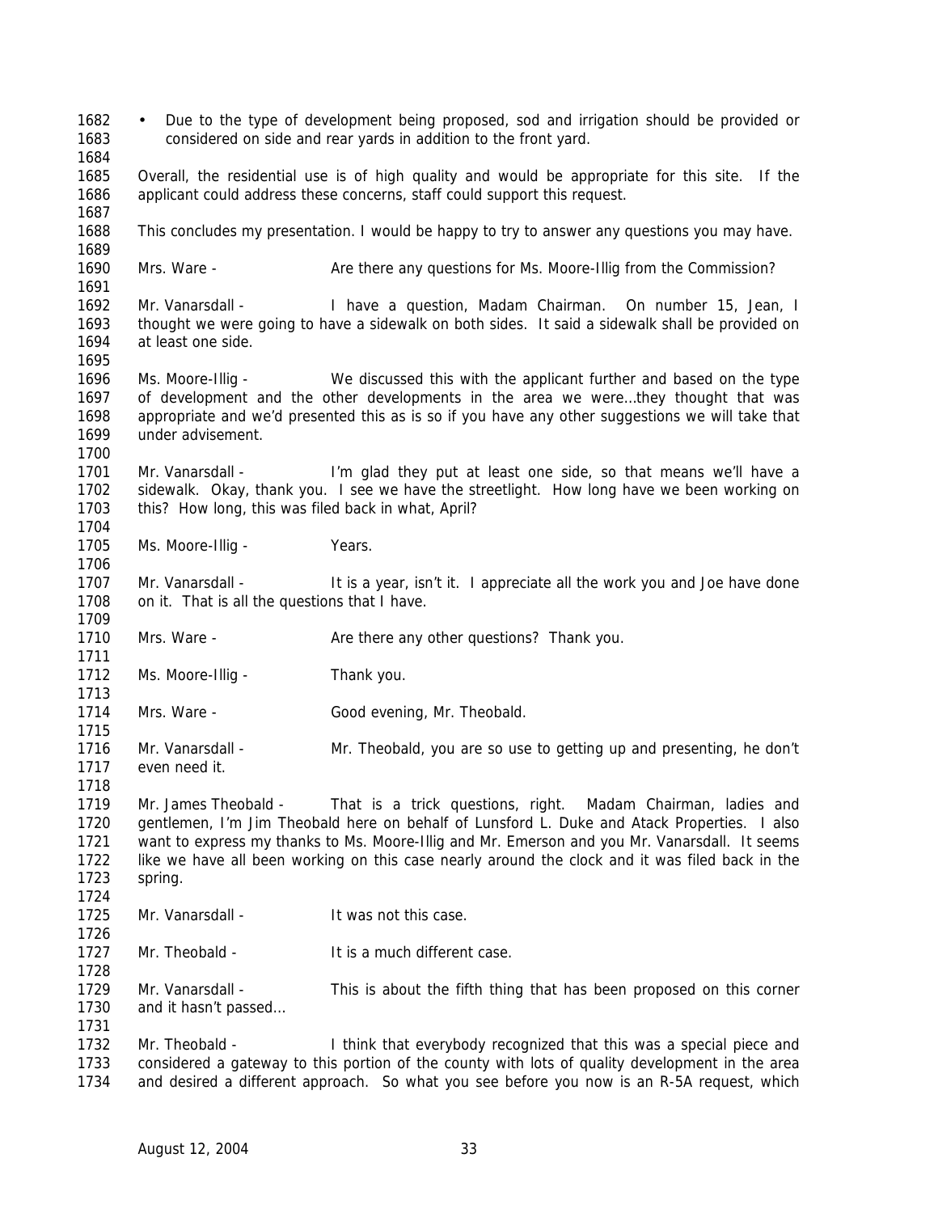- Due to the type of development being proposed, sod and irrigation should be provided or considered on side and rear yards in addition to the front yard.

Overall, the residential use is of high quality and would be appropriate for this site. If the applicant could address these concerns, staff could support this request.

This concludes my presentation. I would be happy to try to answer any questions you may have.

Mrs. Ware - Are there any questions for Ms. Moore-Illig from the Commission?

Mr. Vanarsdall - I have a question, Madam Chairman. On number 15, Jean, I thought we were going to have a sidewalk on both sides. It said a sidewalk shall be provided on at least one side.

Ms. Moore-Illig - We discussed this with the applicant further and based on the type of development and the other developments in the area we were…they thought that was appropriate and we'd presented this as is so if you have any other suggestions we will take that under advisement.

Mr. Vanarsdall - I'm glad they put at least one side, so that means we'll have a sidewalk. Okay, thank you. I see we have the streetlight. How long have we been working on this? How long, this was filed back in what, April?

Ms. Moore-Illig - Years.

Mr. Vanarsdall - It is a year, isn't it. I appreciate all the work you and Joe have done on it. That is all the questions that I have.

Mrs. Ware - Are there any other questions? Thank you.

Ms. Moore-Illig - Thank you.

Mrs. Ware - Good evening, Mr. Theobald.

Mr. Vanarsdall - Mr. Theobald, you are so use to getting up and presenting, he don't even need it.

Mr. James Theobald - That is a trick questions, right. Madam Chairman, ladies and gentlemen, I'm Jim Theobald here on behalf of Lunsford L. Duke and Atack Properties. I also want to express my thanks to Ms. Moore-Illig and Mr. Emerson and you Mr. Vanarsdall. It seems like we have all been working on this case nearly around the clock and it was filed back in the spring.

Mr. Vanarsdall - It was not this case.

Mr. Theobald - It is a much different case.

Mr. Vanarsdall - This is about the fifth thing that has been proposed on this corner and it hasn't passed…

Mr. Theobald - I think that everybody recognized that this was a special piece and considered a gateway to this portion of the county with lots of quality development in the area and desired a different approach. So what you see before you now is an R-5A request, which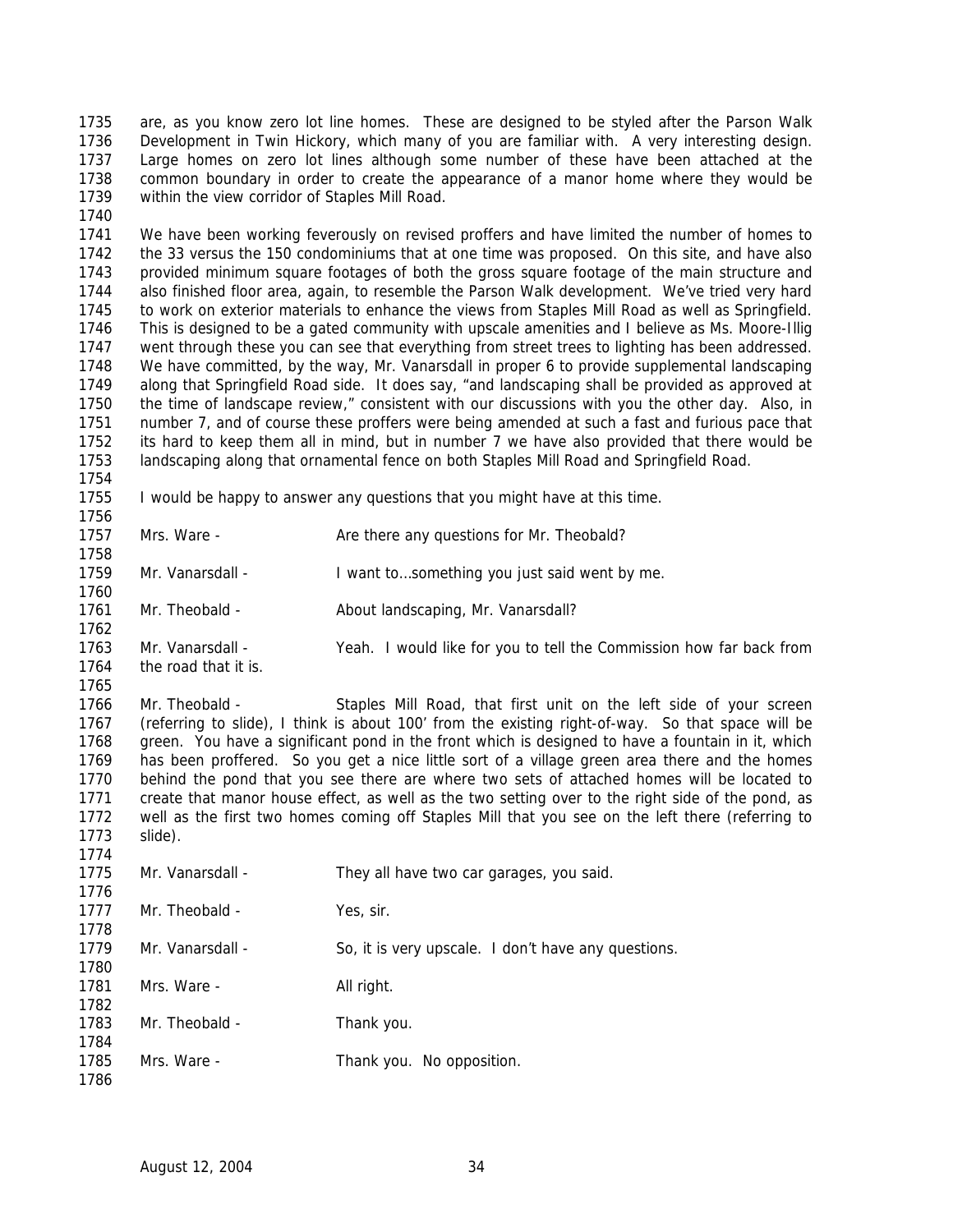are, as you know zero lot line homes. These are designed to be styled after the Parson Walk Development in Twin Hickory, which many of you are familiar with. A very interesting design. Large homes on zero lot lines although some number of these have been attached at the common boundary in order to create the appearance of a manor home where they would be within the view corridor of Staples Mill Road.

We have been working feverously on revised proffers and have limited the number of homes to the 33 versus the 150 condominiums that at one time was proposed. On this site, and have also provided minimum square footages of both the gross square footage of the main structure and also finished floor area, again, to resemble the Parson Walk development. We've tried very hard to work on exterior materials to enhance the views from Staples Mill Road as well as Springfield. This is designed to be a gated community with upscale amenities and I believe as Ms. Moore-Illig went through these you can see that everything from street trees to lighting has been addressed. We have committed, by the way, Mr. Vanarsdall in proper 6 to provide supplemental landscaping along that Springfield Road side. It does say, "and landscaping shall be provided as approved at the time of landscape review," consistent with our discussions with you the other day. Also, in number 7, and of course these proffers were being amended at such a fast and furious pace that its hard to keep them all in mind, but in number 7 we have also provided that there would be landscaping along that ornamental fence on both Staples Mill Road and Springfield Road.

I would be happy to answer any questions that you might have at this time.

Mrs. Ware - Are there any questions for Mr. Theobald?

Mr. Vanarsdall - I want to…something you just said went by me.

Mr. Theobald - About landscaping, Mr. Vanarsdall?

Mr. Vanarsdall - Yeah. I would like for you to tell the Commission how far back from the road that it is.

Mr. Theobald - Staples Mill Road, that first unit on the left side of your screen (referring to slide), I think is about 100' from the existing right-of-way. So that space will be green. You have a significant pond in the front which is designed to have a fountain in it, which has been proffered. So you get a nice little sort of a village green area there and the homes behind the pond that you see there are where two sets of attached homes will be located to create that manor house effect, as well as the two setting over to the right side of the pond, as well as the first two homes coming off Staples Mill that you see on the left there (referring to slide).

Mr. Vanarsdall - They all have two car garages, you said.

Mr. Theobald - Yes, sir.

Mr. Vanarsdall - So, it is very upscale. I don't have any questions.

Mrs. Ware - All right.

Mr. Theobald - Thank you.

Mrs. Ware - Thank you. No opposition.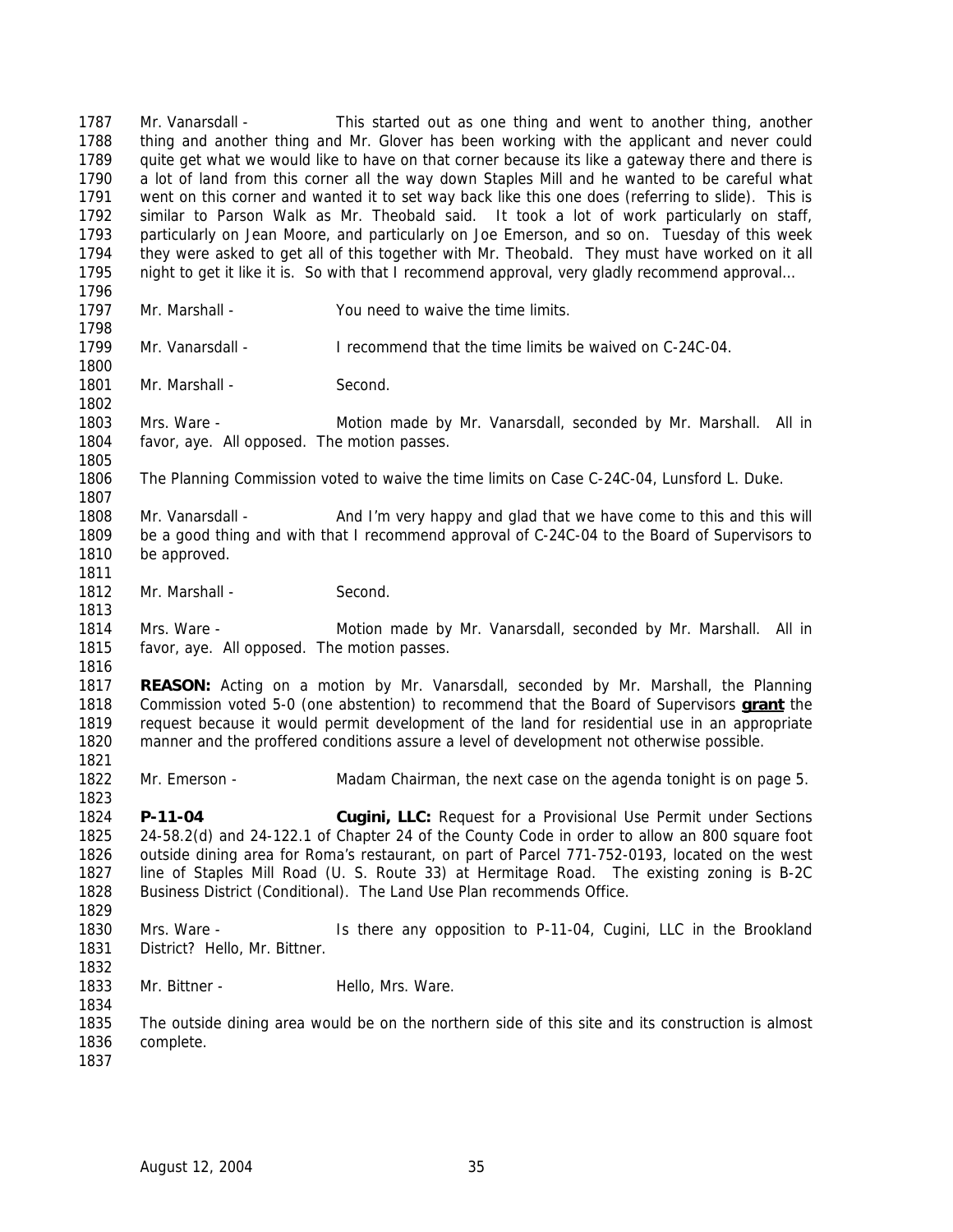1787 Mr. Vanarsdall - This started out as one thing and went to another thing, another
1788 thing and another thing and Mr. Glover has been working with the applicant and never could
1789 quite get what we would like to have on that corner because its like a gateway there and there is
1790 a lot of land from this corner all the way down Staples Mill and he wanted to be careful what
1791 went on this corner and wanted it to set way back like this one does (referring to slide). This is
1792 similar to Parson Walk as Mr. Theobald said. It took a lot of work particularly on staff,
1793 particularly on Jean Moore, and particularly on Joe Emerson, and so on. Tuesday of this week
1794 they were asked to get all of this together with Mr. Theobald. They must have worked on it all
1795 night to get it like it is. So with that I recommend approval, very gladly recommend approval…
1796
1797 Mr. Marshall - You need to waive the time limits.
1798
1799 Mr. Vanarsdall - I recommend that the time limits be waived on C-24C-04.
1800
1801 Mr. Marshall - Second.
1802
1803 Mrs. Ware - Motion made by Mr. Vanarsdall, seconded by Mr. Marshall. All in
1804 favor, aye. All opposed. The motion passes.
1805
1806 The Planning Commission voted to waive the time limits on Case C-24C-04, Lunsford L. Duke.
1807
1808 Mr. Vanarsdall - And I'm very happy and glad that we have come to this and this will
1809 be a good thing and with that I recommend approval of C-24C-04 to the Board of Supervisors to
1810 be approved.
1811
1812 Mr. Marshall - Second.
1813
1814 Mrs. Ware - Motion made by Mr. Vanarsdall, seconded by Mr. Marshall. All in
1815 favor, aye. All opposed. The motion passes.
1816
1817 **REASON:** Acting on a motion by Mr. Vanarsdall, seconded by Mr. Marshall, the Planning
1818 Commission voted 5-0 (one abstention) to recommend that the Board of Supervisors **grant** the
1819 request because it would permit development of the land for residential use in an appropriate
1820 manner and the proffered conditions assure a level of development not otherwise possible.
1821
1822 Mr. Emerson - Madam Chairman, the next case on the agenda tonight is on page 5.
1823
1824 **P-11-04** **Cugini, LLC:** Request for a Provisional Use Permit under Sections
1825 24-58.2(d) and 24-122.1 of Chapter 24 of the County Code in order to allow an 800 square foot
1826 outside dining area for Roma's restaurant, on part of Parcel 771-752-0193, located on the west
1827 line of Staples Mill Road (U. S. Route 33) at Hermitage Road. The existing zoning is B-2C
1828 Business District (Conditional). The Land Use Plan recommends Office.
1829
1830 Mrs. Ware - Is there any opposition to P-11-04, Cugini, LLC in the Brookland
1831 District? Hello, Mr. Bittner.
1832
1833 Mr. Bittner - Hello, Mrs. Ware.
1834
1835 The outside dining area would be on the northern side of this site and its construction is almost
1836 complete.
1837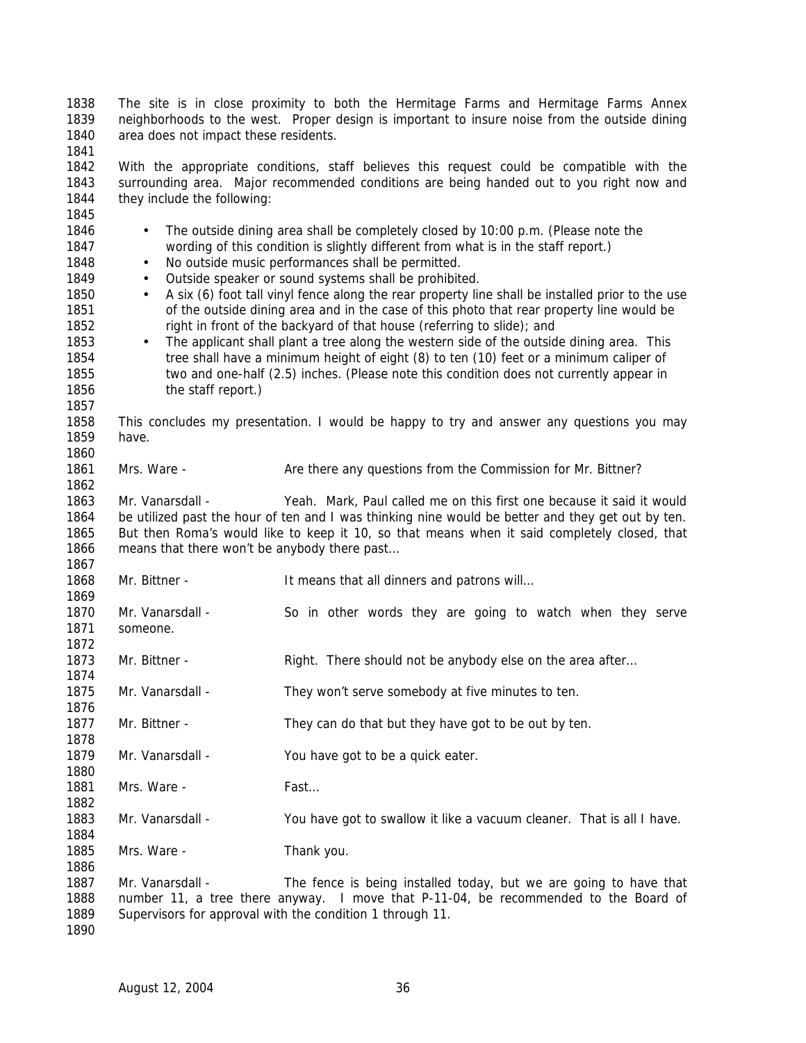The site is in close proximity to both the Hermitage Farms and Hermitage Farms Annex neighborhoods to the west. Proper design is important to insure noise from the outside dining area does not impact these residents.

With the appropriate conditions, staff believes this request could be compatible with the surrounding area. Major recommended conditions are being handed out to you right now and they include the following:

- The outside dining area shall be completely closed by 10:00 p.m. (Please note the wording of this condition is slightly different from what is in the staff report.)
- No outside music performances shall be permitted.
- Outside speaker or sound systems shall be prohibited.
- A six (6) foot tall vinyl fence along the rear property line shall be installed prior to the use of the outside dining area and in the case of this photo that rear property line would be right in front of the backyard of that house (referring to slide); and
- The applicant shall plant a tree along the western side of the outside dining area. This tree shall have a minimum height of eight (8) to ten (10) feet or a minimum caliper of two and one-half (2.5) inches. (Please note this condition does not currently appear in the staff report.)

This concludes my presentation. I would be happy to try and answer any questions you may have.

Mrs. Ware - Are there any questions from the Commission for Mr. Bittner?

Mr. Vanarsdall - Yeah. Mark, Paul called me on this first one because it said it would be utilized past the hour of ten and I was thinking nine would be better and they get out by ten. But then Roma's would like to keep it 10, so that means when it said completely closed, that means that there won't be anybody there past…

Mr. Bittner - It means that all dinners and patrons will…

Mr. Vanarsdall - So in other words they are going to watch when they serve someone.

Mr. Bittner - Right. There should not be anybody else on the area after…

Mr. Vanarsdall - They won't serve somebody at five minutes to ten.

Mr. Bittner - They can do that but they have got to be out by ten.

Mr. Vanarsdall - You have got to be a quick eater.

Mrs. Ware - Fast…

Mr. Vanarsdall - You have got to swallow it like a vacuum cleaner. That is all I have.

Mrs. Ware - Thank you.

Mr. Vanarsdall - The fence is being installed today, but we are going to have that number 11, a tree there anyway. I move that P-11-04, be recommended to the Board of Supervisors for approval with the condition 1 through 11.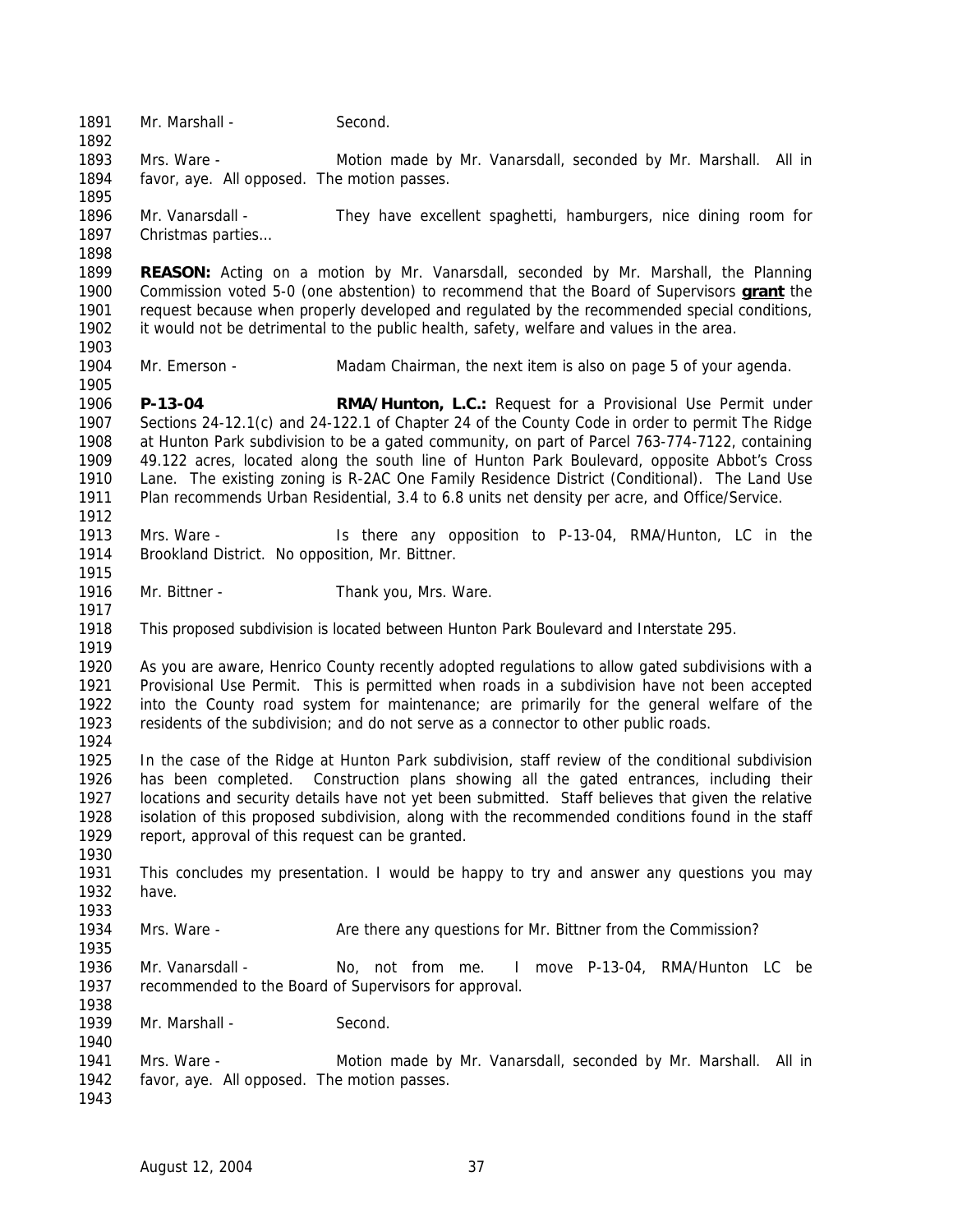Mr. Marshall - Second.

Mrs. Ware - Motion made by Mr. Vanarsdall, seconded by Mr. Marshall. All in favor, aye. All opposed. The motion passes.

Mr. Vanarsdall - They have excellent spaghetti, hamburgers, nice dining room for Christmas parties…

**REASON:** Acting on a motion by Mr. Vanarsdall, seconded by Mr. Marshall, the Planning Commission voted 5-0 (one abstention) to recommend that the Board of Supervisors **grant** the request because when properly developed and regulated by the recommended special conditions, it would not be detrimental to the public health, safety, welfare and values in the area.

Mr. Emerson - Madam Chairman, the next item is also on page 5 of your agenda.

**P-13-04** **RMA/Hunton, L.C.:** Request for a Provisional Use Permit under Sections 24-12.1(c) and 24-122.1 of Chapter 24 of the County Code in order to permit The Ridge at Hunton Park subdivision to be a gated community, on part of Parcel 763-774-7122, containing 49.122 acres, located along the south line of Hunton Park Boulevard, opposite Abbot's Cross Lane. The existing zoning is R-2AC One Family Residence District (Conditional). The Land Use Plan recommends Urban Residential, 3.4 to 6.8 units net density per acre, and Office/Service.

Mrs. Ware - Is there any opposition to P-13-04, RMA/Hunton, LC in the Brookland District. No opposition, Mr. Bittner.

Mr. Bittner - Thank you, Mrs. Ware.

This proposed subdivision is located between Hunton Park Boulevard and Interstate 295.

As you are aware, Henrico County recently adopted regulations to allow gated subdivisions with a Provisional Use Permit. This is permitted when roads in a subdivision have not been accepted into the County road system for maintenance; are primarily for the general welfare of the residents of the subdivision; and do not serve as a connector to other public roads.

In the case of the Ridge at Hunton Park subdivision, staff review of the conditional subdivision has been completed. Construction plans showing all the gated entrances, including their locations and security details have not yet been submitted. Staff believes that given the relative isolation of this proposed subdivision, along with the recommended conditions found in the staff report, approval of this request can be granted.

This concludes my presentation. I would be happy to try and answer any questions you may have.

Mrs. Ware - Are there any questions for Mr. Bittner from the Commission?

Mr. Vanarsdall - No, not from me. I move P-13-04, RMA/Hunton LC be recommended to the Board of Supervisors for approval.

Mr. Marshall - Second.

Mrs. Ware - Motion made by Mr. Vanarsdall, seconded by Mr. Marshall. All in favor, aye. All opposed. The motion passes.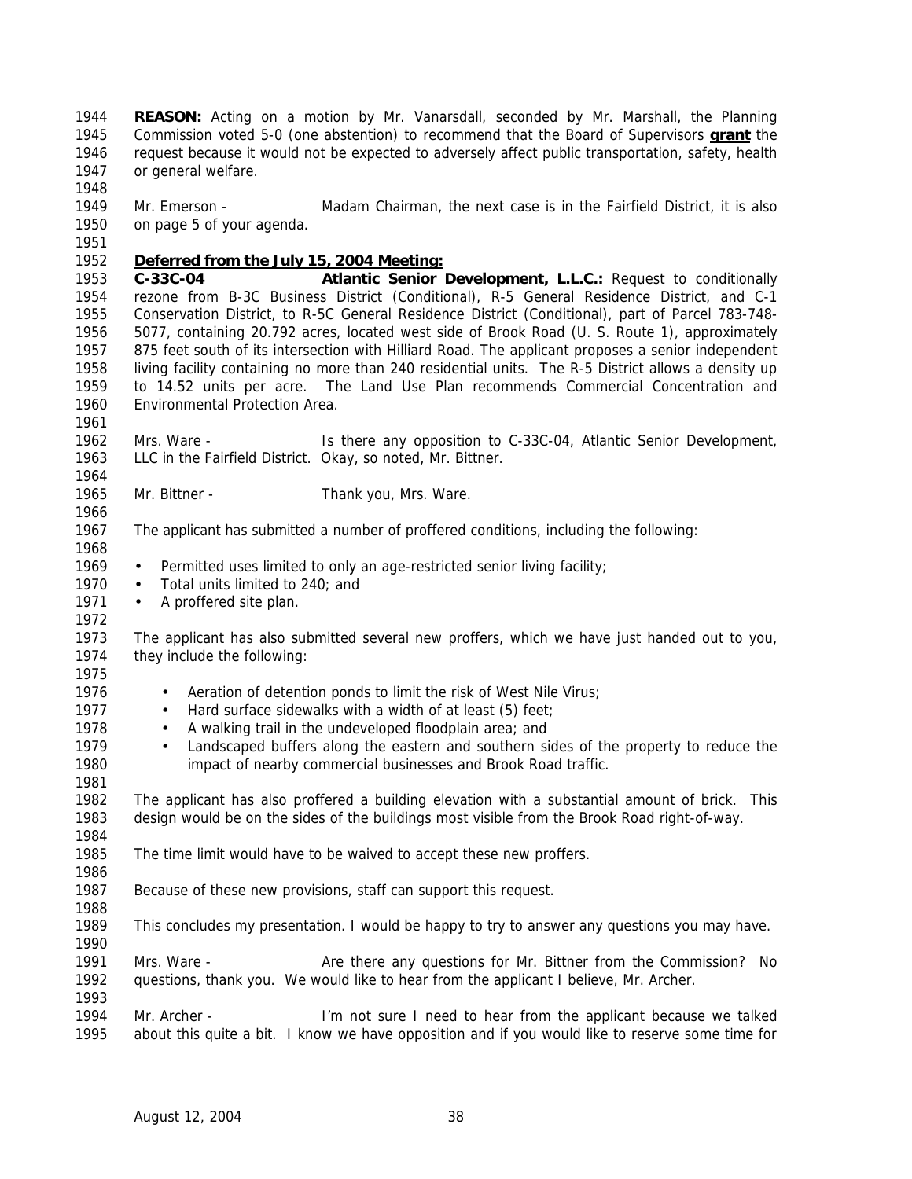**REASON:** Acting on a motion by Mr. Vanarsdall, seconded by Mr. Marshall, the Planning Commission voted 5-0 (one abstention) to recommend that the Board of Supervisors **grant** the request because it would not be expected to adversely affect public transportation, safety, health or general welfare.

Mr. Emerson - Madam Chairman, the next case is in the Fairfield District, it is also on page 5 of your agenda.

**Deferred from the July 15, 2004 Meeting:**

**C-33C-04 Atlantic Senior Development, L.L.C.:** Request to conditionally rezone from B-3C Business District (Conditional), R-5 General Residence District, and C-1 Conservation District, to R-5C General Residence District (Conditional), part of Parcel 783-748-5077, containing 20.792 acres, located west side of Brook Road (U. S. Route 1), approximately 875 feet south of its intersection with Hilliard Road. The applicant proposes a senior independent living facility containing no more than 240 residential units. The R-5 District allows a density up to 14.52 units per acre. The Land Use Plan recommends Commercial Concentration and Environmental Protection Area.

Mrs. Ware - Is there any opposition to C-33C-04, Atlantic Senior Development, LLC in the Fairfield District. Okay, so noted, Mr. Bittner.

Mr. Bittner - Thank you, Mrs. Ware.

The applicant has submitted a number of proffered conditions, including the following:

- Permitted uses limited to only an age-restricted senior living facility;
- Total units limited to 240; and
- A proffered site plan.

The applicant has also submitted several new proffers, which we have just handed out to you, they include the following:

- Aeration of detention ponds to limit the risk of West Nile Virus;
- Hard surface sidewalks with a width of at least (5) feet;
- A walking trail in the undeveloped floodplain area; and
- Landscaped buffers along the eastern and southern sides of the property to reduce the impact of nearby commercial businesses and Brook Road traffic.

The applicant has also proffered a building elevation with a substantial amount of brick. This design would be on the sides of the buildings most visible from the Brook Road right-of-way.

The time limit would have to be waived to accept these new proffers.

Because of these new provisions, staff can support this request.

This concludes my presentation. I would be happy to try to answer any questions you may have.

Mrs. Ware - Are there any questions for Mr. Bittner from the Commission? No questions, thank you. We would like to hear from the applicant I believe, Mr. Archer.

Mr. Archer - I'm not sure I need to hear from the applicant because we talked about this quite a bit. I know we have opposition and if you would like to reserve some time for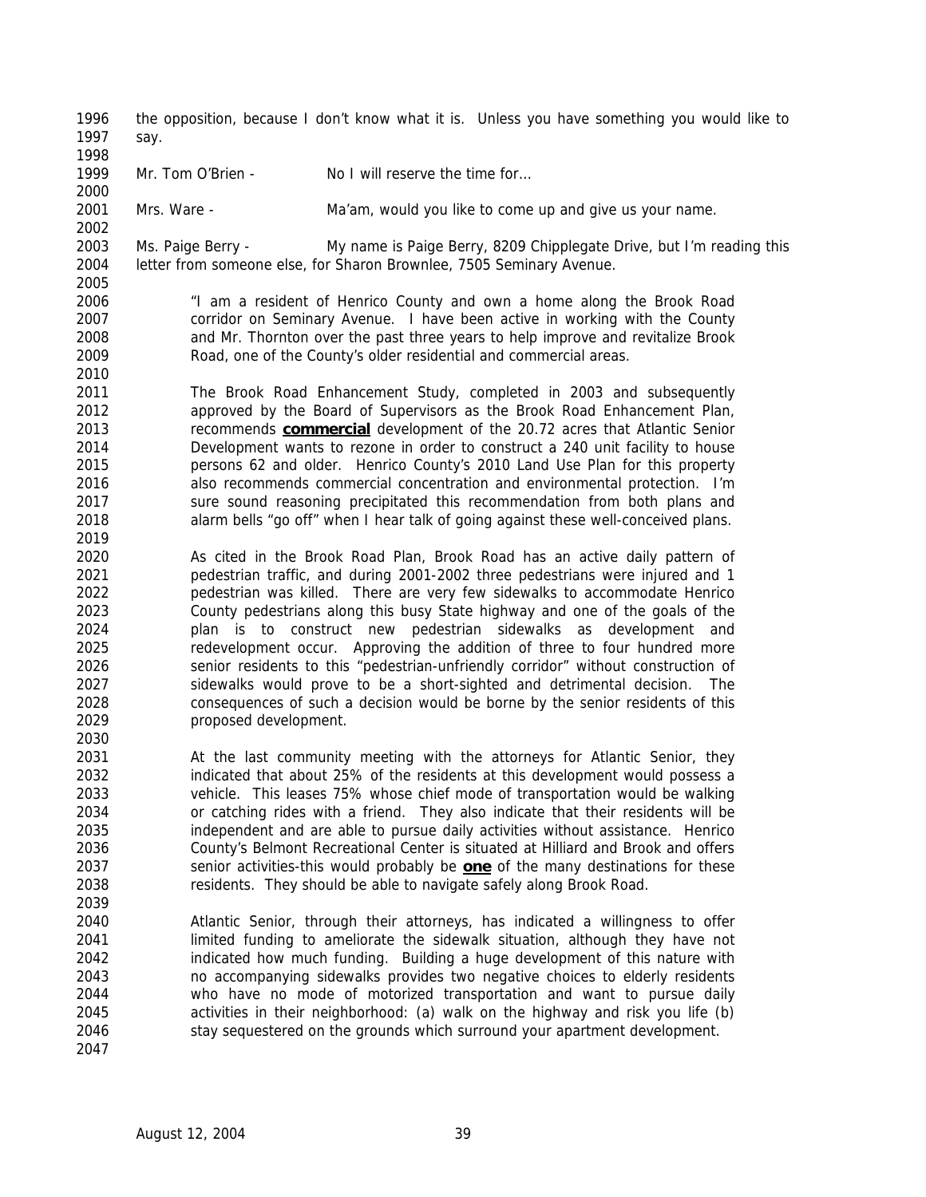the opposition, because I don't know what it is. Unless you have something you would like to say.

Mr. Tom O'Brien - No I will reserve the time for…

Mrs. Ware - Ma'am, would you like to come up and give us your name.

Ms. Paige Berry - My name is Paige Berry, 8209 Chipplegate Drive, but I'm reading this letter from someone else, for Sharon Brownlee, 7505 Seminary Avenue.

> "I am a resident of Henrico County and own a home along the Brook Road corridor on Seminary Avenue. I have been active in working with the County and Mr. Thornton over the past three years to help improve and revitalize Brook Road, one of the County's older residential and commercial areas.
>
> The Brook Road Enhancement Study, completed in 2003 and subsequently approved by the Board of Supervisors as the Brook Road Enhancement Plan, recommends **commercial** development of the 20.72 acres that Atlantic Senior Development wants to rezone in order to construct a 240 unit facility to house persons 62 and older. Henrico County's 2010 Land Use Plan for this property also recommends commercial concentration and environmental protection. I'm sure sound reasoning precipitated this recommendation from both plans and alarm bells "go off" when I hear talk of going against these well-conceived plans.
>
> As cited in the Brook Road Plan, Brook Road has an active daily pattern of pedestrian traffic, and during 2001-2002 three pedestrians were injured and 1 pedestrian was killed. There are very few sidewalks to accommodate Henrico County pedestrians along this busy State highway and one of the goals of the plan is to construct new pedestrian sidewalks as development and redevelopment occur. Approving the addition of three to four hundred more senior residents to this "pedestrian-unfriendly corridor" without construction of sidewalks would prove to be a short-sighted and detrimental decision. The consequences of such a decision would be borne by the senior residents of this proposed development.
>
> At the last community meeting with the attorneys for Atlantic Senior, they indicated that about 25% of the residents at this development would possess a vehicle. This leases 75% whose chief mode of transportation would be walking or catching rides with a friend. They also indicate that their residents will be independent and are able to pursue daily activities without assistance. Henrico County's Belmont Recreational Center is situated at Hilliard and Brook and offers senior activities-this would probably be **one** of the many destinations for these residents. They should be able to navigate safely along Brook Road.
>
> Atlantic Senior, through their attorneys, has indicated a willingness to offer limited funding to ameliorate the sidewalk situation, although they have not indicated how much funding. Building a huge development of this nature with no accompanying sidewalks provides two negative choices to elderly residents who have no mode of motorized transportation and want to pursue daily activities in their neighborhood: (a) walk on the highway and risk you life (b) stay sequestered on the grounds which surround your apartment development.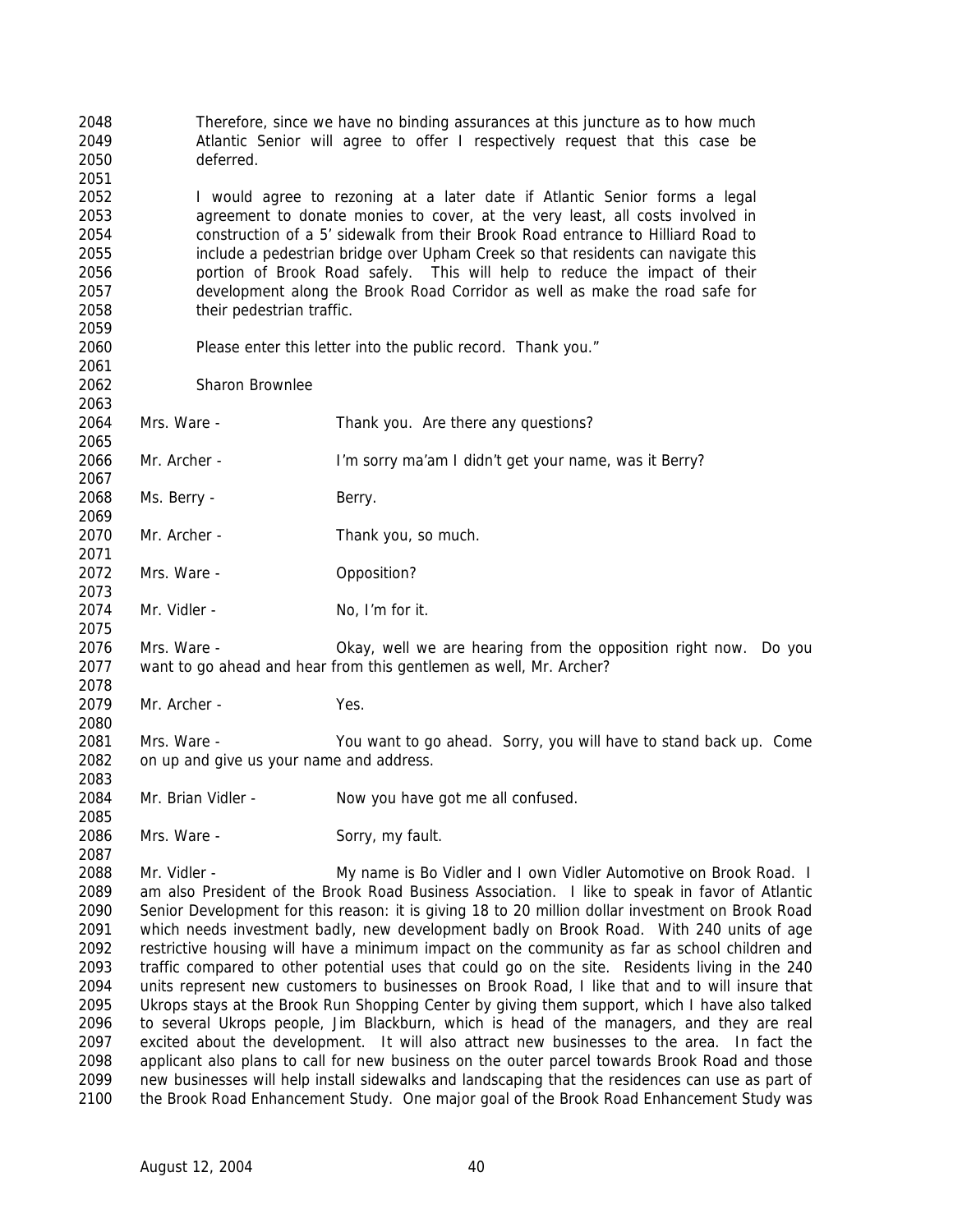Therefore, since we have no binding assurances at this juncture as to how much Atlantic Senior will agree to offer I respectively request that this case be deferred.

I would agree to rezoning at a later date if Atlantic Senior forms a legal agreement to donate monies to cover, at the very least, all costs involved in construction of a 5' sidewalk from their Brook Road entrance to Hilliard Road to include a pedestrian bridge over Upham Creek so that residents can navigate this portion of Brook Road safely. This will help to reduce the impact of their development along the Brook Road Corridor as well as make the road safe for their pedestrian traffic.

Please enter this letter into the public record. Thank you."

Sharon Brownlee

Mrs. Ware - Thank you. Are there any questions?

Mr. Archer - I'm sorry ma'am I didn't get your name, was it Berry?

Ms. Berry - Berry.

Mr. Archer - Thank you, so much.

Mrs. Ware - Opposition?

Mr. Vidler - No, I'm for it.

Mrs. Ware - Okay, well we are hearing from the opposition right now. Do you want to go ahead and hear from this gentlemen as well, Mr. Archer?

Mr. Archer - Yes.

Mrs. Ware - You want to go ahead. Sorry, you will have to stand back up. Come on up and give us your name and address.

Mr. Brian Vidler - Now you have got me all confused.

Mrs. Ware - Sorry, my fault.

Mr. Vidler - My name is Bo Vidler and I own Vidler Automotive on Brook Road. I am also President of the Brook Road Business Association. I like to speak in favor of Atlantic Senior Development for this reason: it is giving 18 to 20 million dollar investment on Brook Road which needs investment badly, new development badly on Brook Road. With 240 units of age restrictive housing will have a minimum impact on the community as far as school children and traffic compared to other potential uses that could go on the site. Residents living in the 240 units represent new customers to businesses on Brook Road, I like that and to will insure that Ukrops stays at the Brook Run Shopping Center by giving them support, which I have also talked to several Ukrops people, Jim Blackburn, which is head of the managers, and they are real excited about the development. It will also attract new businesses to the area. In fact the applicant also plans to call for new business on the outer parcel towards Brook Road and those new businesses will help install sidewalks and landscaping that the residences can use as part of the Brook Road Enhancement Study. One major goal of the Brook Road Enhancement Study was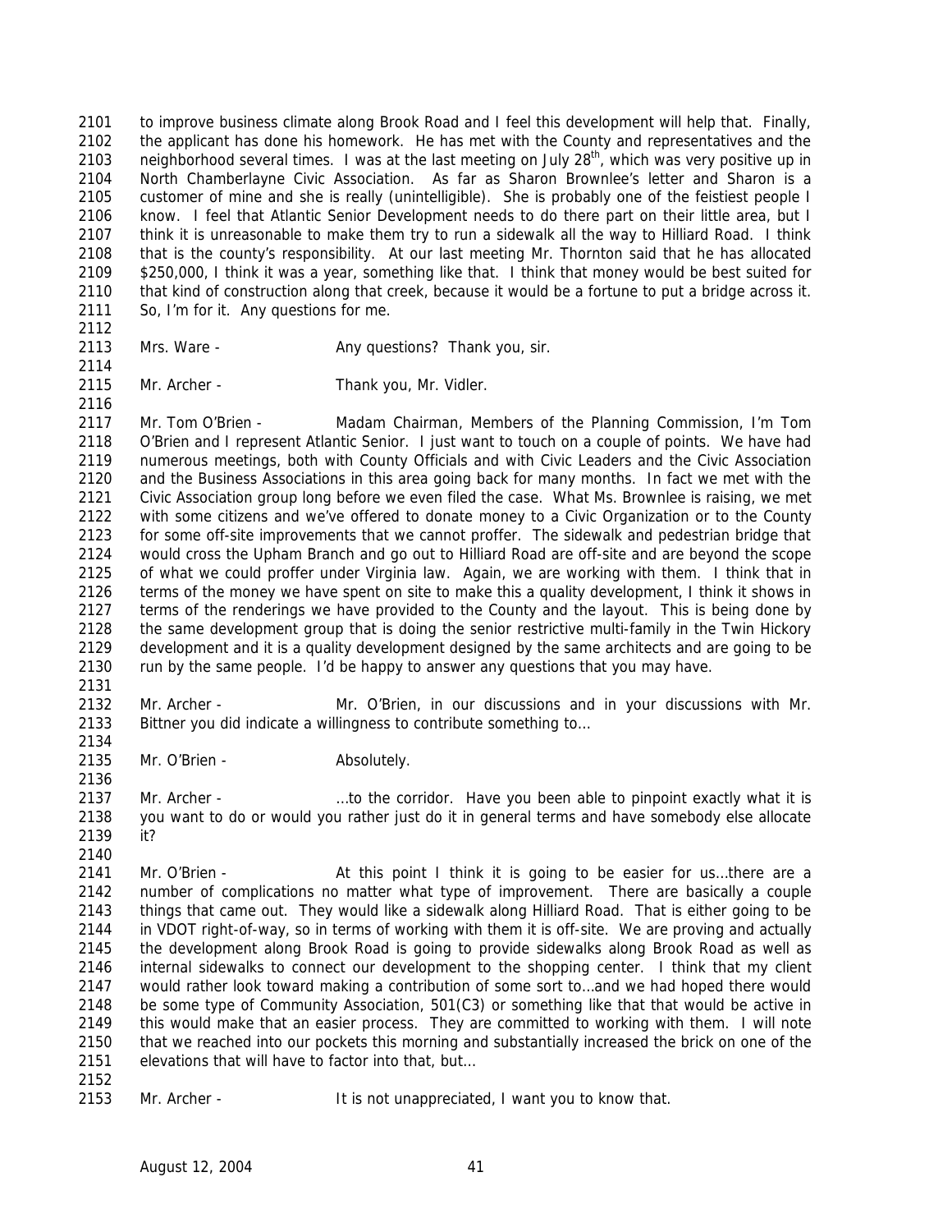to improve business climate along Brook Road and I feel this development will help that. Finally, the applicant has done his homework. He has met with the County and representatives and the neighborhood several times. I was at the last meeting on July 28th, which was very positive up in North Chamberlayne Civic Association. As far as Sharon Brownlee's letter and Sharon is a customer of mine and she is really (unintelligible). She is probably one of the feistiest people I know. I feel that Atlantic Senior Development needs to do there part on their little area, but I think it is unreasonable to make them try to run a sidewalk all the way to Hilliard Road. I think that is the county's responsibility. At our last meeting Mr. Thornton said that he has allocated $250,000, I think it was a year, something like that. I think that money would be best suited for that kind of construction along that creek, because it would be a fortune to put a bridge across it. So, I'm for it. Any questions for me.

Mrs. Ware - Any questions? Thank you, sir.

Mr. Archer - Thank you, Mr. Vidler.

Mr. Tom O'Brien - Madam Chairman, Members of the Planning Commission, I'm Tom O'Brien and I represent Atlantic Senior. I just want to touch on a couple of points. We have had numerous meetings, both with County Officials and with Civic Leaders and the Civic Association and the Business Associations in this area going back for many months. In fact we met with the Civic Association group long before we even filed the case. What Ms. Brownlee is raising, we met with some citizens and we've offered to donate money to a Civic Organization or to the County for some off-site improvements that we cannot proffer. The sidewalk and pedestrian bridge that would cross the Upham Branch and go out to Hilliard Road are off-site and are beyond the scope of what we could proffer under Virginia law. Again, we are working with them. I think that in terms of the money we have spent on site to make this a quality development, I think it shows in terms of the renderings we have provided to the County and the layout. This is being done by the same development group that is doing the senior restrictive multi-family in the Twin Hickory development and it is a quality development designed by the same architects and are going to be run by the same people. I'd be happy to answer any questions that you may have.

Mr. Archer - Mr. O'Brien, in our discussions and in your discussions with Mr. Bittner you did indicate a willingness to contribute something to…

Mr. O'Brien - Absolutely.

Mr. Archer - …to the corridor. Have you been able to pinpoint exactly what it is you want to do or would you rather just do it in general terms and have somebody else allocate it?

Mr. O'Brien - At this point I think it is going to be easier for us…there are a number of complications no matter what type of improvement. There are basically a couple things that came out. They would like a sidewalk along Hilliard Road. That is either going to be in VDOT right-of-way, so in terms of working with them it is off-site. We are proving and actually the development along Brook Road is going to provide sidewalks along Brook Road as well as internal sidewalks to connect our development to the shopping center. I think that my client would rather look toward making a contribution of some sort to…and we had hoped there would be some type of Community Association, 501(C3) or something like that that would be active in this would make that an easier process. They are committed to working with them. I will note that we reached into our pockets this morning and substantially increased the brick on one of the elevations that will have to factor into that, but…

Mr. Archer - It is not unappreciated, I want you to know that.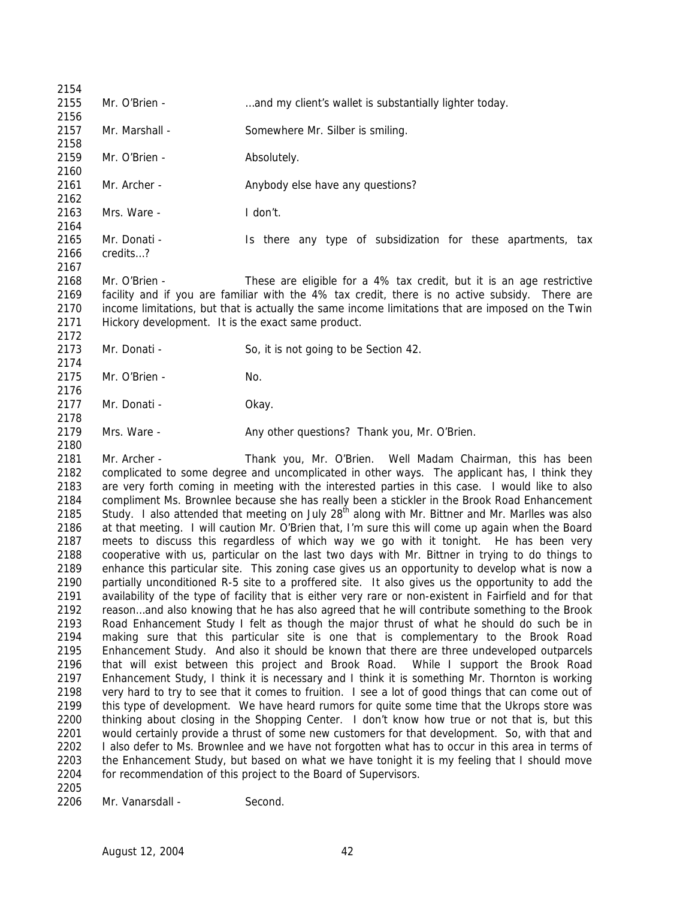Mr. O'Brien - …and my client's wallet is substantially lighter today.

Mr. Marshall - Somewhere Mr. Silber is smiling.

Mr. O'Brien - Absolutely.

Mr. Archer - Anybody else have any questions?

Mrs. Ware - I don't.

Mr. Donati - Is there any type of subsidization for these apartments, tax credits…?

Mr. O'Brien - These are eligible for a 4% tax credit, but it is an age restrictive facility and if you are familiar with the 4% tax credit, there is no active subsidy. There are income limitations, but that is actually the same income limitations that are imposed on the Twin Hickory development. It is the exact same product.

Mr. Donati - So, it is not going to be Section 42.

Mr. O'Brien - No.

Mr. Donati - Okay.

Mrs. Ware - Any other questions? Thank you, Mr. O'Brien.

Mr. Archer - Thank you, Mr. O'Brien. Well Madam Chairman, this has been complicated to some degree and uncomplicated in other ways. The applicant has, I think they are very forth coming in meeting with the interested parties in this case. I would like to also compliment Ms. Brownlee because she has really been a stickler in the Brook Road Enhancement Study. I also attended that meeting on July 28th along with Mr. Bittner and Mr. Marlles was also at that meeting. I will caution Mr. O'Brien that, I'm sure this will come up again when the Board meets to discuss this regardless of which way we go with it tonight. He has been very cooperative with us, particular on the last two days with Mr. Bittner in trying to do things to enhance this particular site. This zoning case gives us an opportunity to develop what is now a partially unconditioned R-5 site to a proffered site. It also gives us the opportunity to add the availability of the type of facility that is either very rare or non-existent in Fairfield and for that reason…and also knowing that he has also agreed that he will contribute something to the Brook Road Enhancement Study I felt as though the major thrust of what he should do such be in making sure that this particular site is one that is complementary to the Brook Road Enhancement Study. And also it should be known that there are three undeveloped outparcels that will exist between this project and Brook Road. While I support the Brook Road Enhancement Study, I think it is necessary and I think it is something Mr. Thornton is working very hard to try to see that it comes to fruition. I see a lot of good things that can come out of this type of development. We have heard rumors for quite some time that the Ukrops store was thinking about closing in the Shopping Center. I don't know how true or not that is, but this would certainly provide a thrust of some new customers for that development. So, with that and I also defer to Ms. Brownlee and we have not forgotten what has to occur in this area in terms of the Enhancement Study, but based on what we have tonight it is my feeling that I should move for recommendation of this project to the Board of Supervisors.

Mr. Vanarsdall - Second.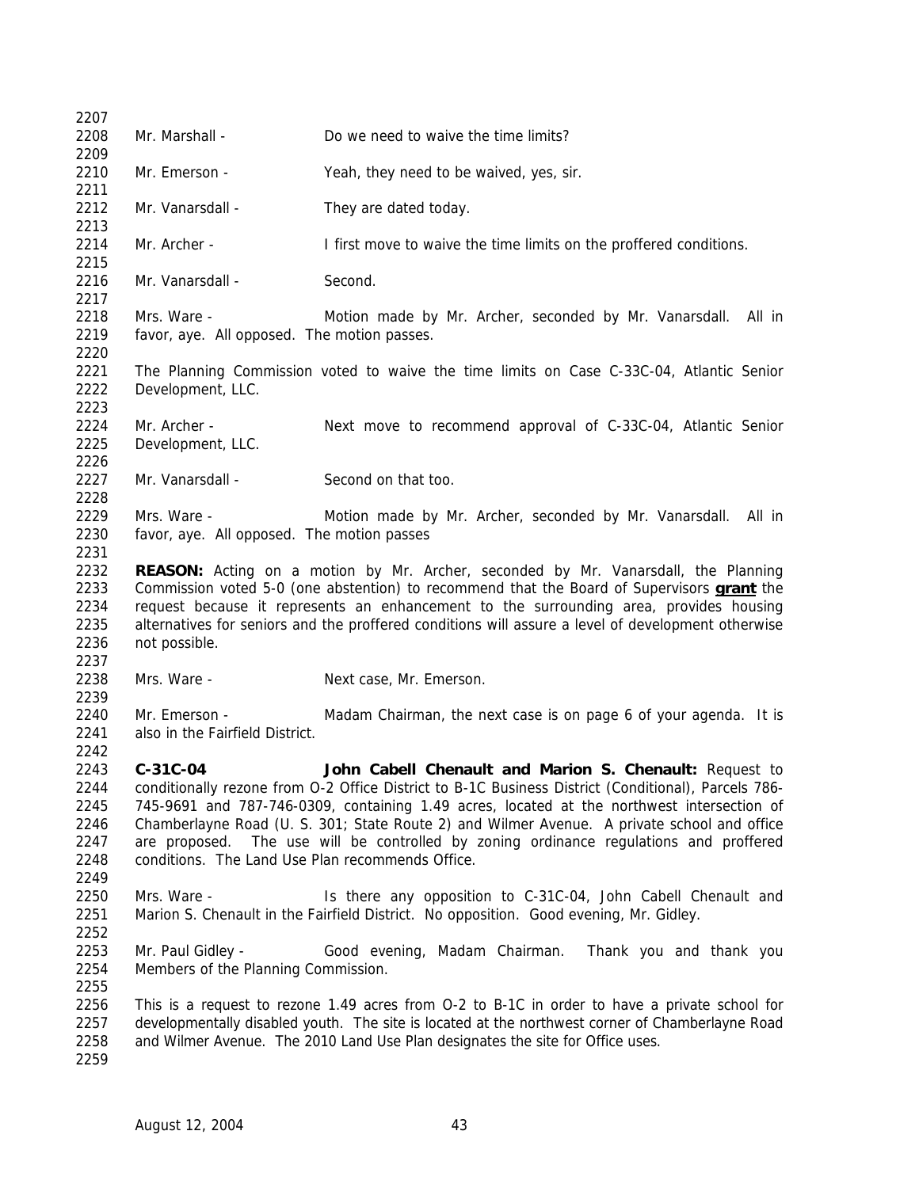Mr. Marshall - Do we need to waive the time limits?

Mr. Emerson - Yeah, they need to be waived, yes, sir.

Mr. Vanarsdall - They are dated today.

Mr. Archer - I first move to waive the time limits on the proffered conditions.

Mr. Vanarsdall - Second.

Mrs. Ware - Motion made by Mr. Archer, seconded by Mr. Vanarsdall. All in favor, aye. All opposed. The motion passes.

The Planning Commission voted to waive the time limits on Case C-33C-04, Atlantic Senior Development, LLC.

Mr. Archer - Next move to recommend approval of C-33C-04, Atlantic Senior Development, LLC.

Mr. Vanarsdall - Second on that too.

Mrs. Ware - Motion made by Mr. Archer, seconded by Mr. Vanarsdall. All in favor, aye. All opposed. The motion passes

**REASON:** Acting on a motion by Mr. Archer, seconded by Mr. Vanarsdall, the Planning Commission voted 5-0 (one abstention) to recommend that the Board of Supervisors **grant** the request because it represents an enhancement to the surrounding area, provides housing alternatives for seniors and the proffered conditions will assure a level of development otherwise not possible.

Mrs. Ware - Next case, Mr. Emerson.

Mr. Emerson - Madam Chairman, the next case is on page 6 of your agenda. It is also in the Fairfield District.

**C-31C-04 John Cabell Chenault and Marion S. Chenault:** Request to conditionally rezone from O-2 Office District to B-1C Business District (Conditional), Parcels 786-745-9691 and 787-746-0309, containing 1.49 acres, located at the northwest intersection of Chamberlayne Road (U. S. 301; State Route 2) and Wilmer Avenue. A private school and office are proposed. The use will be controlled by zoning ordinance regulations and proffered conditions. The Land Use Plan recommends Office.

Mrs. Ware - Is there any opposition to C-31C-04, John Cabell Chenault and Marion S. Chenault in the Fairfield District. No opposition. Good evening, Mr. Gidley.

Mr. Paul Gidley - Good evening, Madam Chairman. Thank you and thank you Members of the Planning Commission.

This is a request to rezone 1.49 acres from O-2 to B-1C in order to have a private school for developmentally disabled youth. The site is located at the northwest corner of Chamberlayne Road and Wilmer Avenue. The 2010 Land Use Plan designates the site for Office uses.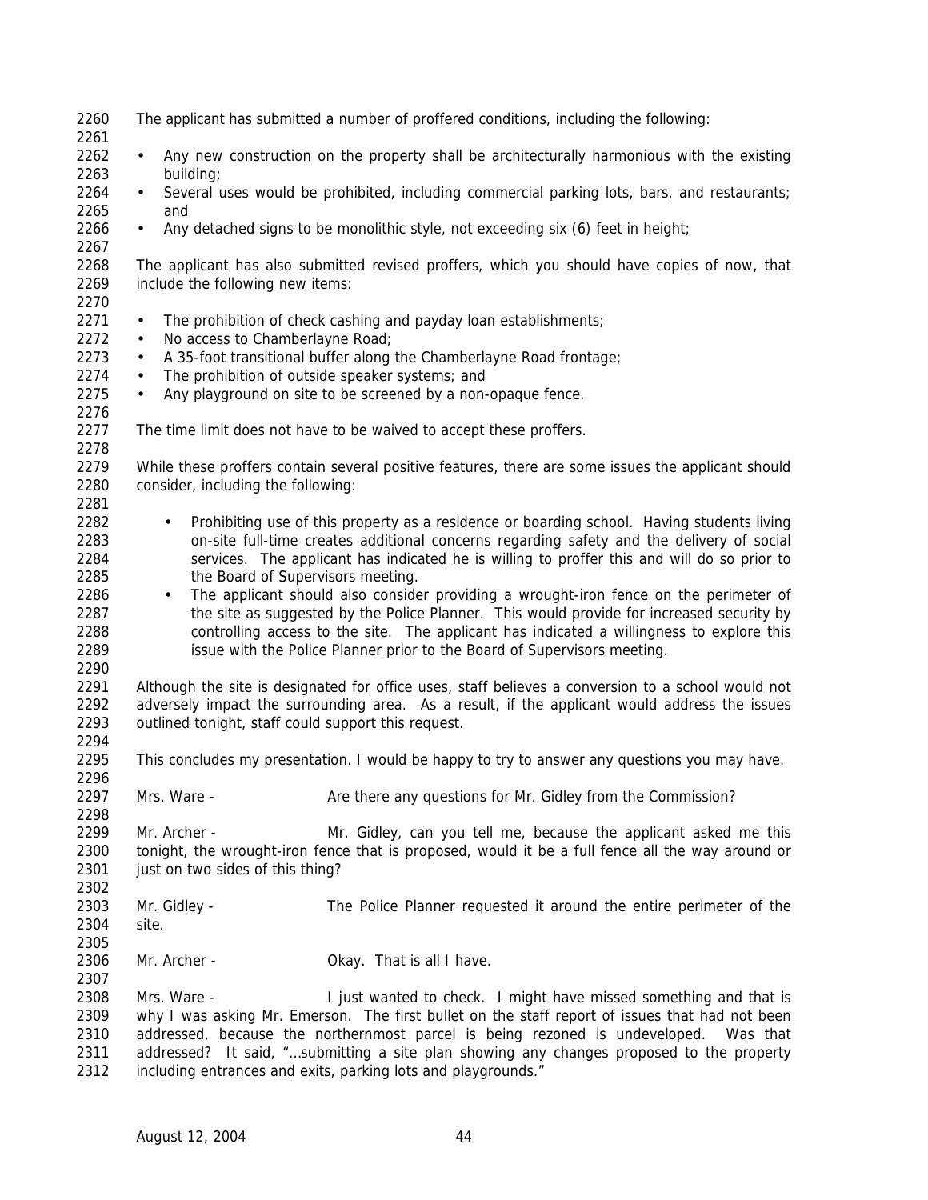The applicant has submitted a number of proffered conditions, including the following:

- Any new construction on the property shall be architecturally harmonious with the existing building;
- Several uses would be prohibited, including commercial parking lots, bars, and restaurants; and
- Any detached signs to be monolithic style, not exceeding six (6) feet in height;

The applicant has also submitted revised proffers, which you should have copies of now, that include the following new items:

- The prohibition of check cashing and payday loan establishments;
- No access to Chamberlayne Road;
- A 35-foot transitional buffer along the Chamberlayne Road frontage;
- The prohibition of outside speaker systems; and
- Any playground on site to be screened by a non-opaque fence.

The time limit does not have to be waived to accept these proffers.

While these proffers contain several positive features, there are some issues the applicant should consider, including the following:

- Prohibiting use of this property as a residence or boarding school. Having students living on-site full-time creates additional concerns regarding safety and the delivery of social services. The applicant has indicated he is willing to proffer this and will do so prior to the Board of Supervisors meeting.
- The applicant should also consider providing a wrought-iron fence on the perimeter of the site as suggested by the Police Planner. This would provide for increased security by controlling access to the site. The applicant has indicated a willingness to explore this issue with the Police Planner prior to the Board of Supervisors meeting.

Although the site is designated for office uses, staff believes a conversion to a school would not adversely impact the surrounding area. As a result, if the applicant would address the issues outlined tonight, staff could support this request.

This concludes my presentation. I would be happy to try to answer any questions you may have.

Mrs. Ware - Are there any questions for Mr. Gidley from the Commission?

Mr. Archer - Mr. Gidley, can you tell me, because the applicant asked me this tonight, the wrought-iron fence that is proposed, would it be a full fence all the way around or just on two sides of this thing?

Mr. Gidley - The Police Planner requested it around the entire perimeter of the site.

Mr. Archer - Okay. That is all I have.

Mrs. Ware - I just wanted to check. I might have missed something and that is why I was asking Mr. Emerson. The first bullet on the staff report of issues that had not been addressed, because the northernmost parcel is being rezoned is undeveloped. Was that addressed? It said, "…submitting a site plan showing any changes proposed to the property including entrances and exits, parking lots and playgrounds."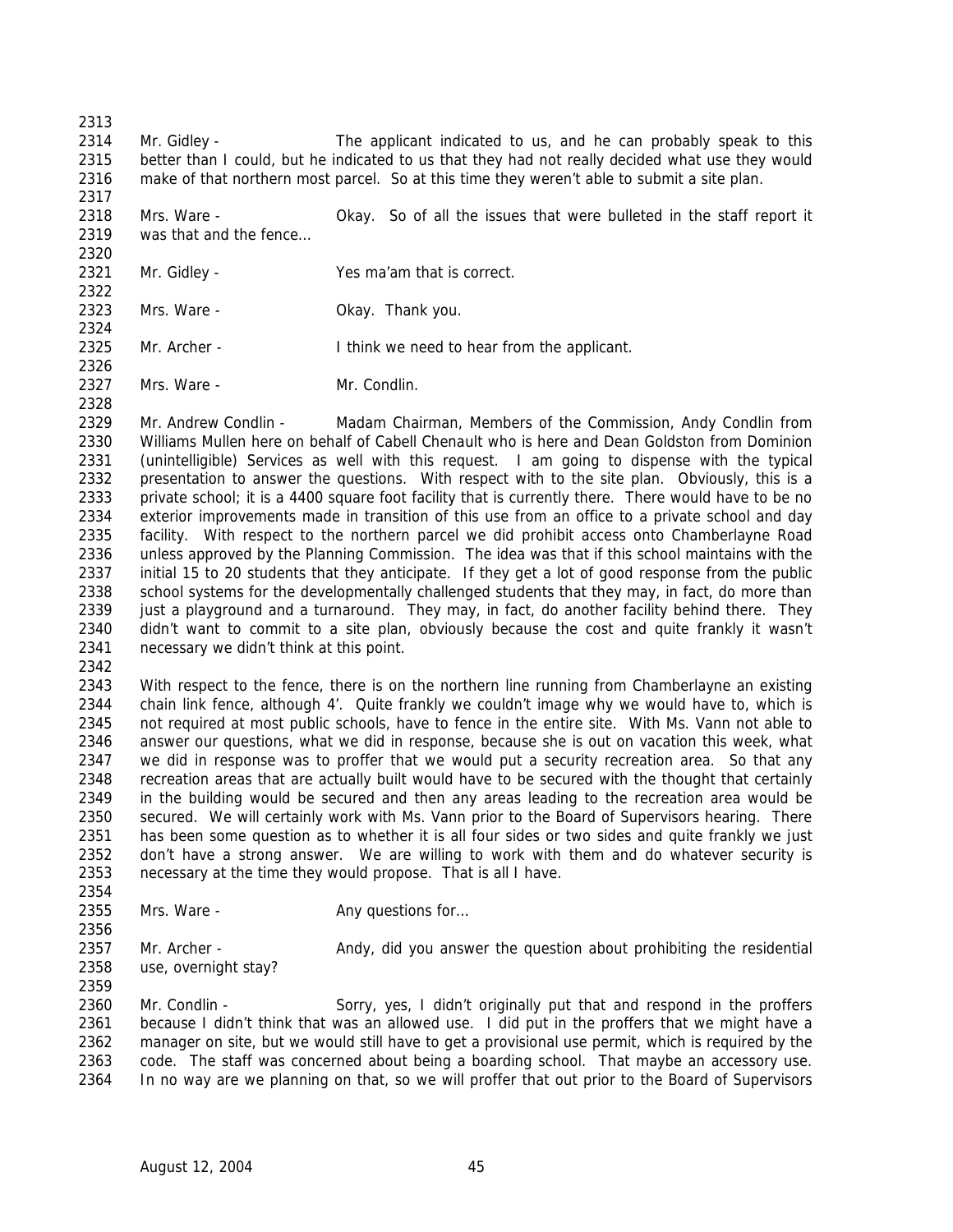Mr. Gidley - The applicant indicated to us, and he can probably speak to this better than I could, but he indicated to us that they had not really decided what use they would make of that northern most parcel. So at this time they weren't able to submit a site plan.

Mrs. Ware - Okay. So of all the issues that were bulleted in the staff report it was that and the fence…

Mr. Gidley - Yes ma'am that is correct.

Mrs. Ware - Okay. Thank you.

Mr. Archer - I think we need to hear from the applicant.

Mrs. Ware - Mr. Condlin.

Mr. Andrew Condlin - Madam Chairman, Members of the Commission, Andy Condlin from Williams Mullen here on behalf of Cabell Chenault who is here and Dean Goldston from Dominion (unintelligible) Services as well with this request. I am going to dispense with the typical presentation to answer the questions. With respect with to the site plan. Obviously, this is a private school; it is a 4400 square foot facility that is currently there. There would have to be no exterior improvements made in transition of this use from an office to a private school and day facility. With respect to the northern parcel we did prohibit access onto Chamberlayne Road unless approved by the Planning Commission. The idea was that if this school maintains with the initial 15 to 20 students that they anticipate. If they get a lot of good response from the public school systems for the developmentally challenged students that they may, in fact, do more than just a playground and a turnaround. They may, in fact, do another facility behind there. They didn't want to commit to a site plan, obviously because the cost and quite frankly it wasn't necessary we didn't think at this point.

With respect to the fence, there is on the northern line running from Chamberlayne an existing chain link fence, although 4'. Quite frankly we couldn't image why we would have to, which is not required at most public schools, have to fence in the entire site. With Ms. Vann not able to answer our questions, what we did in response, because she is out on vacation this week, what we did in response was to proffer that we would put a security recreation area. So that any recreation areas that are actually built would have to be secured with the thought that certainly in the building would be secured and then any areas leading to the recreation area would be secured. We will certainly work with Ms. Vann prior to the Board of Supervisors hearing. There has been some question as to whether it is all four sides or two sides and quite frankly we just don't have a strong answer. We are willing to work with them and do whatever security is necessary at the time they would propose. That is all I have.

Mrs. Ware - Any questions for…

Mr. Archer - Andy, did you answer the question about prohibiting the residential use, overnight stay?

Mr. Condlin - Sorry, yes, I didn't originally put that and respond in the proffers because I didn't think that was an allowed use. I did put in the proffers that we might have a manager on site, but we would still have to get a provisional use permit, which is required by the code. The staff was concerned about being a boarding school. That maybe an accessory use. In no way are we planning on that, so we will proffer that out prior to the Board of Supervisors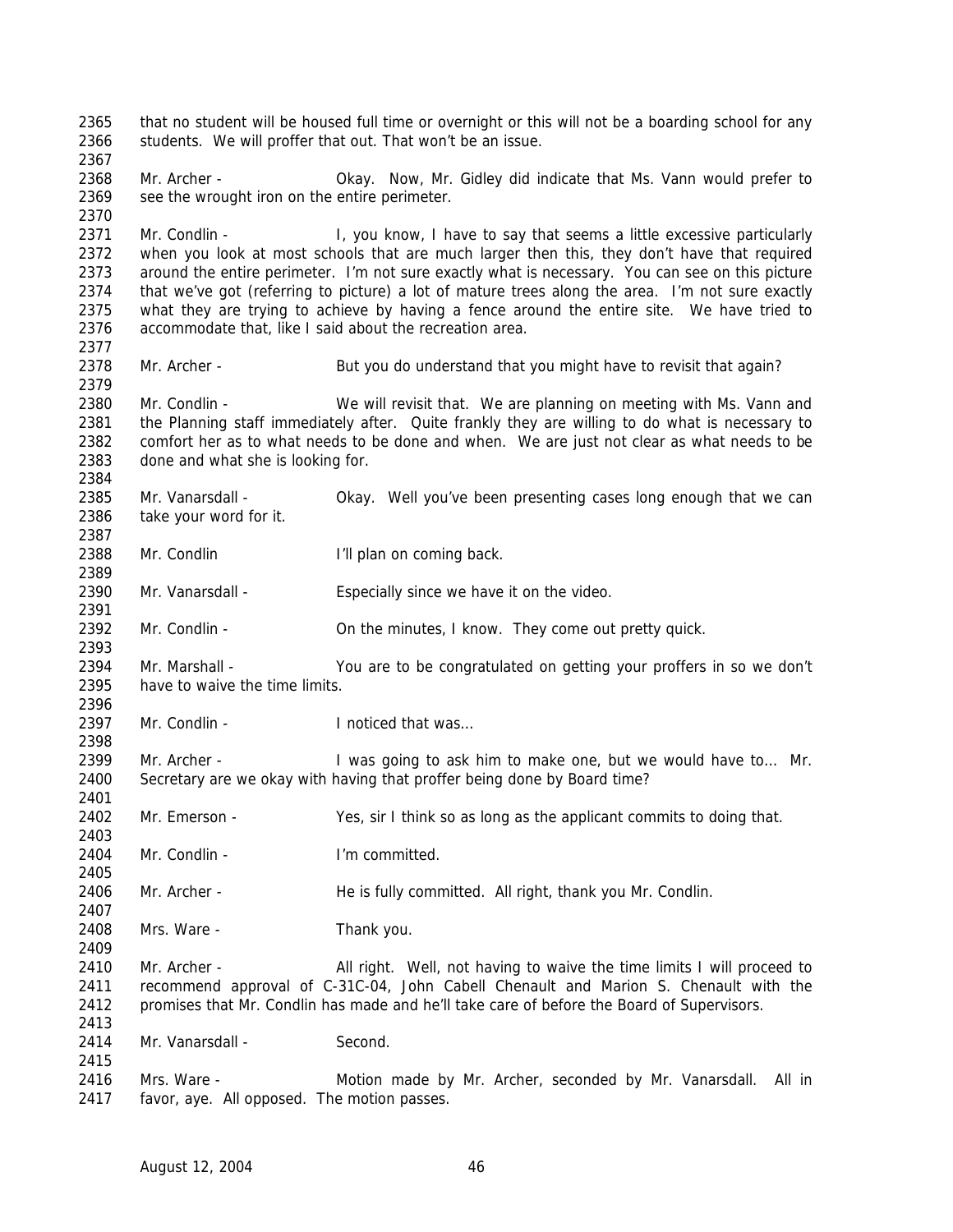2365 that no student will be housed full time or overnight or this will not be a boarding school for any
2366 students. We will proffer that out. That won't be an issue.
2367
2368 Mr. Archer - Okay. Now, Mr. Gidley did indicate that Ms. Vann would prefer to
2369 see the wrought iron on the entire perimeter.
2370
2371 Mr. Condlin - I, you know, I have to say that seems a little excessive particularly
2372 when you look at most schools that are much larger then this, they don't have that required
2373 around the entire perimeter. I'm not sure exactly what is necessary. You can see on this picture
2374 that we've got (referring to picture) a lot of mature trees along the area. I'm not sure exactly
2375 what they are trying to achieve by having a fence around the entire site. We have tried to
2376 accommodate that, like I said about the recreation area.
2377
2378 Mr. Archer - But you do understand that you might have to revisit that again?
2379
2380 Mr. Condlin - We will revisit that. We are planning on meeting with Ms. Vann and
2381 the Planning staff immediately after. Quite frankly they are willing to do what is necessary to
2382 comfort her as to what needs to be done and when. We are just not clear as what needs to be
2383 done and what she is looking for.
2384
2385 Mr. Vanarsdall - Okay. Well you've been presenting cases long enough that we can
2386 take your word for it.
2387
2388 Mr. Condlin I'll plan on coming back.
2389
2390 Mr. Vanarsdall - Especially since we have it on the video.
2391
2392 Mr. Condlin - On the minutes, I know. They come out pretty quick.
2393
2394 Mr. Marshall - You are to be congratulated on getting your proffers in so we don't
2395 have to waive the time limits.
2396
2397 Mr. Condlin - I noticed that was…
2398
2399 Mr. Archer - I was going to ask him to make one, but we would have to… Mr.
2400 Secretary are we okay with having that proffer being done by Board time?
2401
2402 Mr. Emerson - Yes, sir I think so as long as the applicant commits to doing that.
2403
2404 Mr. Condlin - I'm committed.
2405
2406 Mr. Archer - He is fully committed. All right, thank you Mr. Condlin.
2407
2408 Mrs. Ware - Thank you.
2409
2410 Mr. Archer - All right. Well, not having to waive the time limits I will proceed to
2411 recommend approval of C-31C-04, John Cabell Chenault and Marion S. Chenault with the
2412 promises that Mr. Condlin has made and he'll take care of before the Board of Supervisors.
2413
2414 Mr. Vanarsdall - Second.
2415
2416 Mrs. Ware - Motion made by Mr. Archer, seconded by Mr. Vanarsdall. All in
2417 favor, aye. All opposed. The motion passes.

August 12, 2004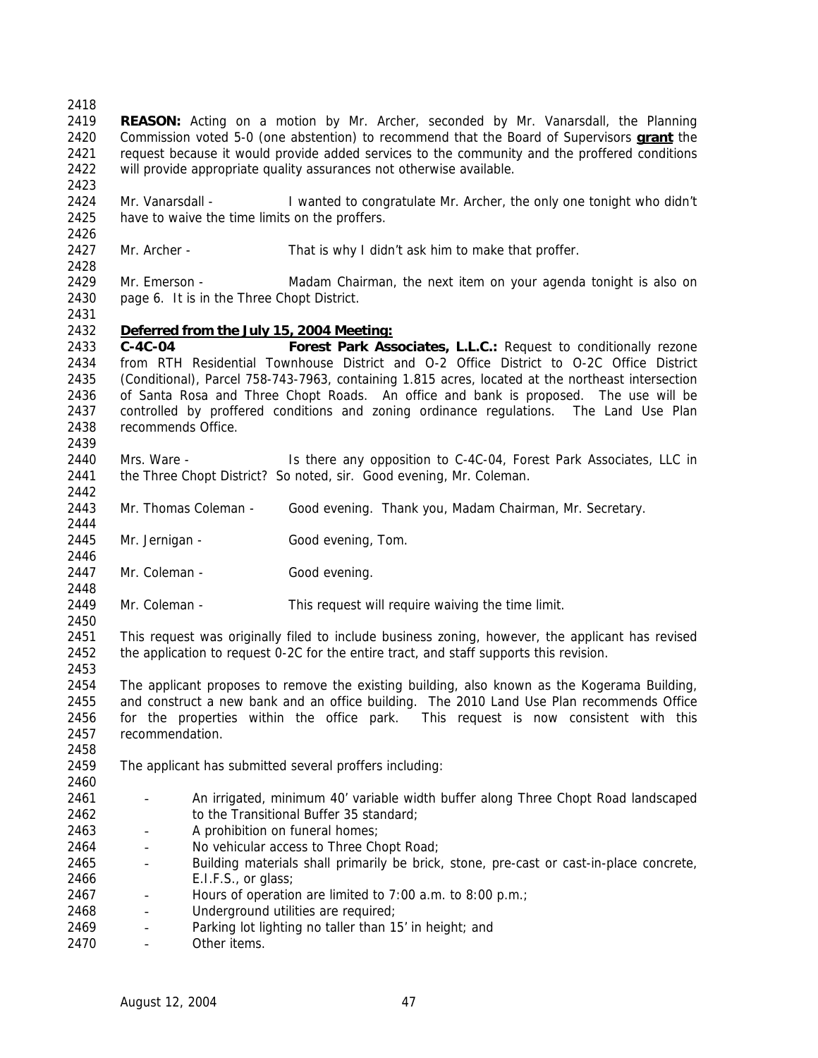**REASON:** Acting on a motion by Mr. Archer, seconded by Mr. Vanarsdall, the Planning Commission voted 5-0 (one abstention) to recommend that the Board of Supervisors **grant** the request because it would provide added services to the community and the proffered conditions will provide appropriate quality assurances not otherwise available.

Mr. Vanarsdall - I wanted to congratulate Mr. Archer, the only one tonight who didn't have to waive the time limits on the proffers.

Mr. Archer - That is why I didn't ask him to make that proffer.

Mr. Emerson - Madam Chairman, the next item on your agenda tonight is also on page 6. It is in the Three Chopt District.

**Deferred from the July 15, 2004 Meeting:**

**C-4C-04 Forest Park Associates, L.L.C.:** Request to conditionally rezone from RTH Residential Townhouse District and O-2 Office District to O-2C Office District (Conditional), Parcel 758-743-7963, containing 1.815 acres, located at the northeast intersection of Santa Rosa and Three Chopt Roads. An office and bank is proposed. The use will be controlled by proffered conditions and zoning ordinance regulations. The Land Use Plan recommends Office.

Mrs. Ware - Is there any opposition to C-4C-04, Forest Park Associates, LLC in the Three Chopt District? So noted, sir. Good evening, Mr. Coleman.

Mr. Thomas Coleman - Good evening. Thank you, Madam Chairman, Mr. Secretary.

Mr. Jernigan - Good evening, Tom.

Mr. Coleman - Good evening.

Mr. Coleman - This request will require waiving the time limit.

This request was originally filed to include business zoning, however, the applicant has revised the application to request 0-2C for the entire tract, and staff supports this revision.

The applicant proposes to remove the existing building, also known as the Kogerama Building, and construct a new bank and an office building. The 2010 Land Use Plan recommends Office for the properties within the office park. This request is now consistent with this recommendation.

The applicant has submitted several proffers including:

- An irrigated, minimum 40' variable width buffer along Three Chopt Road landscaped to the Transitional Buffer 35 standard;
- A prohibition on funeral homes;
- No vehicular access to Three Chopt Road;
- Building materials shall primarily be brick, stone, pre-cast or cast-in-place concrete, E.I.F.S., or glass;
- Hours of operation are limited to 7:00 a.m. to 8:00 p.m.;
- Underground utilities are required;
- Parking lot lighting no taller than 15' in height; and
- Other items.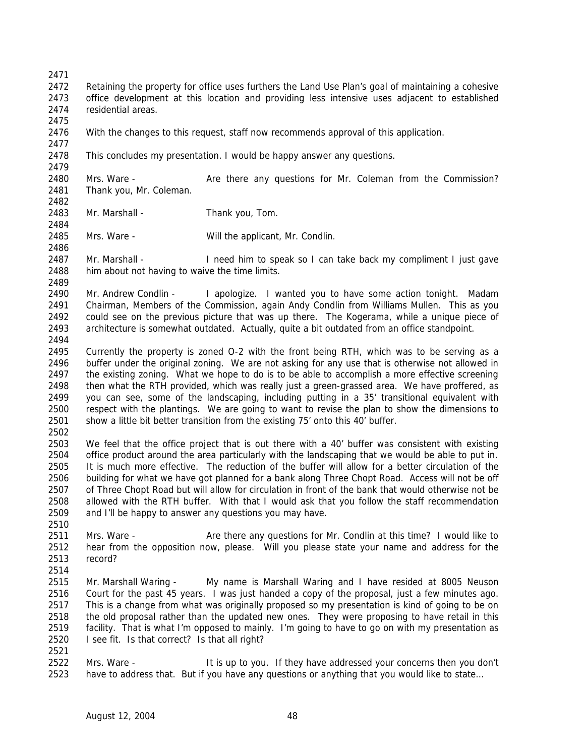Retaining the property for office uses furthers the Land Use Plan's goal of maintaining a cohesive office development at this location and providing less intensive uses adjacent to established residential areas.

With the changes to this request, staff now recommends approval of this application.

This concludes my presentation. I would be happy answer any questions.

Mrs. Ware - Are there any questions for Mr. Coleman from the Commission? Thank you, Mr. Coleman.

Mr. Marshall - Thank you, Tom.

Mrs. Ware - Will the applicant, Mr. Condlin.

Mr. Marshall - I need him to speak so I can take back my compliment I just gave him about not having to waive the time limits.

Mr. Andrew Condlin - I apologize. I wanted you to have some action tonight. Madam Chairman, Members of the Commission, again Andy Condlin from Williams Mullen. This as you could see on the previous picture that was up there. The Kogerama, while a unique piece of architecture is somewhat outdated. Actually, quite a bit outdated from an office standpoint.

Currently the property is zoned O-2 with the front being RTH, which was to be serving as a buffer under the original zoning. We are not asking for any use that is otherwise not allowed in the existing zoning. What we hope to do is to be able to accomplish a more effective screening then what the RTH provided, which was really just a green-grassed area. We have proffered, as you can see, some of the landscaping, including putting in a 35' transitional equivalent with respect with the plantings. We are going to want to revise the plan to show the dimensions to show a little bit better transition from the existing 75' onto this 40' buffer.

We feel that the office project that is out there with a 40' buffer was consistent with existing office product around the area particularly with the landscaping that we would be able to put in. It is much more effective. The reduction of the buffer will allow for a better circulation of the building for what we have got planned for a bank along Three Chopt Road. Access will not be off of Three Chopt Road but will allow for circulation in front of the bank that would otherwise not be allowed with the RTH buffer. With that I would ask that you follow the staff recommendation and I'll be happy to answer any questions you may have.

Mrs. Ware - Are there any questions for Mr. Condlin at this time? I would like to hear from the opposition now, please. Will you please state your name and address for the record?

Mr. Marshall Waring - My name is Marshall Waring and I have resided at 8005 Neuson Court for the past 45 years. I was just handed a copy of the proposal, just a few minutes ago. This is a change from what was originally proposed so my presentation is kind of going to be on the old proposal rather than the updated new ones. They were proposing to have retail in this facility. That is what I'm opposed to mainly. I'm going to have to go on with my presentation as I see fit. Is that correct? Is that all right?

Mrs. Ware - It is up to you. If they have addressed your concerns then you don't have to address that. But if you have any questions or anything that you would like to state…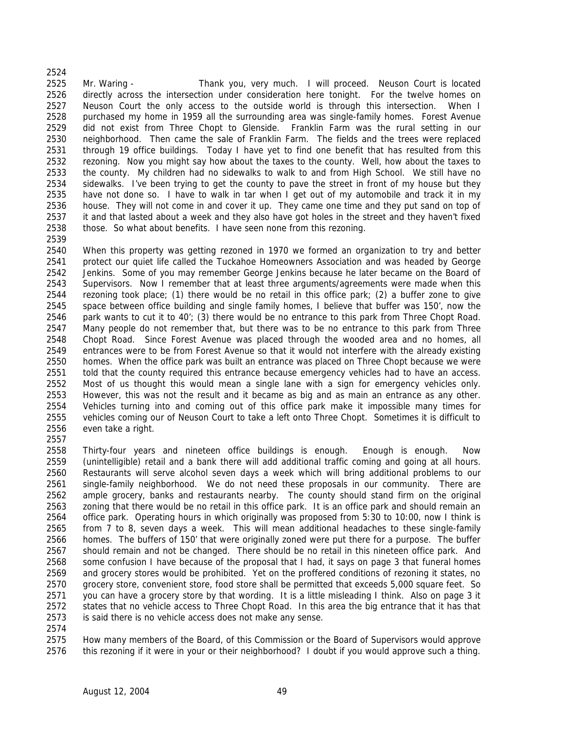Mr. Waring - Thank you, very much. I will proceed. Neuson Court is located directly across the intersection under consideration here tonight. For the twelve homes on Neuson Court the only access to the outside world is through this intersection. When I purchased my home in 1959 all the surrounding area was single-family homes. Forest Avenue did not exist from Three Chopt to Glenside. Franklin Farm was the rural setting in our neighborhood. Then came the sale of Franklin Farm. The fields and the trees were replaced through 19 office buildings. Today I have yet to find one benefit that has resulted from this rezoning. Now you might say how about the taxes to the county. Well, how about the taxes to the county. My children had no sidewalks to walk to and from High School. We still have no sidewalks. I've been trying to get the county to pave the street in front of my house but they have not done so. I have to walk in tar when I get out of my automobile and track it in my house. They will not come in and cover it up. They came one time and they put sand on top of it and that lasted about a week and they also have got holes in the street and they haven't fixed those. So what about benefits. I have seen none from this rezoning.

When this property was getting rezoned in 1970 we formed an organization to try and better protect our quiet life called the Tuckahoe Homeowners Association and was headed by George Jenkins. Some of you may remember George Jenkins because he later became on the Board of Supervisors. Now I remember that at least three arguments/agreements were made when this rezoning took place; (1) there would be no retail in this office park; (2) a buffer zone to give space between office building and single family homes, I believe that buffer was 150', now the park wants to cut it to 40'; (3) there would be no entrance to this park from Three Chopt Road. Many people do not remember that, but there was to be no entrance to this park from Three Chopt Road. Since Forest Avenue was placed through the wooded area and no homes, all entrances were to be from Forest Avenue so that it would not interfere with the already existing homes. When the office park was built an entrance was placed on Three Chopt because we were told that the county required this entrance because emergency vehicles had to have an access. Most of us thought this would mean a single lane with a sign for emergency vehicles only. However, this was not the result and it became as big and as main an entrance as any other. Vehicles turning into and coming out of this office park make it impossible many times for vehicles coming our of Neuson Court to take a left onto Three Chopt. Sometimes it is difficult to even take a right.

Thirty-four years and nineteen office buildings is enough. Enough is enough. Now (unintelligible) retail and a bank there will add additional traffic coming and going at all hours. Restaurants will serve alcohol seven days a week which will bring additional problems to our single-family neighborhood. We do not need these proposals in our community. There are ample grocery, banks and restaurants nearby. The county should stand firm on the original zoning that there would be no retail in this office park. It is an office park and should remain an office park. Operating hours in which originally was proposed from 5:30 to 10:00, now I think is from 7 to 8, seven days a week. This will mean additional headaches to these single-family homes. The buffers of 150' that were originally zoned were put there for a purpose. The buffer should remain and not be changed. There should be no retail in this nineteen office park. And some confusion I have because of the proposal that I had, it says on page 3 that funeral homes and grocery stores would be prohibited. Yet on the proffered conditions of rezoning it states, no grocery store, convenient store, food store shall be permitted that exceeds 5,000 square feet. So you can have a grocery store by that wording. It is a little misleading I think. Also on page 3 it states that no vehicle access to Three Chopt Road. In this area the big entrance that it has that is said there is no vehicle access does not make any sense.

How many members of the Board, of this Commission or the Board of Supervisors would approve this rezoning if it were in your or their neighborhood? I doubt if you would approve such a thing.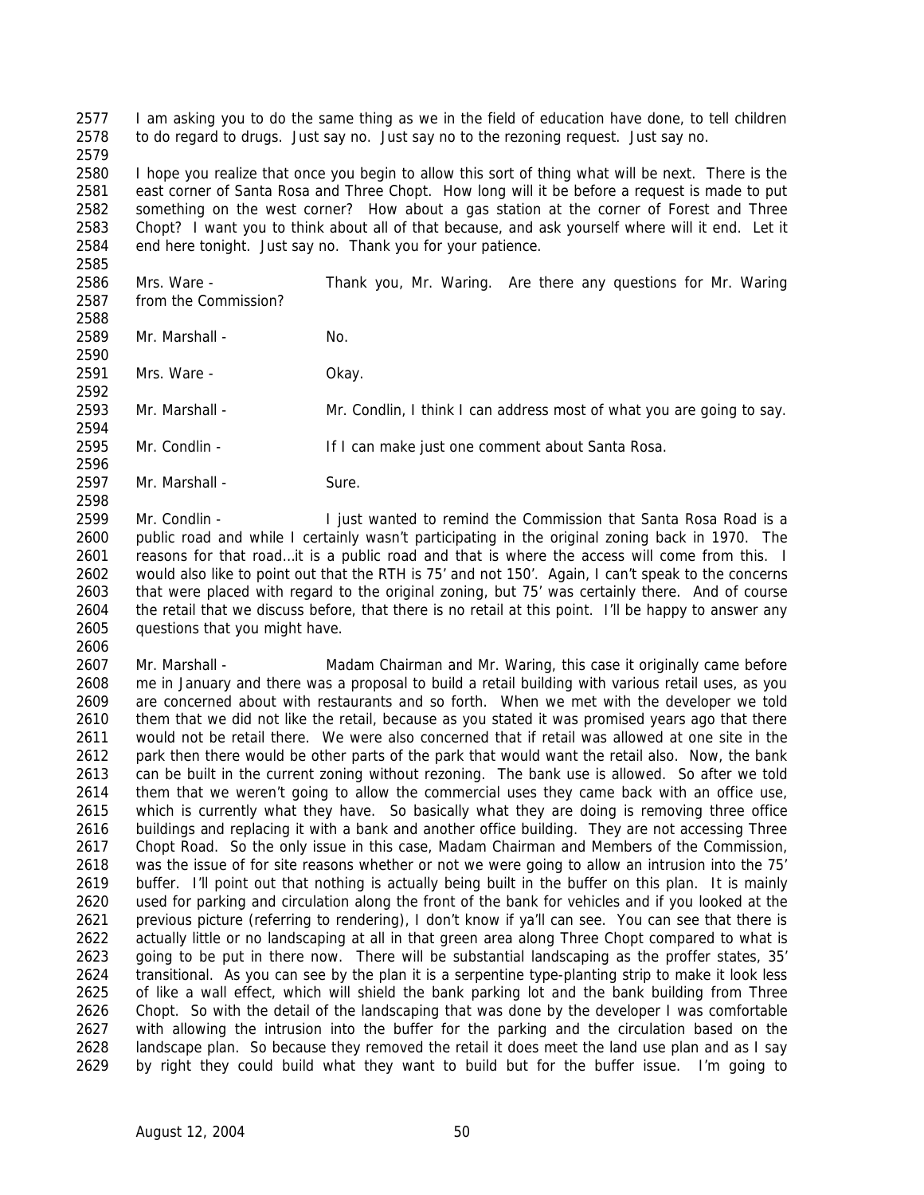I am asking you to do the same thing as we in the field of education have done, to tell children to do regard to drugs. Just say no. Just say no to the rezoning request. Just say no.

I hope you realize that once you begin to allow this sort of thing what will be next. There is the east corner of Santa Rosa and Three Chopt. How long will it be before a request is made to put something on the west corner? How about a gas station at the corner of Forest and Three Chopt? I want you to think about all of that because, and ask yourself where will it end. Let it end here tonight. Just say no. Thank you for your patience.

Mrs. Ware - Thank you, Mr. Waring. Are there any questions for Mr. Waring from the Commission?

Mr. Marshall - No.

Mrs. Ware - Okay.

Mr. Marshall - Mr. Condlin, I think I can address most of what you are going to say.

Mr. Condlin - If I can make just one comment about Santa Rosa.

Mr. Marshall - Sure.

Mr. Condlin - I just wanted to remind the Commission that Santa Rosa Road is a public road and while I certainly wasn't participating in the original zoning back in 1970. The reasons for that road…it is a public road and that is where the access will come from this. I would also like to point out that the RTH is 75' and not 150'. Again, I can't speak to the concerns that were placed with regard to the original zoning, but 75' was certainly there. And of course the retail that we discuss before, that there is no retail at this point. I'll be happy to answer any questions that you might have.

Mr. Marshall - Madam Chairman and Mr. Waring, this case it originally came before me in January and there was a proposal to build a retail building with various retail uses, as you are concerned about with restaurants and so forth. When we met with the developer we told them that we did not like the retail, because as you stated it was promised years ago that there would not be retail there. We were also concerned that if retail was allowed at one site in the park then there would be other parts of the park that would want the retail also. Now, the bank can be built in the current zoning without rezoning. The bank use is allowed. So after we told them that we weren't going to allow the commercial uses they came back with an office use, which is currently what they have. So basically what they are doing is removing three office buildings and replacing it with a bank and another office building. They are not accessing Three Chopt Road. So the only issue in this case, Madam Chairman and Members of the Commission, was the issue of for site reasons whether or not we were going to allow an intrusion into the 75' buffer. I'll point out that nothing is actually being built in the buffer on this plan. It is mainly used for parking and circulation along the front of the bank for vehicles and if you looked at the previous picture (referring to rendering), I don't know if ya'll can see. You can see that there is actually little or no landscaping at all in that green area along Three Chopt compared to what is going to be put in there now. There will be substantial landscaping as the proffer states, 35' transitional. As you can see by the plan it is a serpentine type-planting strip to make it look less of like a wall effect, which will shield the bank parking lot and the bank building from Three Chopt. So with the detail of the landscaping that was done by the developer I was comfortable with allowing the intrusion into the buffer for the parking and the circulation based on the landscape plan. So because they removed the retail it does meet the land use plan and as I say by right they could build what they want to build but for the buffer issue. I'm going to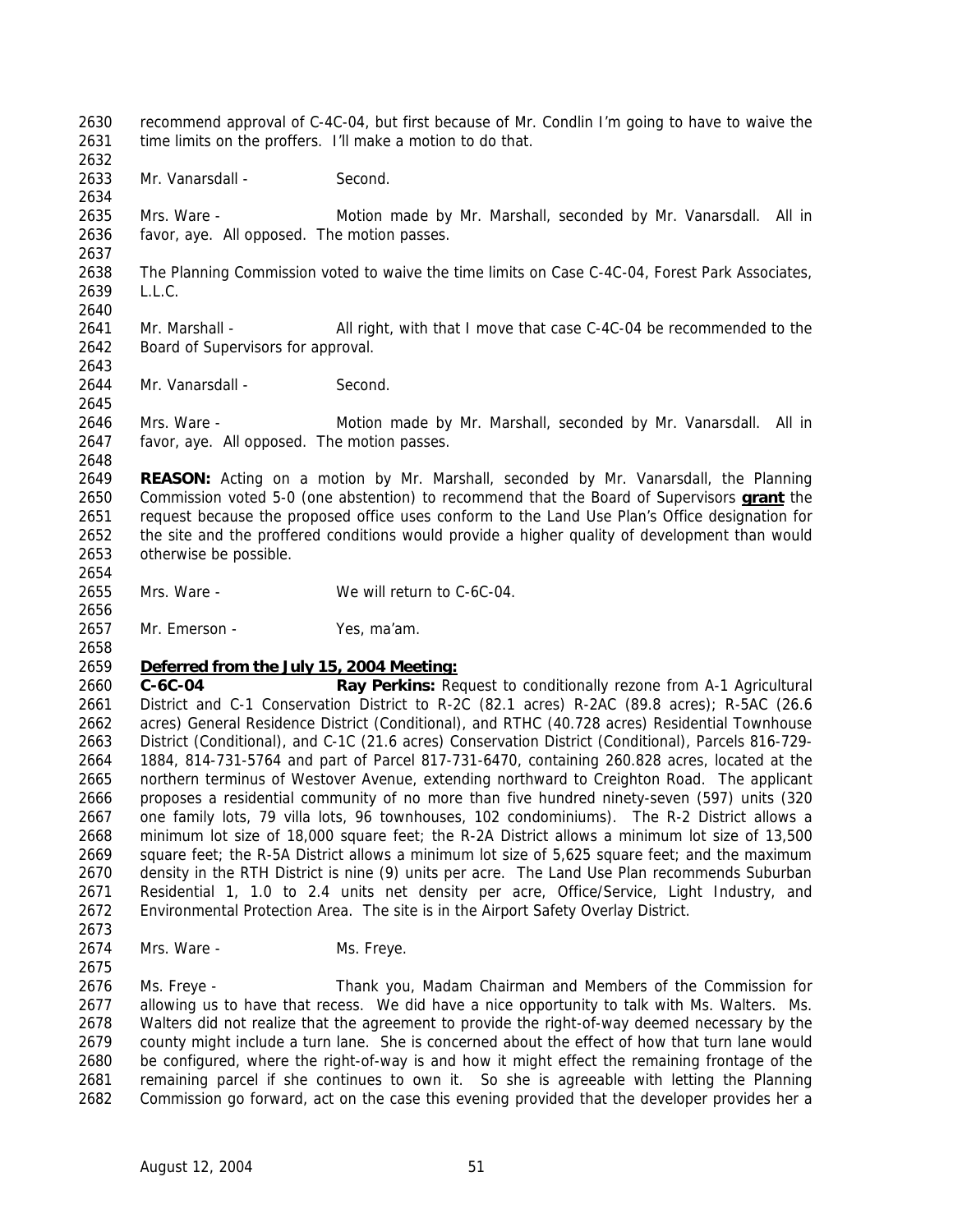recommend approval of C-4C-04, but first because of Mr. Condlin I'm going to have to waive the time limits on the proffers. I'll make a motion to do that.

Mr. Vanarsdall - Second.

Mrs. Ware - Motion made by Mr. Marshall, seconded by Mr. Vanarsdall. All in favor, aye. All opposed. The motion passes.

The Planning Commission voted to waive the time limits on Case C-4C-04, Forest Park Associates, L.L.C.

Mr. Marshall - All right, with that I move that case C-4C-04 be recommended to the Board of Supervisors for approval.

Mr. Vanarsdall - Second.

Mrs. Ware - Motion made by Mr. Marshall, seconded by Mr. Vanarsdall. All in favor, aye. All opposed. The motion passes.

**REASON:** Acting on a motion by Mr. Marshall, seconded by Mr. Vanarsdall, the Planning Commission voted 5-0 (one abstention) to recommend that the Board of Supervisors **grant** the request because the proposed office uses conform to the Land Use Plan's Office designation for the site and the proffered conditions would provide a higher quality of development than would otherwise be possible.

Mrs. Ware - We will return to C-6C-04.

Mr. Emerson - Yes, ma'am.

**Deferred from the July 15, 2004 Meeting:**

**C-6C-04** **Ray Perkins:** Request to conditionally rezone from A-1 Agricultural District and C-1 Conservation District to R-2C (82.1 acres) R-2AC (89.8 acres); R-5AC (26.6 acres) General Residence District (Conditional), and RTHC (40.728 acres) Residential Townhouse District (Conditional), and C-1C (21.6 acres) Conservation District (Conditional), Parcels 816-729-1884, 814-731-5764 and part of Parcel 817-731-6470, containing 260.828 acres, located at the northern terminus of Westover Avenue, extending northward to Creighton Road. The applicant proposes a residential community of no more than five hundred ninety-seven (597) units (320 one family lots, 79 villa lots, 96 townhouses, 102 condominiums). The R-2 District allows a minimum lot size of 18,000 square feet; the R-2A District allows a minimum lot size of 13,500 square feet; the R-5A District allows a minimum lot size of 5,625 square feet; and the maximum density in the RTH District is nine (9) units per acre. The Land Use Plan recommends Suburban Residential 1, 1.0 to 2.4 units net density per acre, Office/Service, Light Industry, and Environmental Protection Area. The site is in the Airport Safety Overlay District.

Mrs. Ware - Ms. Freye.

Ms. Freye - Thank you, Madam Chairman and Members of the Commission for allowing us to have that recess. We did have a nice opportunity to talk with Ms. Walters. Ms. Walters did not realize that the agreement to provide the right-of-way deemed necessary by the county might include a turn lane. She is concerned about the effect of how that turn lane would be configured, where the right-of-way is and how it might effect the remaining frontage of the remaining parcel if she continues to own it. So she is agreeable with letting the Planning Commission go forward, act on the case this evening provided that the developer provides her a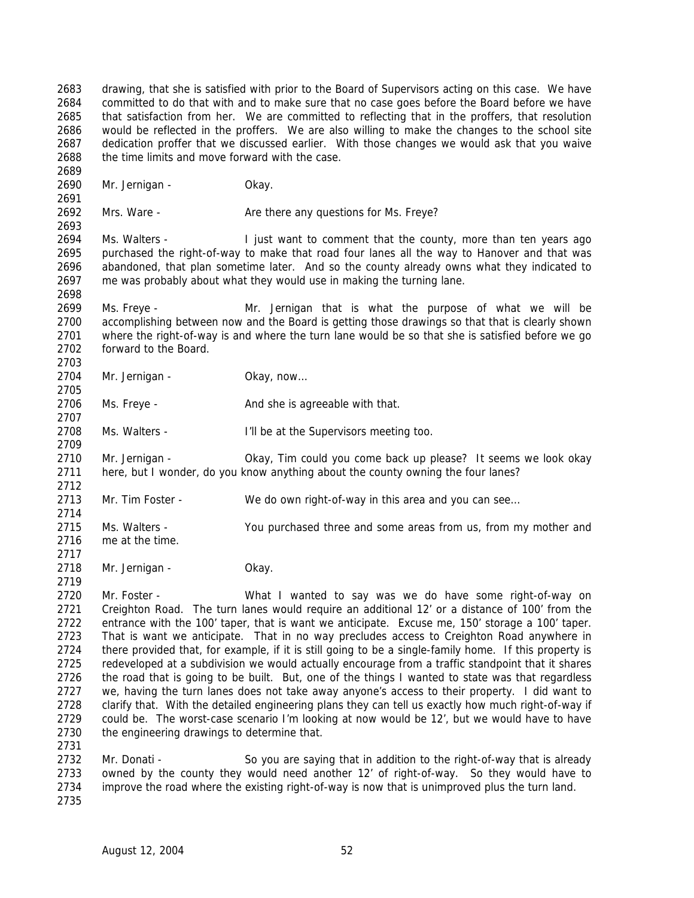drawing, that she is satisfied with prior to the Board of Supervisors acting on this case. We have committed to do that with and to make sure that no case goes before the Board before we have that satisfaction from her. We are committed to reflecting that in the proffers, that resolution would be reflected in the proffers. We are also willing to make the changes to the school site dedication proffer that we discussed earlier. With those changes we would ask that you waive the time limits and move forward with the case.

Mr. Jernigan - Okay.

Mrs. Ware - Are there any questions for Ms. Freye?

Ms. Walters - I just want to comment that the county, more than ten years ago purchased the right-of-way to make that road four lanes all the way to Hanover and that was abandoned, that plan sometime later. And so the county already owns what they indicated to me was probably about what they would use in making the turning lane.

Ms. Freye - Mr. Jernigan that is what the purpose of what we will be accomplishing between now and the Board is getting those drawings so that that is clearly shown where the right-of-way is and where the turn lane would be so that she is satisfied before we go forward to the Board.

Mr. Jernigan - Okay, now…

Ms. Freye - And she is agreeable with that.

Ms. Walters - I'll be at the Supervisors meeting too.

Mr. Jernigan - Okay, Tim could you come back up please? It seems we look okay here, but I wonder, do you know anything about the county owning the four lanes?

Mr. Tim Foster - We do own right-of-way in this area and you can see…

Ms. Walters - You purchased three and some areas from us, from my mother and me at the time.

Mr. Jernigan - Okay.

Mr. Foster - What I wanted to say was we do have some right-of-way on Creighton Road. The turn lanes would require an additional 12' or a distance of 100' from the entrance with the 100' taper, that is want we anticipate. Excuse me, 150' storage a 100' taper. That is want we anticipate. That in no way precludes access to Creighton Road anywhere in there provided that, for example, if it is still going to be a single-family home. If this property is redeveloped at a subdivision we would actually encourage from a traffic standpoint that it shares the road that is going to be built. But, one of the things I wanted to state was that regardless we, having the turn lanes does not take away anyone's access to their property. I did want to clarify that. With the detailed engineering plans they can tell us exactly how much right-of-way if could be. The worst-case scenario I'm looking at now would be 12', but we would have to have the engineering drawings to determine that.

Mr. Donati - So you are saying that in addition to the right-of-way that is already owned by the county they would need another 12' of right-of-way. So they would have to improve the road where the existing right-of-way is now that is unimproved plus the turn land.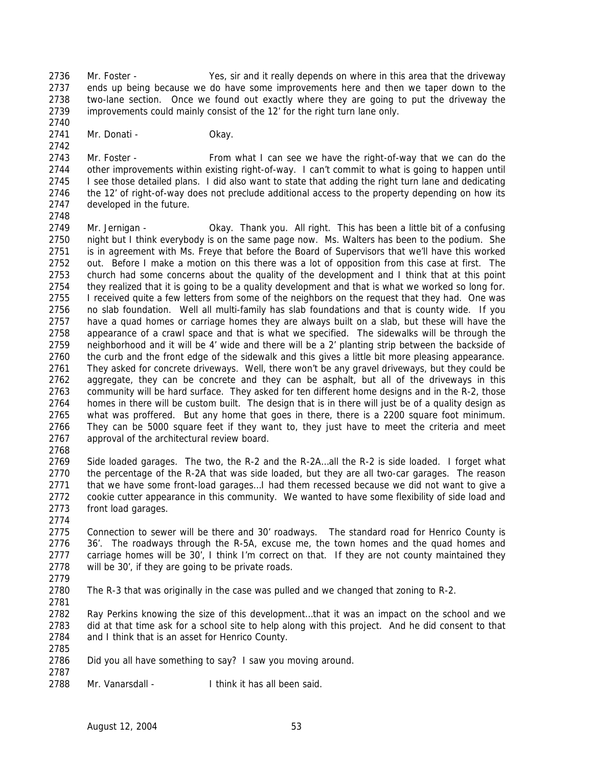Mr. Foster - Yes, sir and it really depends on where in this area that the driveway ends up being because we do have some improvements here and then we taper down to the two-lane section. Once we found out exactly where they are going to put the driveway the improvements could mainly consist of the 12' for the right turn lane only.

Mr. Donati - Okay.

Mr. Foster - From what I can see we have the right-of-way that we can do the other improvements within existing right-of-way. I can't commit to what is going to happen until I see those detailed plans. I did also want to state that adding the right turn lane and dedicating the 12' of right-of-way does not preclude additional access to the property depending on how its developed in the future.

Mr. Jernigan - Okay. Thank you. All right. This has been a little bit of a confusing night but I think everybody is on the same page now. Ms. Walters has been to the podium. She is in agreement with Ms. Freye that before the Board of Supervisors that we'll have this worked out. Before I make a motion on this there was a lot of opposition from this case at first. The church had some concerns about the quality of the development and I think that at this point they realized that it is going to be a quality development and that is what we worked so long for. I received quite a few letters from some of the neighbors on the request that they had. One was no slab foundation. Well all multi-family has slab foundations and that is county wide. If you have a quad homes or carriage homes they are always built on a slab, but these will have the appearance of a crawl space and that is what we specified. The sidewalks will be through the neighborhood and it will be 4' wide and there will be a 2' planting strip between the backside of the curb and the front edge of the sidewalk and this gives a little bit more pleasing appearance. They asked for concrete driveways. Well, there won't be any gravel driveways, but they could be aggregate, they can be concrete and they can be asphalt, but all of the driveways in this community will be hard surface. They asked for ten different home designs and in the R-2, those homes in there will be custom built. The design that is in there will just be of a quality design as what was proffered. But any home that goes in there, there is a 2200 square foot minimum. They can be 5000 square feet if they want to, they just have to meet the criteria and meet approval of the architectural review board.

Side loaded garages. The two, the R-2 and the R-2A…all the R-2 is side loaded. I forget what the percentage of the R-2A that was side loaded, but they are all two-car garages. The reason that we have some front-load garages…I had them recessed because we did not want to give a cookie cutter appearance in this community. We wanted to have some flexibility of side load and front load garages.

Connection to sewer will be there and 30' roadways. The standard road for Henrico County is 36'. The roadways through the R-5A, excuse me, the town homes and the quad homes and carriage homes will be 30', I think I'm correct on that. If they are not county maintained they will be 30', if they are going to be private roads.

The R-3 that was originally in the case was pulled and we changed that zoning to R-2.

Ray Perkins knowing the size of this development…that it was an impact on the school and we did at that time ask for a school site to help along with this project. And he did consent to that and I think that is an asset for Henrico County.

Did you all have something to say? I saw you moving around.

Mr. Vanarsdall - I think it has all been said.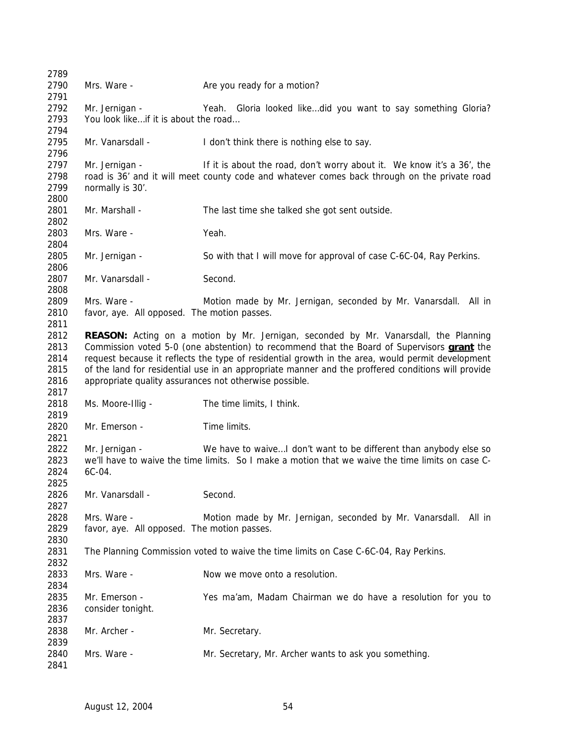Mrs. Ware - Are you ready for a motion?

Mr. Jernigan - Yeah. Gloria looked like…did you want to say something Gloria? You look like…if it is about the road…

Mr. Vanarsdall - I don't think there is nothing else to say.

Mr. Jernigan - If it is about the road, don't worry about it. We know it's a 36', the road is 36' and it will meet county code and whatever comes back through on the private road normally is 30'.

Mr. Marshall - The last time she talked she got sent outside.

Mrs. Ware - Yeah.

Mr. Jernigan - So with that I will move for approval of case C-6C-04, Ray Perkins.

Mr. Vanarsdall - Second.

Mrs. Ware - Motion made by Mr. Jernigan, seconded by Mr. Vanarsdall. All in favor, aye. All opposed. The motion passes.

**REASON:** Acting on a motion by Mr. Jernigan, seconded by Mr. Vanarsdall, the Planning Commission voted 5-0 (one abstention) to recommend that the Board of Supervisors **grant** the request because it reflects the type of residential growth in the area, would permit development of the land for residential use in an appropriate manner and the proffered conditions will provide appropriate quality assurances not otherwise possible.

Ms. Moore-Illig - The time limits, I think.

Mr. Emerson - Time limits.

Mr. Jernigan - We have to waive…I don't want to be different than anybody else so we'll have to waive the time limits. So I make a motion that we waive the time limits on case C-6C-04.

Mr. Vanarsdall - Second.

Mrs. Ware - Motion made by Mr. Jernigan, seconded by Mr. Vanarsdall. All in favor, aye. All opposed. The motion passes.

The Planning Commission voted to waive the time limits on Case C-6C-04, Ray Perkins.

Mrs. Ware - Now we move onto a resolution.

Mr. Emerson - Yes ma'am, Madam Chairman we do have a resolution for you to consider tonight.

Mr. Archer - Mr. Secretary.

Mrs. Ware - Mr. Secretary, Mr. Archer wants to ask you something.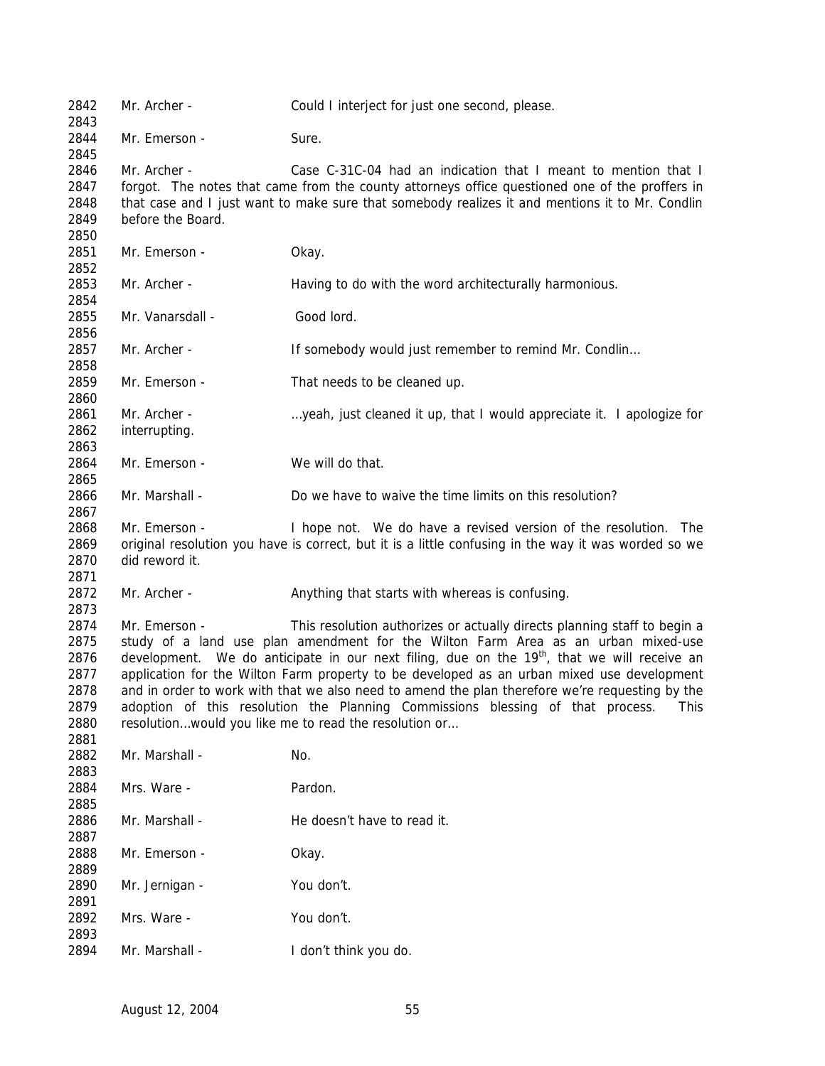2842 Mr. Archer - Could I interject for just one second, please.

2843

2844 Mr. Emerson - Sure.

2845

2846 Mr. Archer - Case C-31C-04 had an indication that I meant to mention that I
2847 forgot. The notes that came from the county attorneys office questioned one of the proffers in
2848 that case and I just want to make sure that somebody realizes it and mentions it to Mr. Condlin
2849 before the Board.

2850

2851 Mr. Emerson - Okay.

2852

2853 Mr. Archer - Having to do with the word architecturally harmonious.

2854

2855 Mr. Vanarsdall - Good lord.

2856

2857 Mr. Archer - If somebody would just remember to remind Mr. Condlin…

2858

2859 Mr. Emerson - That needs to be cleaned up.

2860

2861 Mr. Archer - …yeah, just cleaned it up, that I would appreciate it. I apologize for
2862 interrupting.

2863

2864 Mr. Emerson - We will do that.

2865

2866 Mr. Marshall - Do we have to waive the time limits on this resolution?

2867

2868 Mr. Emerson - I hope not. We do have a revised version of the resolution. The
2869 original resolution you have is correct, but it is a little confusing in the way it was worded so we
2870 did reword it.

2871

2872 Mr. Archer - Anything that starts with whereas is confusing.

2873

2874 Mr. Emerson - This resolution authorizes or actually directs planning staff to begin a
2875 study of a land use plan amendment for the Wilton Farm Area as an urban mixed-use
2876 development. We do anticipate in our next filing, due on the 19th, that we will receive an
2877 application for the Wilton Farm property to be developed as an urban mixed use development
2878 and in order to work with that we also need to amend the plan therefore we're requesting by the
2879 adoption of this resolution the Planning Commissions blessing of that process. This
2880 resolution…would you like me to read the resolution or…

2881

2882 Mr. Marshall - No.

2883

2884 Mrs. Ware - Pardon.

2885

2886 Mr. Marshall - He doesn't have to read it.

2887

2888 Mr. Emerson - Okay.

2889

2890 Mr. Jernigan - You don't.

2891

2892 Mrs. Ware - You don't.

2893

2894 Mr. Marshall - I don't think you do.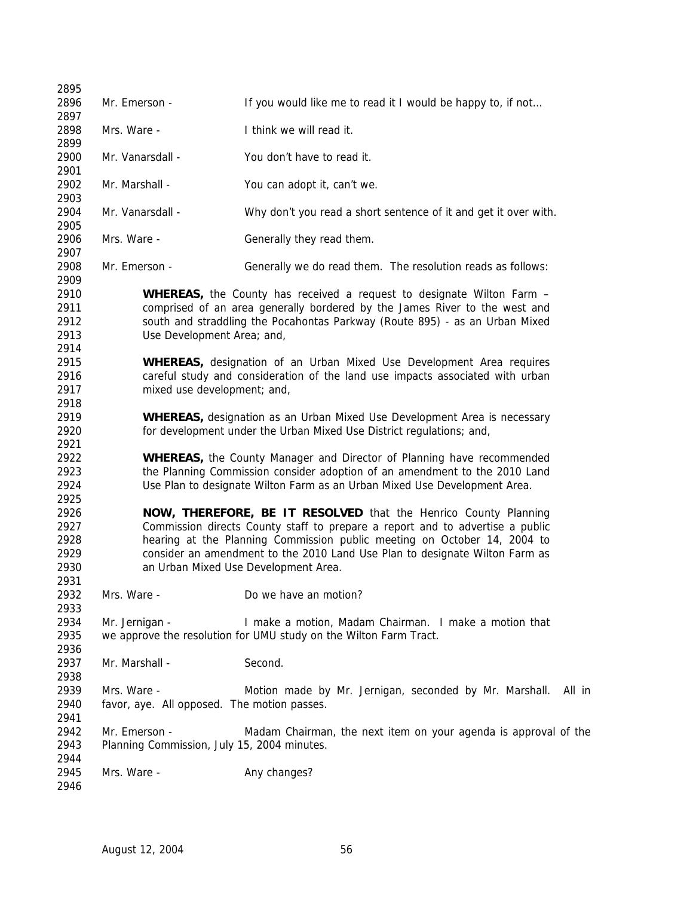Mr. Emerson - If you would like me to read it I would be happy to, if not…

Mrs. Ware - I think we will read it.

Mr. Vanarsdall - You don't have to read it.

Mr. Marshall - You can adopt it, can't we.

Mr. Vanarsdall - Why don't you read a short sentence of it and get it over with.

Mrs. Ware - Generally they read them.

Mr. Emerson - Generally we do read them. The resolution reads as follows:

> **WHEREAS,** the County has received a request to designate Wilton Farm – comprised of an area generally bordered by the James River to the west and south and straddling the Pocahontas Parkway (Route 895) - as an Urban Mixed Use Development Area; and,
>
> **WHEREAS,** designation of an Urban Mixed Use Development Area requires careful study and consideration of the land use impacts associated with urban mixed use development; and,
>
> **WHEREAS,** designation as an Urban Mixed Use Development Area is necessary for development under the Urban Mixed Use District regulations; and,
>
> **WHEREAS,** the County Manager and Director of Planning have recommended the Planning Commission consider adoption of an amendment to the 2010 Land Use Plan to designate Wilton Farm as an Urban Mixed Use Development Area.
>
> **NOW, THEREFORE, BE IT RESOLVED** that the Henrico County Planning Commission directs County staff to prepare a report and to advertise a public hearing at the Planning Commission public meeting on October 14, 2004 to consider an amendment to the 2010 Land Use Plan to designate Wilton Farm as an Urban Mixed Use Development Area.

Mrs. Ware - Do we have an motion?

Mr. Jernigan - I make a motion, Madam Chairman. I make a motion that we approve the resolution for UMU study on the Wilton Farm Tract.

Mr. Marshall - Second.

Mrs. Ware - Motion made by Mr. Jernigan, seconded by Mr. Marshall. All in favor, aye. All opposed. The motion passes.

Mr. Emerson - Madam Chairman, the next item on your agenda is approval of the Planning Commission, July 15, 2004 minutes.

Mrs. Ware - Any changes?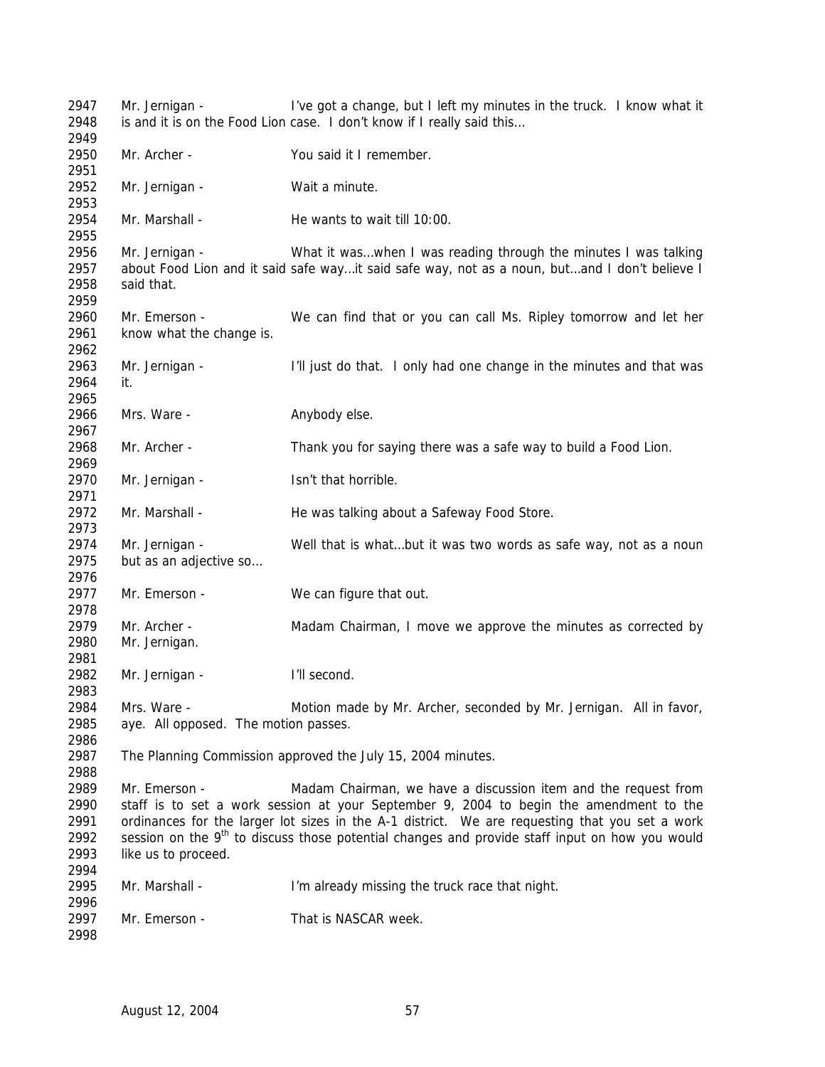Mr. Jernigan - I've got a change, but I left my minutes in the truck. I know what it is and it is on the Food Lion case. I don't know if I really said this…

Mr. Archer - You said it I remember.

Mr. Jernigan - Wait a minute.

Mr. Marshall - He wants to wait till 10:00.

Mr. Jernigan - What it was…when I was reading through the minutes I was talking about Food Lion and it said safe way…it said safe way, not as a noun, but…and I don't believe I said that.

Mr. Emerson - We can find that or you can call Ms. Ripley tomorrow and let her know what the change is.

Mr. Jernigan - I'll just do that. I only had one change in the minutes and that was it.

Mrs. Ware - Anybody else.

Mr. Archer - Thank you for saying there was a safe way to build a Food Lion.

Mr. Jernigan - Isn't that horrible.

Mr. Marshall - He was talking about a Safeway Food Store.

Mr. Jernigan - Well that is what…but it was two words as safe way, not as a noun but as an adjective so…

Mr. Emerson - We can figure that out.

Mr. Archer - Madam Chairman, I move we approve the minutes as corrected by Mr. Jernigan.

Mr. Jernigan - I'll second.

Mrs. Ware - Motion made by Mr. Archer, seconded by Mr. Jernigan. All in favor, aye. All opposed. The motion passes.

The Planning Commission approved the July 15, 2004 minutes.

Mr. Emerson - Madam Chairman, we have a discussion item and the request from staff is to set a work session at your September 9, 2004 to begin the amendment to the ordinances for the larger lot sizes in the A-1 district. We are requesting that you set a work session on the 9th to discuss those potential changes and provide staff input on how you would like us to proceed.

Mr. Marshall - I'm already missing the truck race that night.

Mr. Emerson - That is NASCAR week.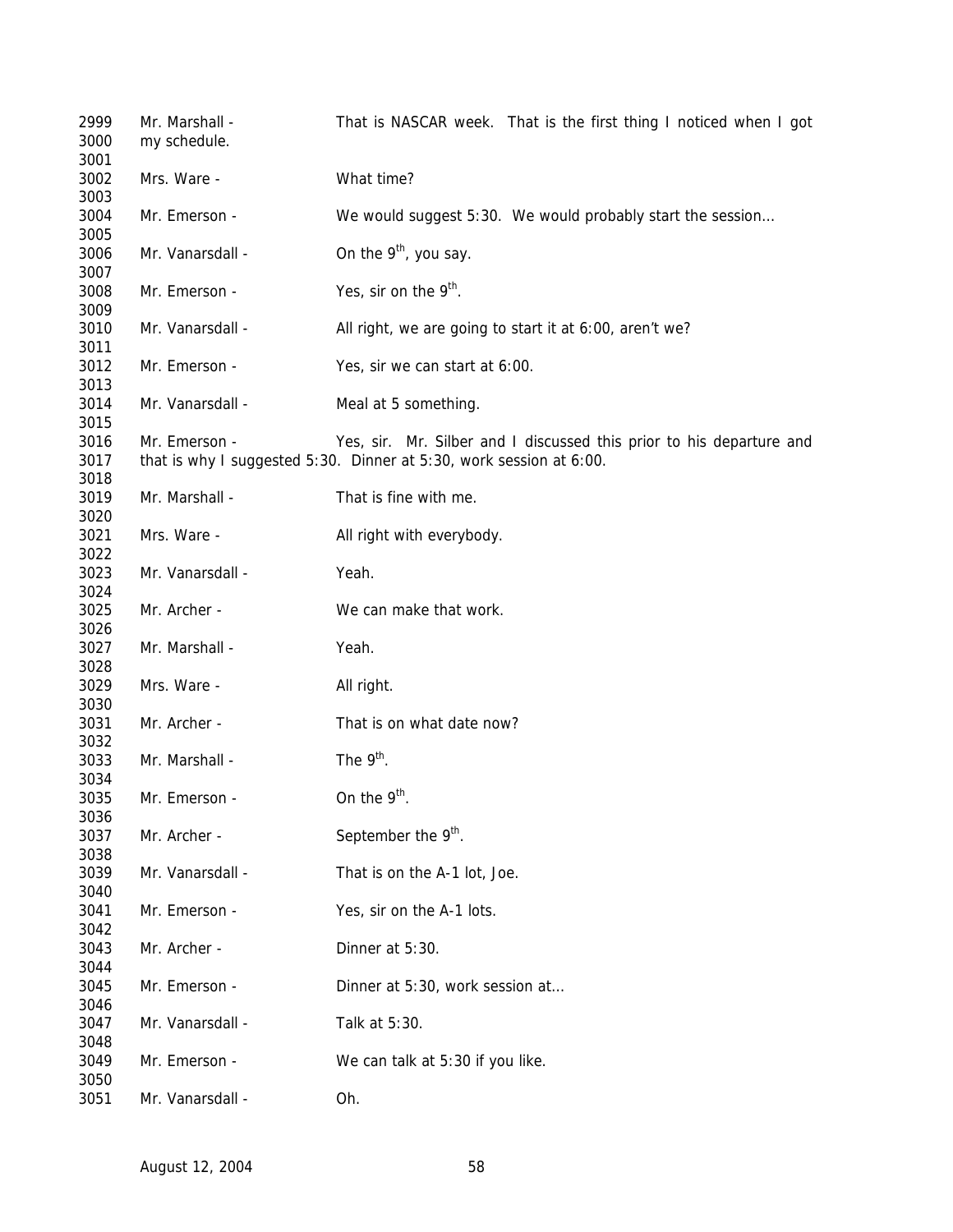2999 Mr. Marshall - That is NASCAR week. That is the first thing I noticed when I got
3000 my schedule.
3001
3002 Mrs. Ware - What time?
3003
3004 Mr. Emerson - We would suggest 5:30. We would probably start the session…
3005
3006 Mr. Vanarsdall - On the 9th, you say.
3007
3008 Mr. Emerson - Yes, sir on the 9th.
3009
3010 Mr. Vanarsdall - All right, we are going to start it at 6:00, aren't we?
3011
3012 Mr. Emerson - Yes, sir we can start at 6:00.
3013
3014 Mr. Vanarsdall - Meal at 5 something.
3015
3016 Mr. Emerson - Yes, sir. Mr. Silber and I discussed this prior to his departure and
3017 that is why I suggested 5:30. Dinner at 5:30, work session at 6:00.
3018
3019 Mr. Marshall - That is fine with me.
3020
3021 Mrs. Ware - All right with everybody.
3022
3023 Mr. Vanarsdall - Yeah.
3024
3025 Mr. Archer - We can make that work.
3026
3027 Mr. Marshall - Yeah.
3028
3029 Mrs. Ware - All right.
3030
3031 Mr. Archer - That is on what date now?
3032
3033 Mr. Marshall - The 9th.
3034
3035 Mr. Emerson - On the 9th.
3036
3037 Mr. Archer - September the 9th.
3038
3039 Mr. Vanarsdall - That is on the A-1 lot, Joe.
3040
3041 Mr. Emerson - Yes, sir on the A-1 lots.
3042
3043 Mr. Archer - Dinner at 5:30.
3044
3045 Mr. Emerson - Dinner at 5:30, work session at…
3046
3047 Mr. Vanarsdall - Talk at 5:30.
3048
3049 Mr. Emerson - We can talk at 5:30 if you like.
3050
3051 Mr. Vanarsdall - Oh.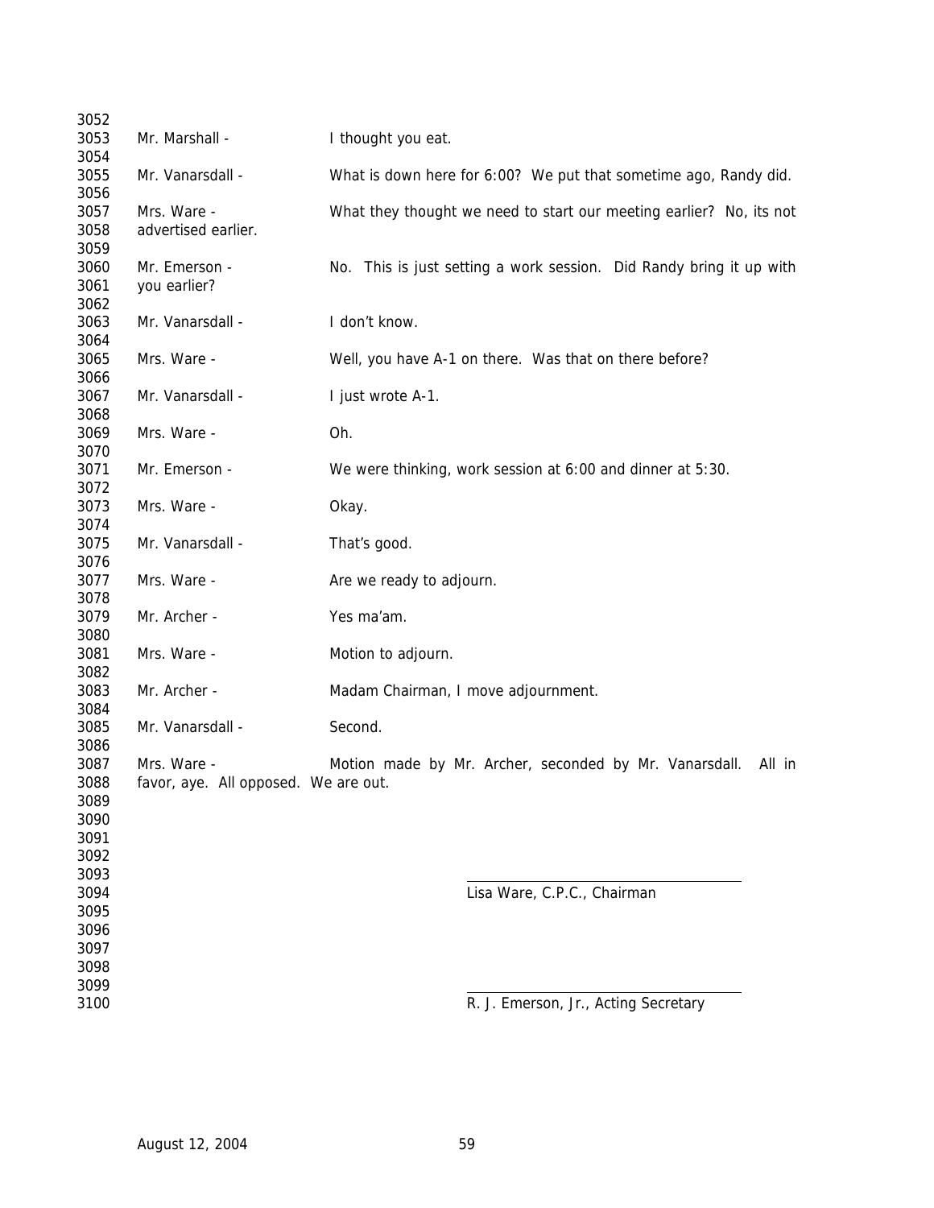Mr. Marshall - I thought you eat.

Mr. Vanarsdall - What is down here for 6:00? We put that sometime ago, Randy did.

Mrs. Ware - What they thought we need to start our meeting earlier? No, its not advertised earlier.

Mr. Emerson - No. This is just setting a work session. Did Randy bring it up with you earlier?

Mr. Vanarsdall - I don't know.

Mrs. Ware - Well, you have A-1 on there. Was that on there before?

Mr. Vanarsdall - I just wrote A-1.

Mrs. Ware - Oh.

Mr. Emerson - We were thinking, work session at 6:00 and dinner at 5:30.

Mrs. Ware - Okay.

Mr. Vanarsdall - That's good.

Mrs. Ware - Are we ready to adjourn.

Mr. Archer - Yes ma'am.

Mrs. Ware - Motion to adjourn.

Mr. Archer - Madam Chairman, I move adjournment.

Mr. Vanarsdall - Second.

Mrs. Ware - Motion made by Mr. Archer, seconded by Mr. Vanarsdall. All in favor, aye. All opposed. We are out.

\_\_\_\_\_\_\_\_\_\_\_\_\_\_\_\_\_\_\_\_\_\_\_\_\_\_\_\_\_\_\_\_\_\_\_\_

Lisa Ware, C.P.C., Chairman

\_\_\_\_\_\_\_\_\_\_\_\_\_\_\_\_\_\_\_\_\_\_\_\_\_\_\_\_\_\_\_\_\_\_\_\_

R. J. Emerson, Jr., Acting Secretary